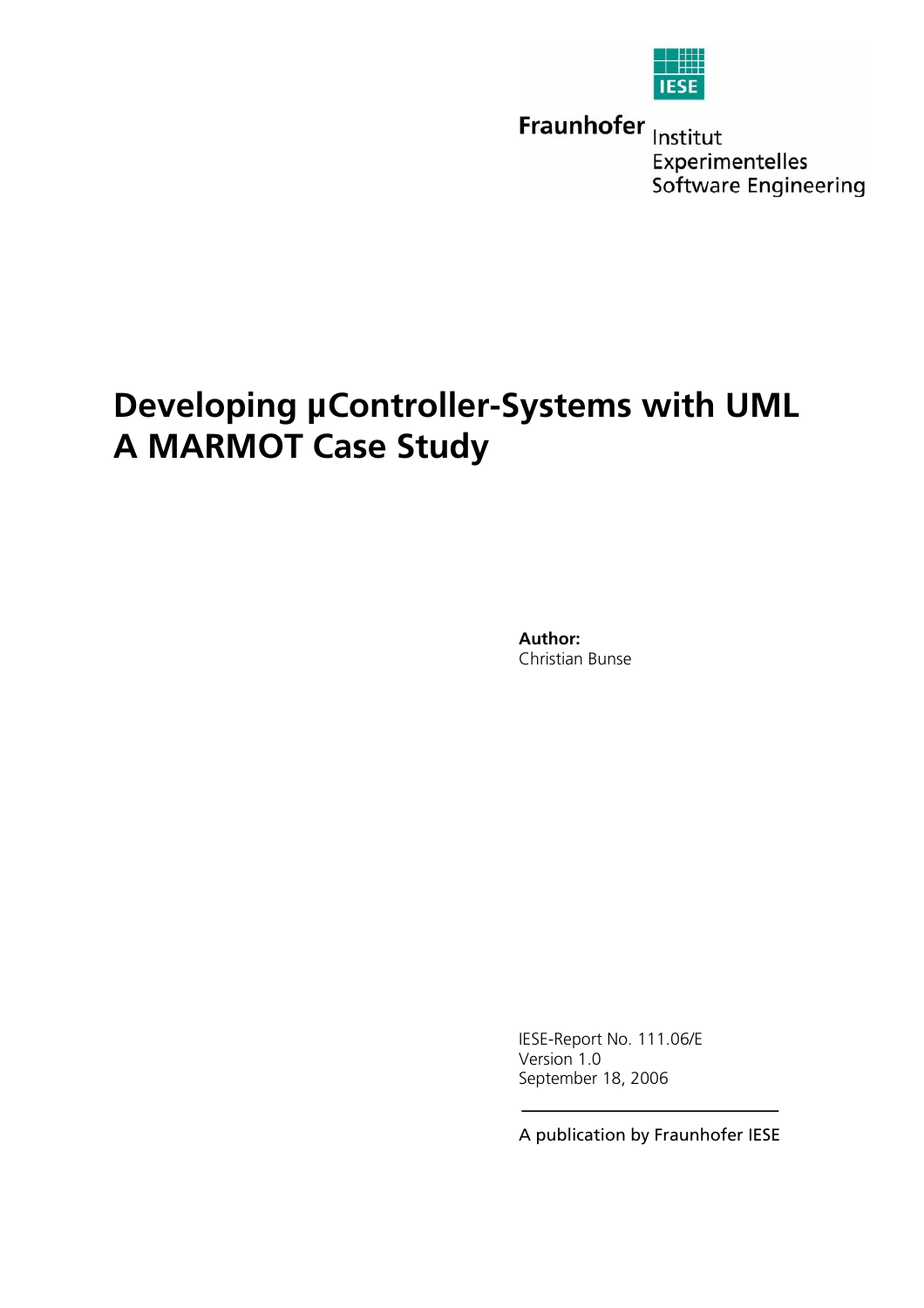IESE

Fraunhofer Institut Experimentelles Software Engineering

# Developing µController-Systems with UML A MARMOT Case Study

**Author:**
Christian Bunse

IESE-Report No. 111.06/E
Version 1.0
September 18, 2006

A publication by Fraunhofer IESE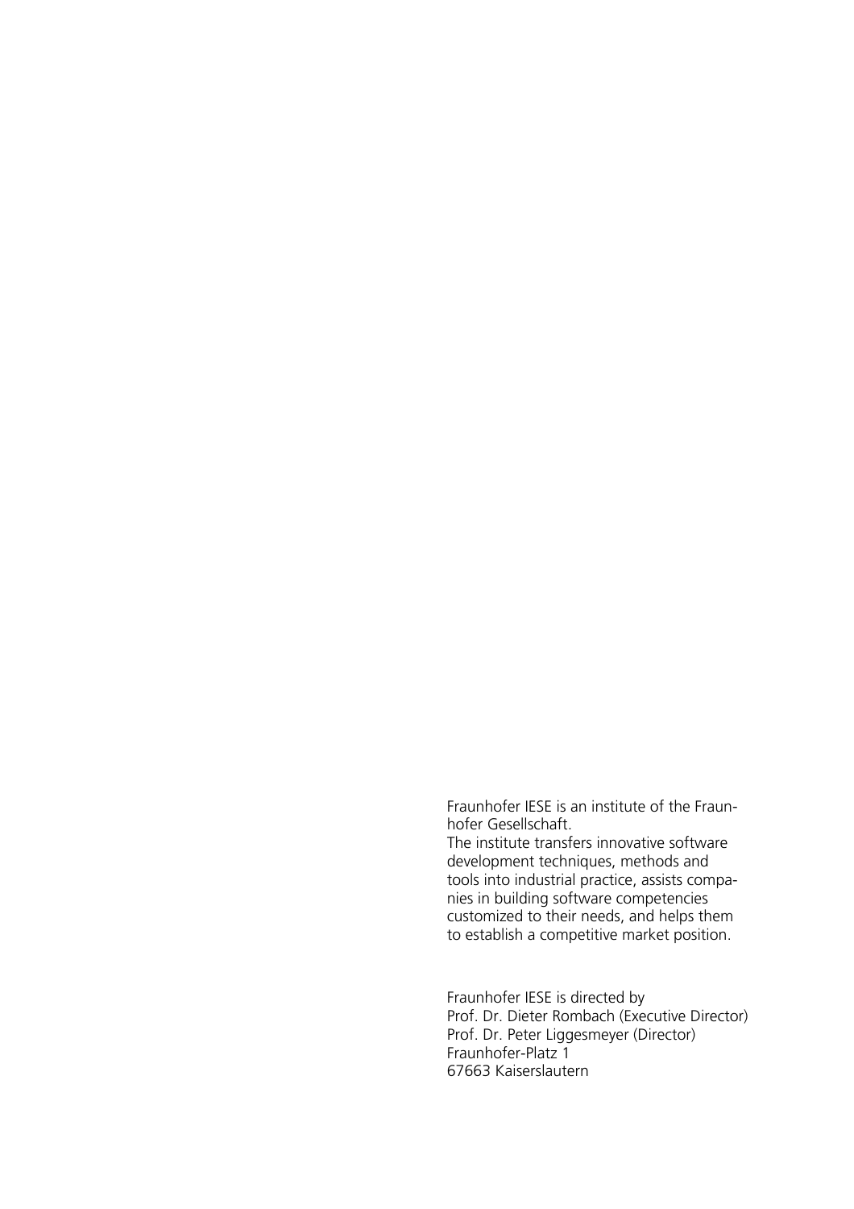Fraunhofer IESE is an institute of the Fraunhofer Gesellschaft.
The institute transfers innovative software development techniques, methods and tools into industrial practice, assists companies in building software competencies customized to their needs, and helps them to establish a competitive market position.

Fraunhofer IESE is directed by
Prof. Dr. Dieter Rombach (Executive Director)
Prof. Dr. Peter Liggesmeyer (Director)
Fraunhofer-Platz 1
67663 Kaiserslautern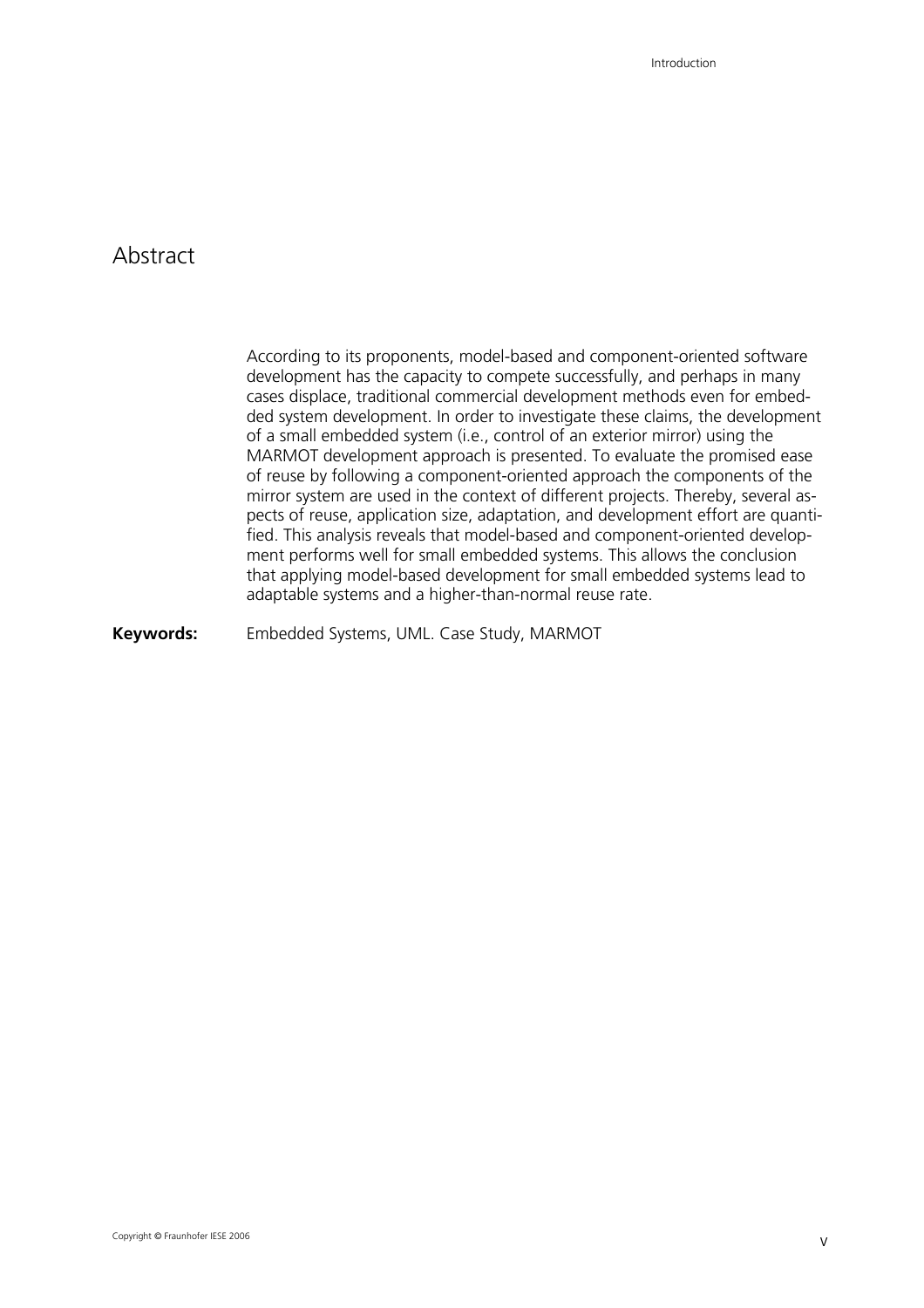# Abstract

According to its proponents, model-based and component-oriented software development has the capacity to compete successfully, and perhaps in many cases displace, traditional commercial development methods even for embedded system development. In order to investigate these claims, the development of a small embedded system (i.e., control of an exterior mirror) using the MARMOT development approach is presented. To evaluate the promised ease of reuse by following a component-oriented approach the components of the mirror system are used in the context of different projects. Thereby, several aspects of reuse, application size, adaptation, and development effort are quantified. This analysis reveals that model-based and component-oriented development performs well for small embedded systems. This allows the conclusion that applying model-based development for small embedded systems lead to adaptable systems and a higher-than-normal reuse rate.

**Keywords:** Embedded Systems, UML. Case Study, MARMOT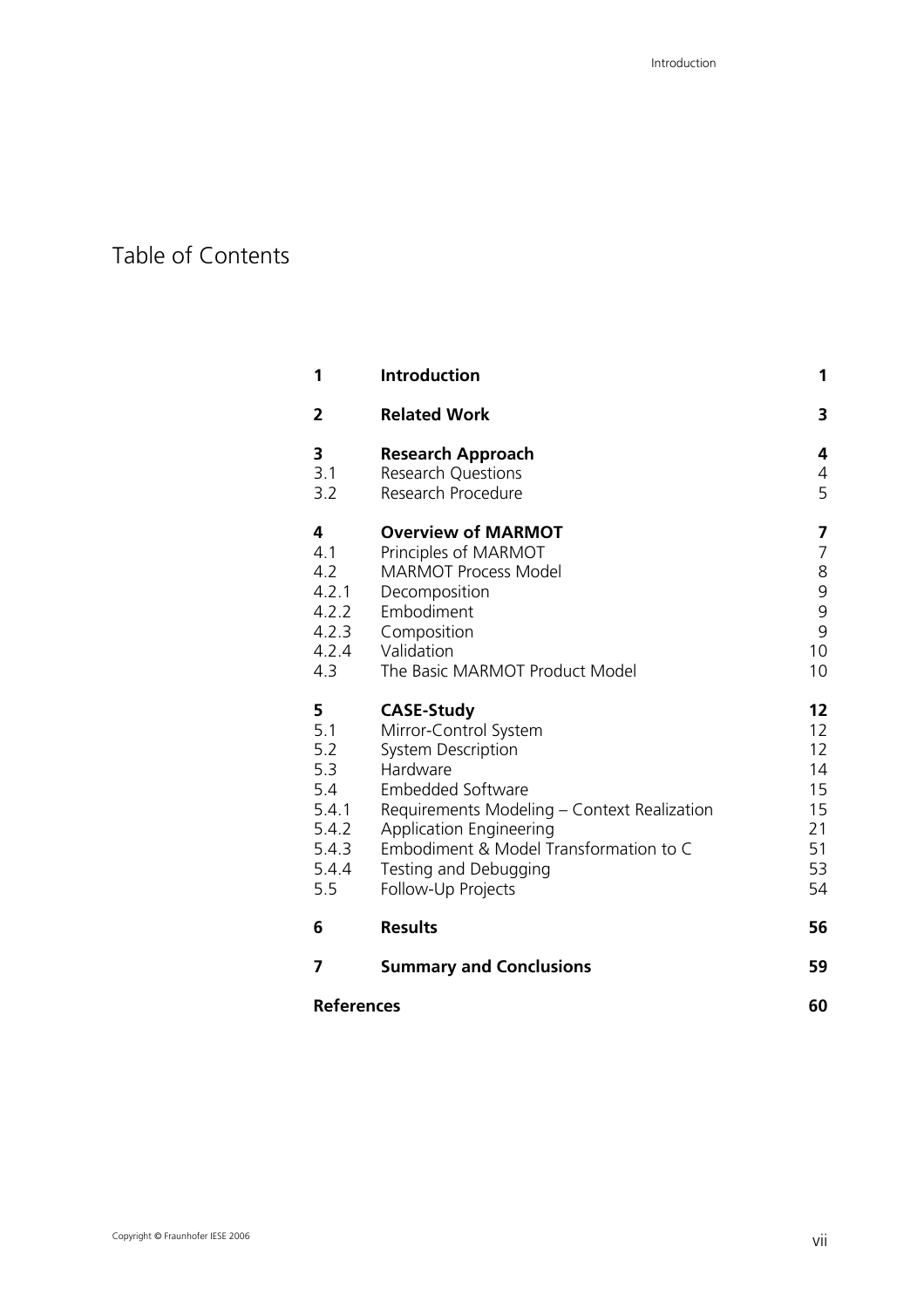# Table of Contents

| | | |
|---|---|---|
| **1** | **Introduction** | **1** |
| **2** | **Related Work** | **3** |
| **3** | **Research Approach** | **4** |
| 3.1 | Research Questions | 4 |
| 3.2 | Research Procedure | 5 |
| **4** | **Overview of MARMOT** | **7** |
| 4.1 | Principles of MARMOT | 7 |
| 4.2 | MARMOT Process Model | 8 |
| 4.2.1 | Decomposition | 9 |
| 4.2.2 | Embodiment | 9 |
| 4.2.3 | Composition | 9 |
| 4.2.4 | Validation | 10 |
| 4.3 | The Basic MARMOT Product Model | 10 |
| **5** | **CASE-Study** | **12** |
| 5.1 | Mirror-Control System | 12 |
| 5.2 | System Description | 12 |
| 5.3 | Hardware | 14 |
| 5.4 | Embedded Software | 15 |
| 5.4.1 | Requirements Modeling – Context Realization | 15 |
| 5.4.2 | Application Engineering | 21 |
| 5.4.3 | Embodiment & Model Transformation to C | 51 |
| 5.4.4 | Testing and Debugging | 53 |
| 5.5 | Follow-Up Projects | 54 |
| **6** | **Results** | **56** |
| **7** | **Summary and Conclusions** | **59** |
| **References** | | **60** |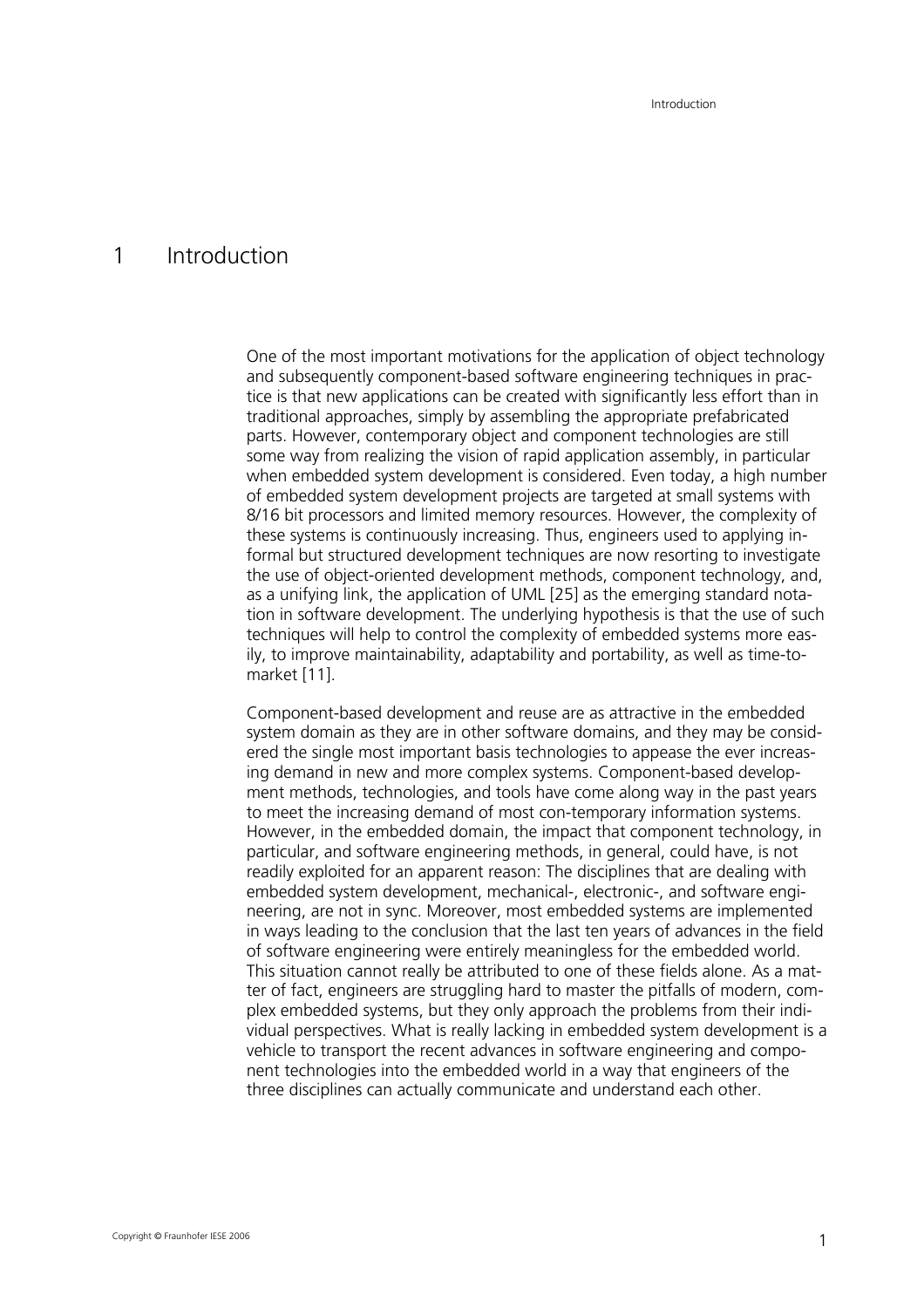# 1 Introduction

One of the most important motivations for the application of object technology and subsequently component-based software engineering techniques in practice is that new applications can be created with significantly less effort than in traditional approaches, simply by assembling the appropriate prefabricated parts. However, contemporary object and component technologies are still some way from realizing the vision of rapid application assembly, in particular when embedded system development is considered. Even today, a high number of embedded system development projects are targeted at small systems with 8/16 bit processors and limited memory resources. However, the complexity of these systems is continuously increasing. Thus, engineers used to applying informal but structured development techniques are now resorting to investigate the use of object-oriented development methods, component technology, and, as a unifying link, the application of UML [25] as the emerging standard notation in software development. The underlying hypothesis is that the use of such techniques will help to control the complexity of embedded systems more easily, to improve maintainability, adaptability and portability, as well as time-to-market [11].

Component-based development and reuse are as attractive in the embedded system domain as they are in other software domains, and they may be considered the single most important basis technologies to appease the ever increasing demand in new and more complex systems. Component-based development methods, technologies, and tools have come along way in the past years to meet the increasing demand of most con-temporary information systems. However, in the embedded domain, the impact that component technology, in particular, and software engineering methods, in general, could have, is not readily exploited for an apparent reason: The disciplines that are dealing with embedded system development, mechanical-, electronic-, and software engineering, are not in sync. Moreover, most embedded systems are implemented in ways leading to the conclusion that the last ten years of advances in the field of software engineering were entirely meaningless for the embedded world. This situation cannot really be attributed to one of these fields alone. As a matter of fact, engineers are struggling hard to master the pitfalls of modern, complex embedded systems, but they only approach the problems from their individual perspectives. What is really lacking in embedded system development is a vehicle to transport the recent advances in software engineering and component technologies into the embedded world in a way that engineers of the three disciplines can actually communicate and understand each other.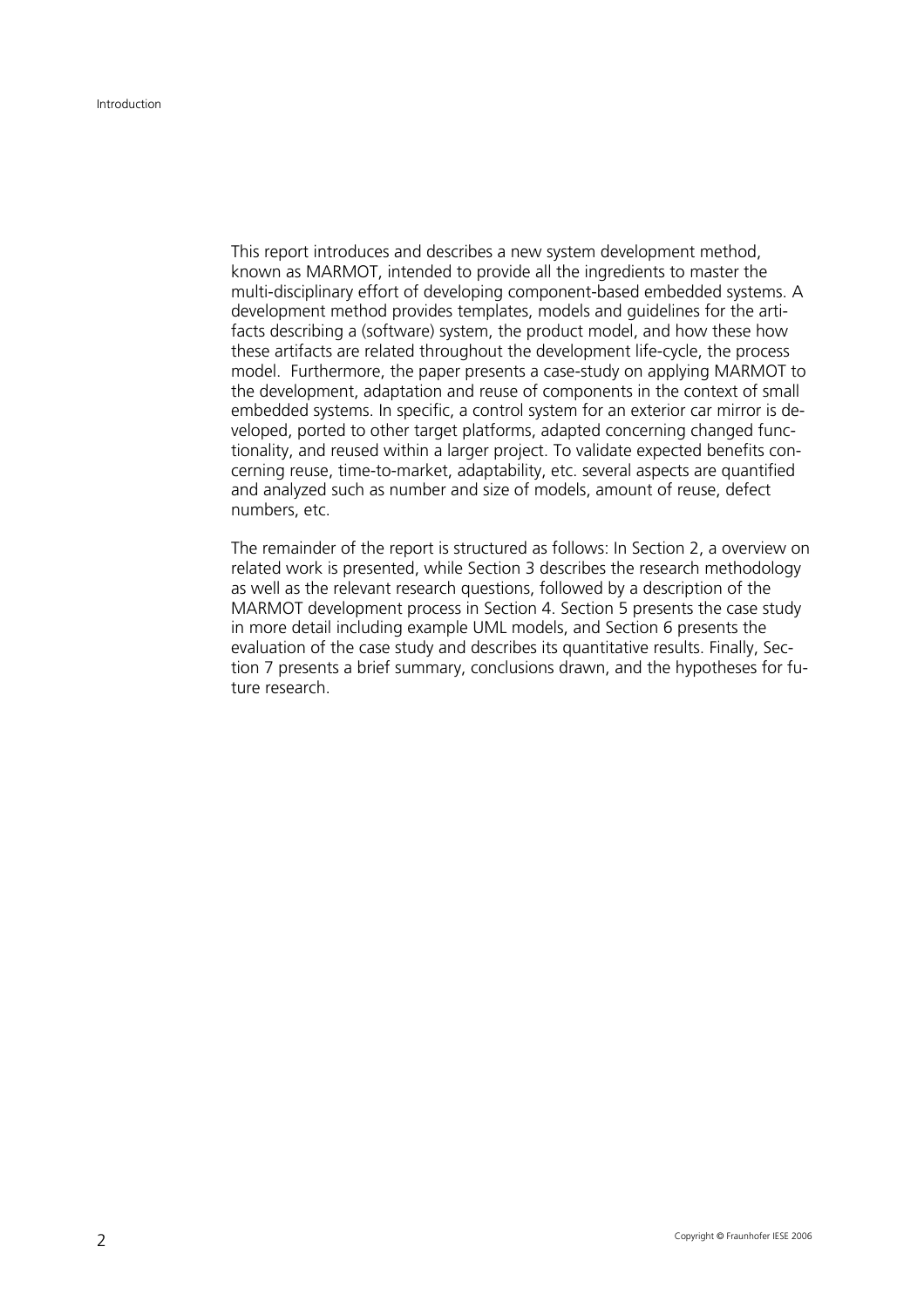This report introduces and describes a new system development method, known as MARMOT, intended to provide all the ingredients to master the multi-disciplinary effort of developing component-based embedded systems. A development method provides templates, models and guidelines for the artifacts describing a (software) system, the product model, and how these how these artifacts are related throughout the development life-cycle, the process model. Furthermore, the paper presents a case-study on applying MARMOT to the development, adaptation and reuse of components in the context of small embedded systems. In specific, a control system for an exterior car mirror is developed, ported to other target platforms, adapted concerning changed functionality, and reused within a larger project. To validate expected benefits concerning reuse, time-to-market, adaptability, etc. several aspects are quantified and analyzed such as number and size of models, amount of reuse, defect numbers, etc.

The remainder of the report is structured as follows: In Section 2, a overview on related work is presented, while Section 3 describes the research methodology as well as the relevant research questions, followed by a description of the MARMOT development process in Section 4. Section 5 presents the case study in more detail including example UML models, and Section 6 presents the evaluation of the case study and describes its quantitative results. Finally, Section 7 presents a brief summary, conclusions drawn, and the hypotheses for future research.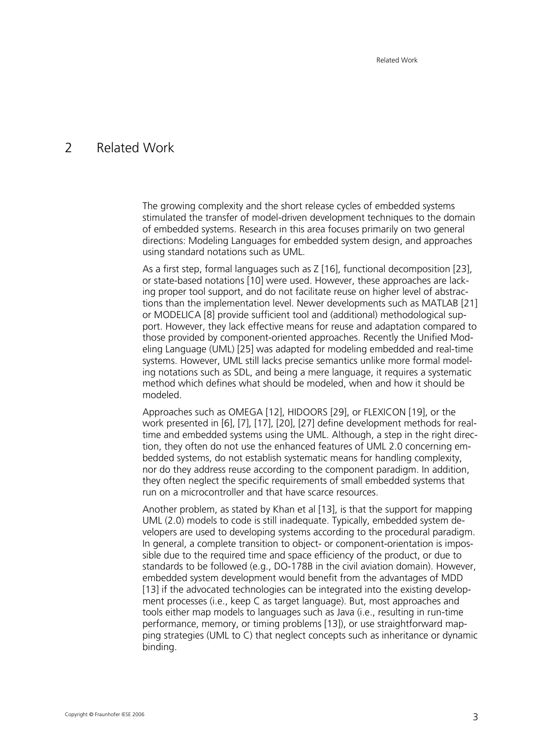# 2 Related Work

The growing complexity and the short release cycles of embedded systems stimulated the transfer of model-driven development techniques to the domain of embedded systems. Research in this area focuses primarily on two general directions: Modeling Languages for embedded system design, and approaches using standard notations such as UML.

As a first step, formal languages such as Z [16], functional decomposition [23], or state-based notations [10] were used. However, these approaches are lacking proper tool support, and do not facilitate reuse on higher level of abstractions than the implementation level. Newer developments such as MATLAB [21] or MODELICA [8] provide sufficient tool and (additional) methodological support. However, they lack effective means for reuse and adaptation compared to those provided by component-oriented approaches. Recently the Unified Modeling Language (UML) [25] was adapted for modeling embedded and real-time systems. However, UML still lacks precise semantics unlike more formal modeling notations such as SDL, and being a mere language, it requires a systematic method which defines what should be modeled, when and how it should be modeled.

Approaches such as OMEGA [12], HIDOORS [29], or FLEXICON [19], or the work presented in [6], [7], [17], [20], [27] define development methods for real-time and embedded systems using the UML. Although, a step in the right direction, they often do not use the enhanced features of UML 2.0 concerning embedded systems, do not establish systematic means for handling complexity, nor do they address reuse according to the component paradigm. In addition, they often neglect the specific requirements of small embedded systems that run on a microcontroller and that have scarce resources.

Another problem, as stated by Khan et al [13], is that the support for mapping UML (2.0) models to code is still inadequate. Typically, embedded system developers are used to developing systems according to the procedural paradigm. In general, a complete transition to object- or component-orientation is impossible due to the required time and space efficiency of the product, or due to standards to be followed (e.g., DO-178B in the civil aviation domain). However, embedded system development would benefit from the advantages of MDD [13] if the advocated technologies can be integrated into the existing development processes (i.e., keep C as target language). But, most approaches and tools either map models to languages such as Java (i.e., resulting in run-time performance, memory, or timing problems [13]), or use straightforward mapping strategies (UML to C) that neglect concepts such as inheritance or dynamic binding.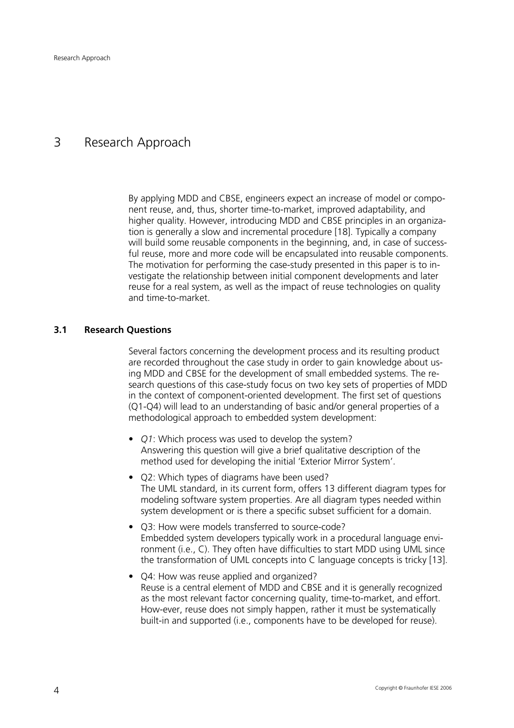# 3 Research Approach

By applying MDD and CBSE, engineers expect an increase of model or component reuse, and, thus, shorter time-to-market, improved adaptability, and higher quality. However, introducing MDD and CBSE principles in an organization is generally a slow and incremental procedure [18]. Typically a company will build some reusable components in the beginning, and, in case of successful reuse, more and more code will be encapsulated into reusable components. The motivation for performing the case-study presented in this paper is to investigate the relationship between initial component developments and later reuse for a real system, as well as the impact of reuse technologies on quality and time-to-market.

## 3.1 Research Questions

Several factors concerning the development process and its resulting product are recorded throughout the case study in order to gain knowledge about using MDD and CBSE for the development of small embedded systems. The research questions of this case-study focus on two key sets of properties of MDD in the context of component-oriented development. The first set of questions (Q1-Q4) will lead to an understanding of basic and/or general properties of a methodological approach to embedded system development:

- *Q1*: Which process was used to develop the system?
  Answering this question will give a brief qualitative description of the method used for developing the initial 'Exterior Mirror System'.
- Q2: Which types of diagrams have been used?
  The UML standard, in its current form, offers 13 different diagram types for modeling software system properties. Are all diagram types needed within system development or is there a specific subset sufficient for a domain.
- Q3: How were models transferred to source-code?
  Embedded system developers typically work in a procedural language environment (i.e., C). They often have difficulties to start MDD using UML since the transformation of UML concepts into C language concepts is tricky [13].
- Q4: How was reuse applied and organized?
  Reuse is a central element of MDD and CBSE and it is generally recognized as the most relevant factor concerning quality, time-to-market, and effort. How-ever, reuse does not simply happen, rather it must be systematically built-in and supported (i.e., components have to be developed for reuse).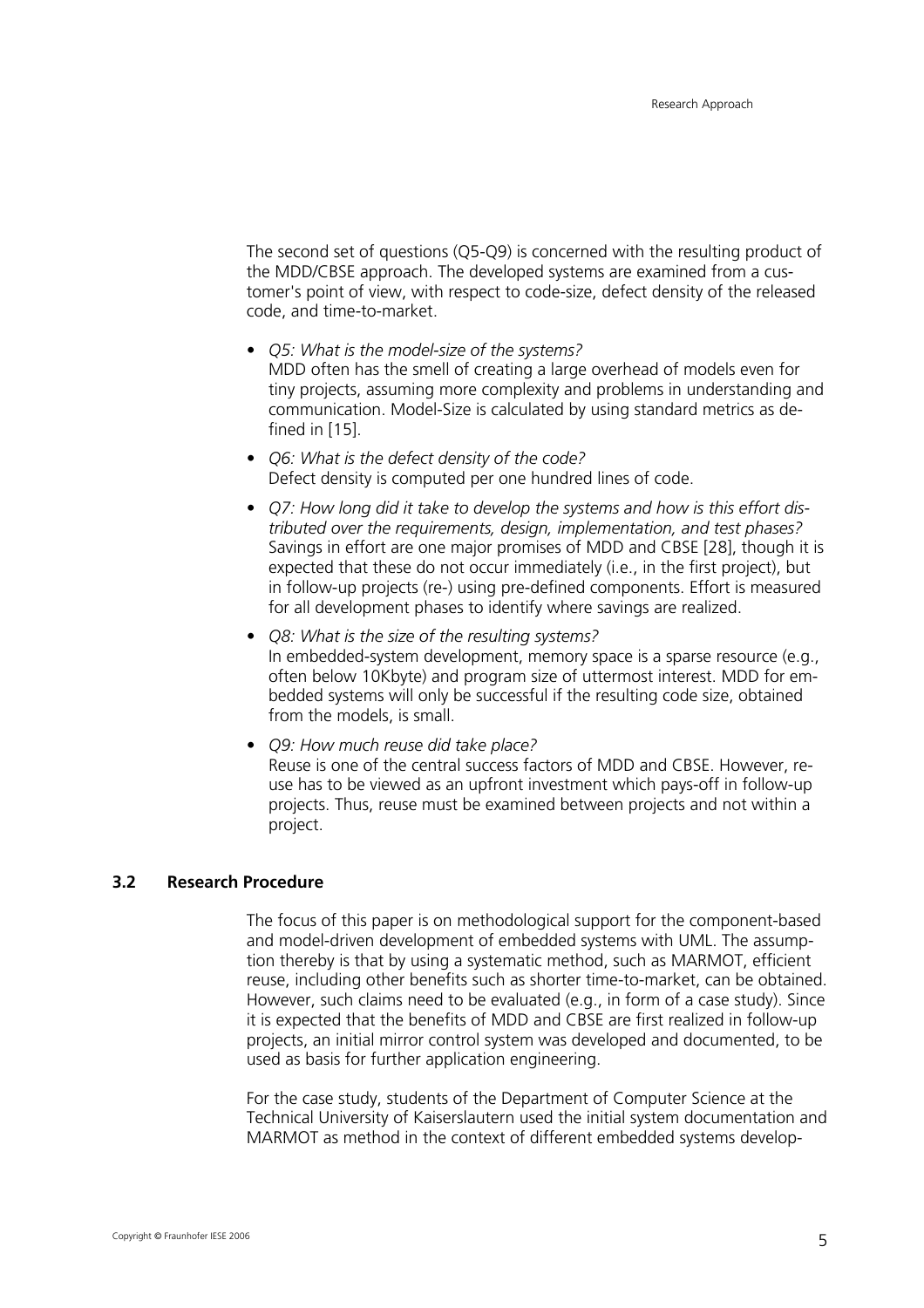The second set of questions (Q5-Q9) is concerned with the resulting product of the MDD/CBSE approach. The developed systems are examined from a customer's point of view, with respect to code-size, defect density of the released code, and time-to-market.

- *Q5: What is the model-size of the systems?*
  MDD often has the smell of creating a large overhead of models even for tiny projects, assuming more complexity and problems in understanding and communication. Model-Size is calculated by using standard metrics as defined in [15].
- *Q6: What is the defect density of the code?*
  Defect density is computed per one hundred lines of code.
- *Q7: How long did it take to develop the systems and how is this effort distributed over the requirements, design, implementation, and test phases?*
  Savings in effort are one major promises of MDD and CBSE [28], though it is expected that these do not occur immediately (i.e., in the first project), but in follow-up projects (re-) using pre-defined components. Effort is measured for all development phases to identify where savings are realized.
- *Q8: What is the size of the resulting systems?*
  In embedded-system development, memory space is a sparse resource (e.g., often below 10Kbyte) and program size of uttermost interest. MDD for embedded systems will only be successful if the resulting code size, obtained from the models, is small.
- *Q9: How much reuse did take place?*
  Reuse is one of the central success factors of MDD and CBSE. However, reuse has to be viewed as an upfront investment which pays-off in follow-up projects. Thus, reuse must be examined between projects and not within a project.

### 3.2 Research Procedure

The focus of this paper is on methodological support for the component-based and model-driven development of embedded systems with UML. The assumption thereby is that by using a systematic method, such as MARMOT, efficient reuse, including other benefits such as shorter time-to-market, can be obtained. However, such claims need to be evaluated (e.g., in form of a case study). Since it is expected that the benefits of MDD and CBSE are first realized in follow-up projects, an initial mirror control system was developed and documented, to be used as basis for further application engineering.

For the case study, students of the Department of Computer Science at the Technical University of Kaiserslautern used the initial system documentation and MARMOT as method in the context of different embedded systems develop-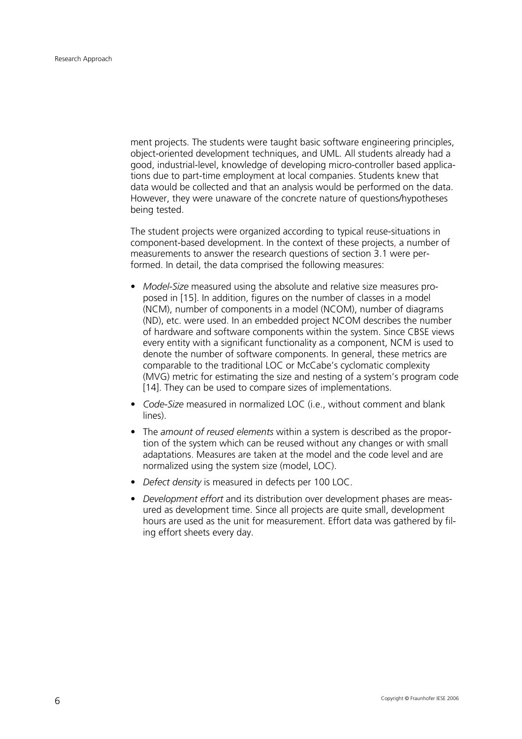ment projects. The students were taught basic software engineering principles, object-oriented development techniques, and UML. All students already had a good, industrial-level, knowledge of developing micro-controller based applications due to part-time employment at local companies. Students knew that data would be collected and that an analysis would be performed on the data. However, they were unaware of the concrete nature of questions/hypotheses being tested.

The student projects were organized according to typical reuse-situations in component-based development. In the context of these projects, a number of measurements to answer the research questions of section 3.1 were performed. In detail, the data comprised the following measures:

- *Model-Size* measured using the absolute and relative size measures proposed in [15]. In addition, figures on the number of classes in a model (NCM), number of components in a model (NCOM), number of diagrams (ND), etc. were used. In an embedded project NCOM describes the number of hardware and software components within the system. Since CBSE views every entity with a significant functionality as a component, NCM is used to denote the number of software components. In general, these metrics are comparable to the traditional LOC or McCabe's cyclomatic complexity (MVG) metric for estimating the size and nesting of a system's program code [14]. They can be used to compare sizes of implementations.
- *Code-Size* measured in normalized LOC (i.e., without comment and blank lines).
- The *amount of reused elements* within a system is described as the proportion of the system which can be reused without any changes or with small adaptations. Measures are taken at the model and the code level and are normalized using the system size (model, LOC).
- *Defect density* is measured in defects per 100 LOC.
- *Development effort* and its distribution over development phases are measured as development time. Since all projects are quite small, development hours are used as the unit for measurement. Effort data was gathered by filing effort sheets every day.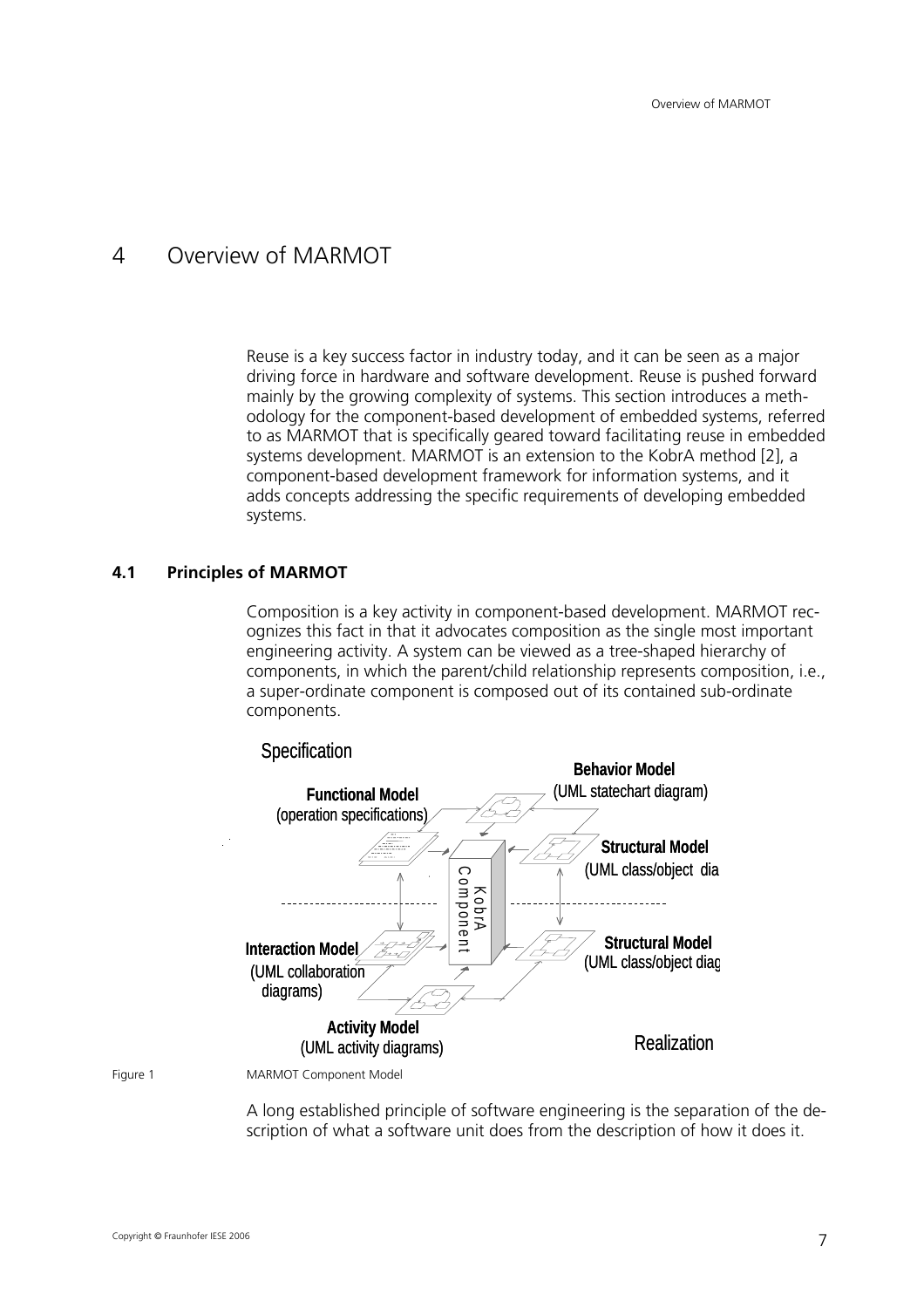# 4 Overview of MARMOT

Reuse is a key success factor in industry today, and it can be seen as a major driving force in hardware and software development. Reuse is pushed forward mainly by the growing complexity of systems. This section introduces a methodology for the component-based development of embedded systems, referred to as MARMOT that is specifically geared toward facilitating reuse in embedded systems development. MARMOT is an extension to the KobrA method [2], a component-based development framework for information systems, and it adds concepts addressing the specific requirements of developing embedded systems.

## 4.1 Principles of MARMOT

Composition is a key activity in component-based development. MARMOT recognizes this fact in that it advocates composition as the single most important engineering activity. A system can be viewed as a tree-shaped hierarchy of components, in which the parent/child relationship represents composition, i.e., a super-ordinate component is composed out of its contained sub-ordinate components.

Specification

Functional Model (operation specifications)

Behavior Model (UML statechart diagram)

Structural Model (UML class/object dia

KobrA Component

Interaction Model (UML collaboration diagrams)

Structural Model (UML class/object diag

Activity Model (UML activity diagrams)

Realization

Figure 1 MARMOT Component Model

A long established principle of software engineering is the separation of the description of what a software unit does from the description of how it does it.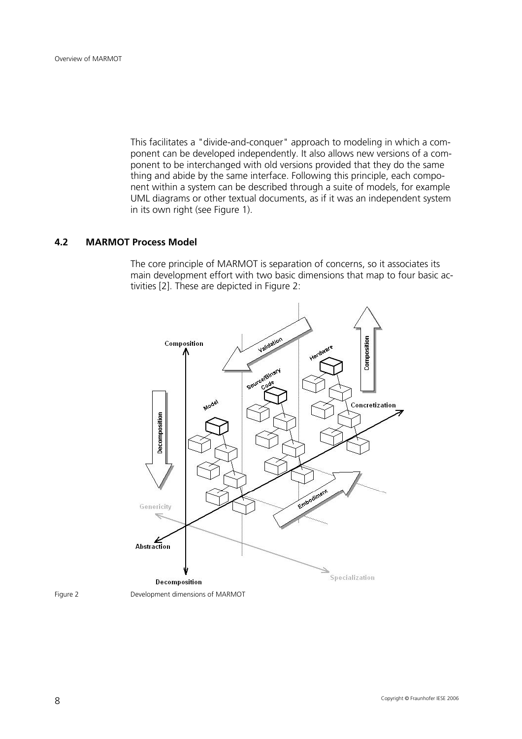This facilitates a "divide-and-conquer" approach to modeling in which a component can be developed independently. It also allows new versions of a component to be interchanged with old versions provided that they do the same thing and abide by the same interface. Following this principle, each component within a system can be described through a suite of models, for example UML diagrams or other textual documents, as if it was an independent system in its own right (see Figure 1).

## 4.2 MARMOT Process Model

The core principle of MARMOT is separation of concerns, so it associates its main development effort with two basic dimensions that map to four basic activities [2]. These are depicted in Figure 2:

Figure 2 Development dimensions of MARMOT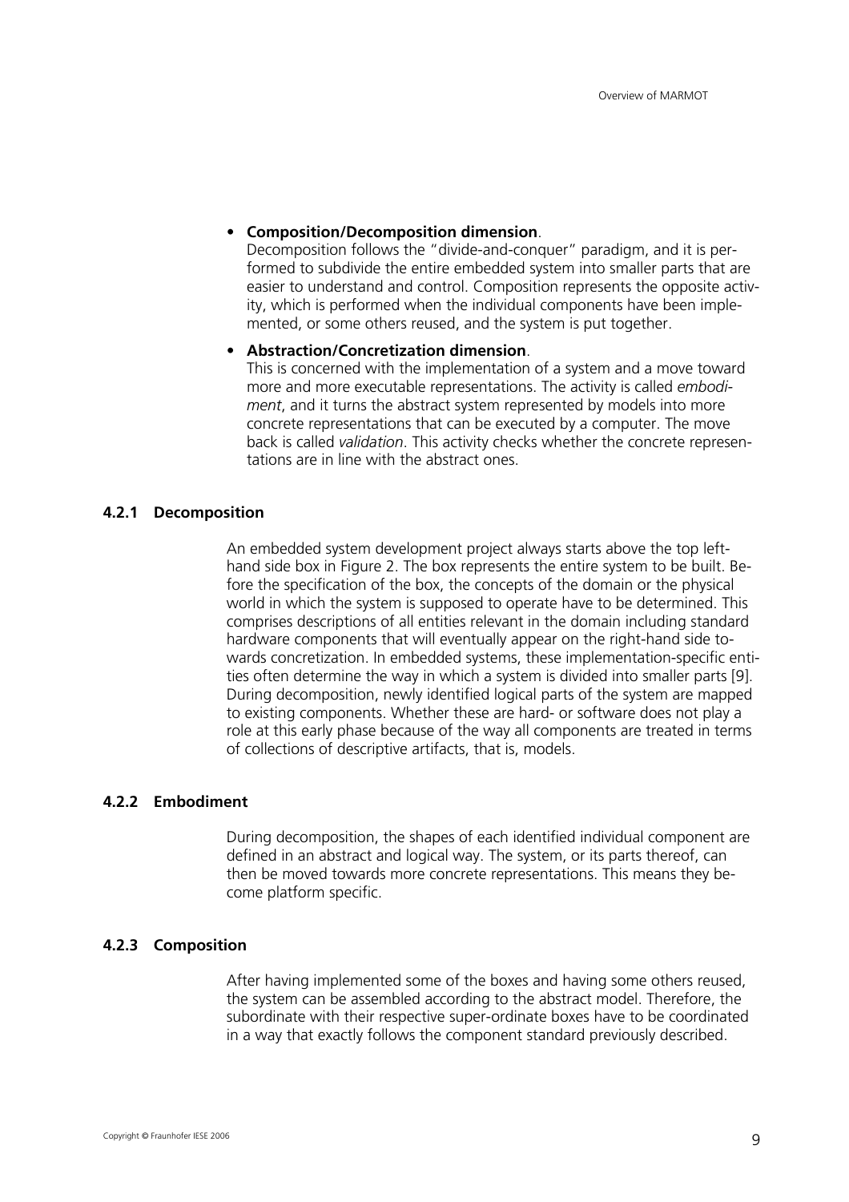- **Composition/Decomposition dimension**.
  Decomposition follows the "divide-and-conquer" paradigm, and it is performed to subdivide the entire embedded system into smaller parts that are easier to understand and control. Composition represents the opposite activity, which is performed when the individual components have been implemented, or some others reused, and the system is put together.
- **Abstraction/Concretization dimension**.
  This is concerned with the implementation of a system and a move toward more and more executable representations. The activity is called *embodiment*, and it turns the abstract system represented by models into more concrete representations that can be executed by a computer. The move back is called *validation*. This activity checks whether the concrete representations are in line with the abstract ones.

### 4.2.1 Decomposition

An embedded system development project always starts above the top left-hand side box in Figure 2. The box represents the entire system to be built. Before the specification of the box, the concepts of the domain or the physical world in which the system is supposed to operate have to be determined. This comprises descriptions of all entities relevant in the domain including standard hardware components that will eventually appear on the right-hand side towards concretization. In embedded systems, these implementation-specific entities often determine the way in which a system is divided into smaller parts [9]. During decomposition, newly identified logical parts of the system are mapped to existing components. Whether these are hard- or software does not play a role at this early phase because of the way all components are treated in terms of collections of descriptive artifacts, that is, models.

### 4.2.2 Embodiment

During decomposition, the shapes of each identified individual component are defined in an abstract and logical way. The system, or its parts thereof, can then be moved towards more concrete representations. This means they become platform specific.

### 4.2.3 Composition

After having implemented some of the boxes and having some others reused, the system can be assembled according to the abstract model. Therefore, the subordinate with their respective super-ordinate boxes have to be coordinated in a way that exactly follows the component standard previously described.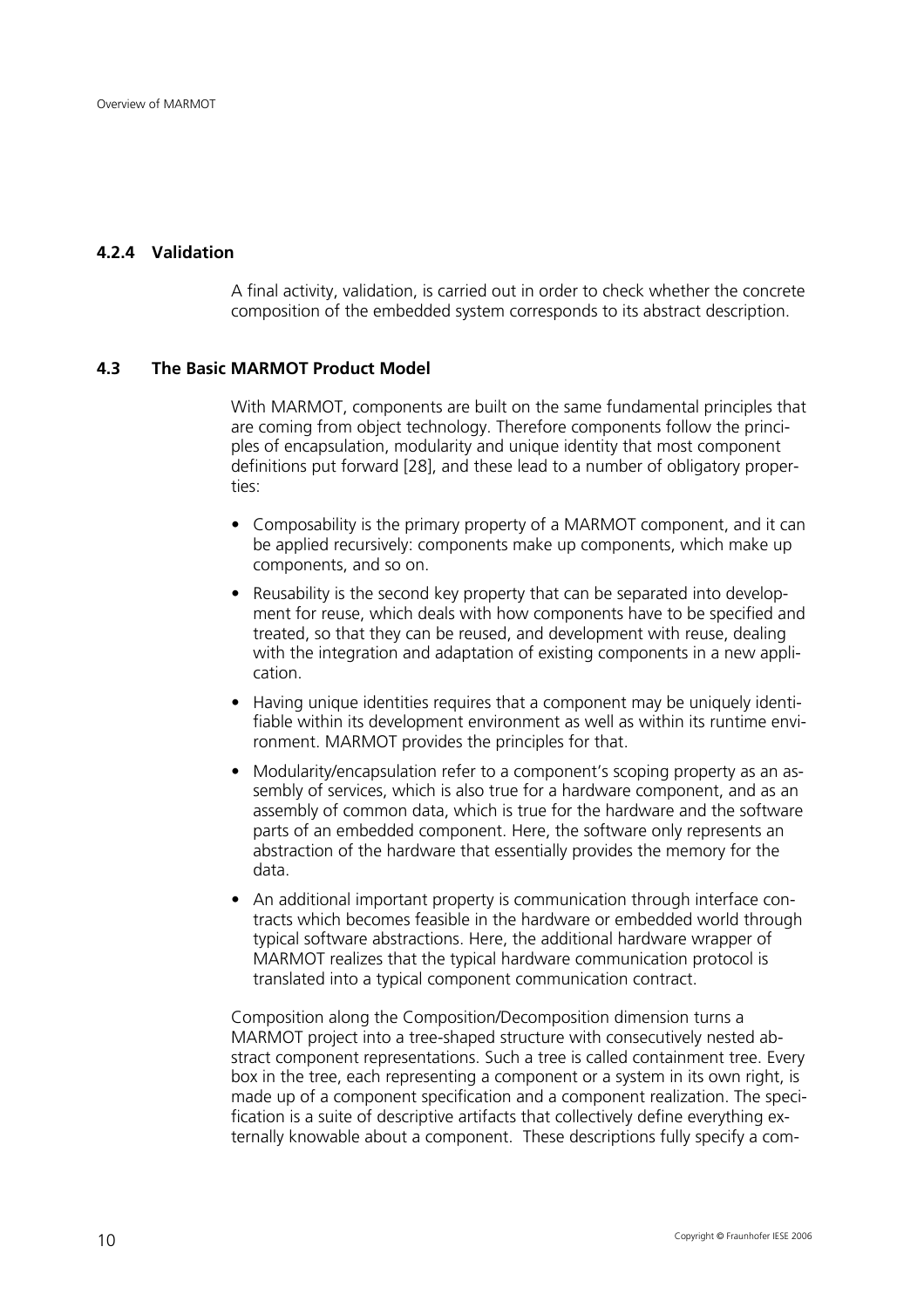### 4.2.4 Validation

A final activity, validation, is carried out in order to check whether the concrete composition of the embedded system corresponds to its abstract description.

## 4.3 The Basic MARMOT Product Model

With MARMOT, components are built on the same fundamental principles that are coming from object technology. Therefore components follow the principles of encapsulation, modularity and unique identity that most component definitions put forward [28], and these lead to a number of obligatory properties:

- Composability is the primary property of a MARMOT component, and it can be applied recursively: components make up components, which make up components, and so on.
- Reusability is the second key property that can be separated into development for reuse, which deals with how components have to be specified and treated, so that they can be reused, and development with reuse, dealing with the integration and adaptation of existing components in a new application.
- Having unique identities requires that a component may be uniquely identifiable within its development environment as well as within its runtime environment. MARMOT provides the principles for that.
- Modularity/encapsulation refer to a component's scoping property as an assembly of services, which is also true for a hardware component, and as an assembly of common data, which is true for the hardware and the software parts of an embedded component. Here, the software only represents an abstraction of the hardware that essentially provides the memory for the data.
- An additional important property is communication through interface contracts which becomes feasible in the hardware or embedded world through typical software abstractions. Here, the additional hardware wrapper of MARMOT realizes that the typical hardware communication protocol is translated into a typical component communication contract.

Composition along the Composition/Decomposition dimension turns a MARMOT project into a tree-shaped structure with consecutively nested abstract component representations. Such a tree is called containment tree. Every box in the tree, each representing a component or a system in its own right, is made up of a component specification and a component realization. The specification is a suite of descriptive artifacts that collectively define everything externally knowable about a component. These descriptions fully specify a com-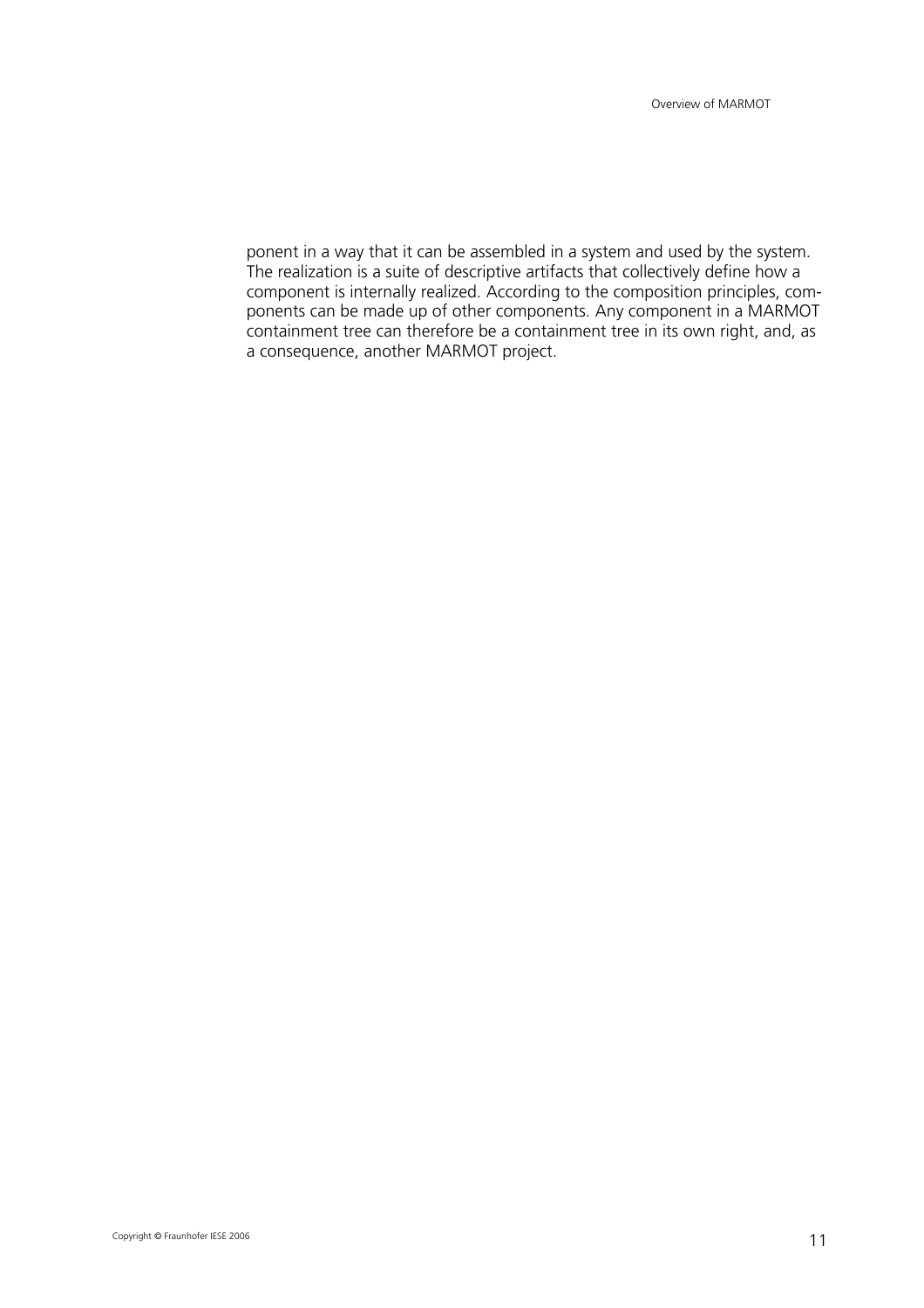ponent in a way that it can be assembled in a system and used by the system. The realization is a suite of descriptive artifacts that collectively define how a component is internally realized. According to the composition principles, components can be made up of other components. Any component in a MARMOT containment tree can therefore be a containment tree in its own right, and, as a consequence, another MARMOT project.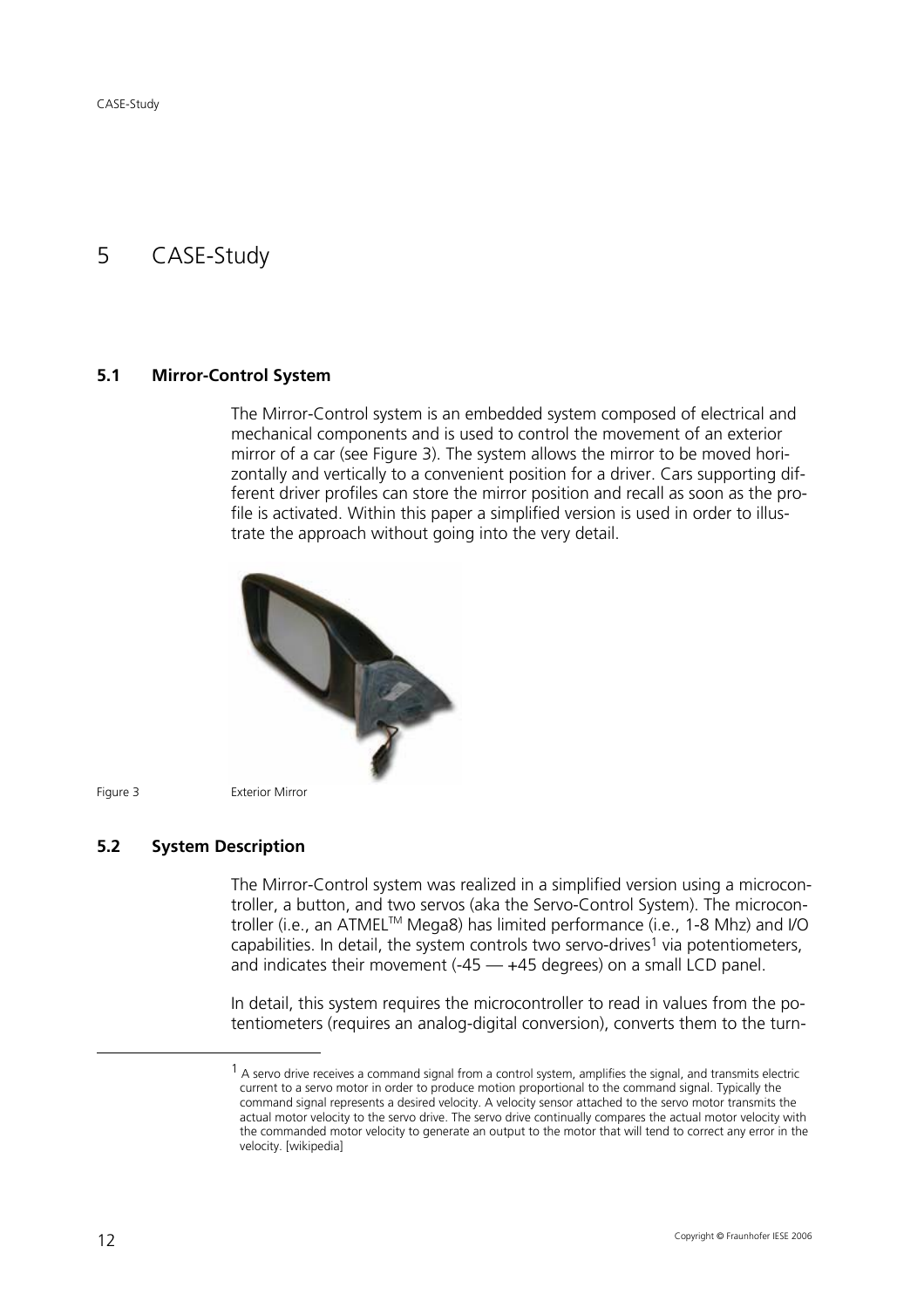# 5 CASE-Study

## 5.1 Mirror-Control System

The Mirror-Control system is an embedded system composed of electrical and mechanical components and is used to control the movement of an exterior mirror of a car (see Figure 3). The system allows the mirror to be moved horizontally and vertically to a convenient position for a driver. Cars supporting different driver profiles can store the mirror position and recall as soon as the profile is activated. Within this paper a simplified version is used in order to illustrate the approach without going into the very detail.

Figure 3 Exterior Mirror

## 5.2 System Description

The Mirror-Control system was realized in a simplified version using a microcontroller, a button, and two servos (aka the Servo-Control System). The microcontroller (i.e., an ATMEL™ Mega8) has limited performance (i.e., 1-8 Mhz) and I/O capabilities. In detail, the system controls two servo-drives[1] via potentiometers, and indicates their movement (-45 — +45 degrees) on a small LCD panel.

In detail, this system requires the microcontroller to read in values from the potentiometers (requires an analog-digital conversion), converts them to the turn-

[1] A servo drive receives a command signal from a control system, amplifies the signal, and transmits electric current to a servo motor in order to produce motion proportional to the command signal. Typically the command signal represents a desired velocity. A velocity sensor attached to the servo motor transmits the actual motor velocity to the servo drive. The servo drive continually compares the actual motor velocity with the commanded motor velocity to generate an output to the motor that will tend to correct any error in the velocity. [wikipedia]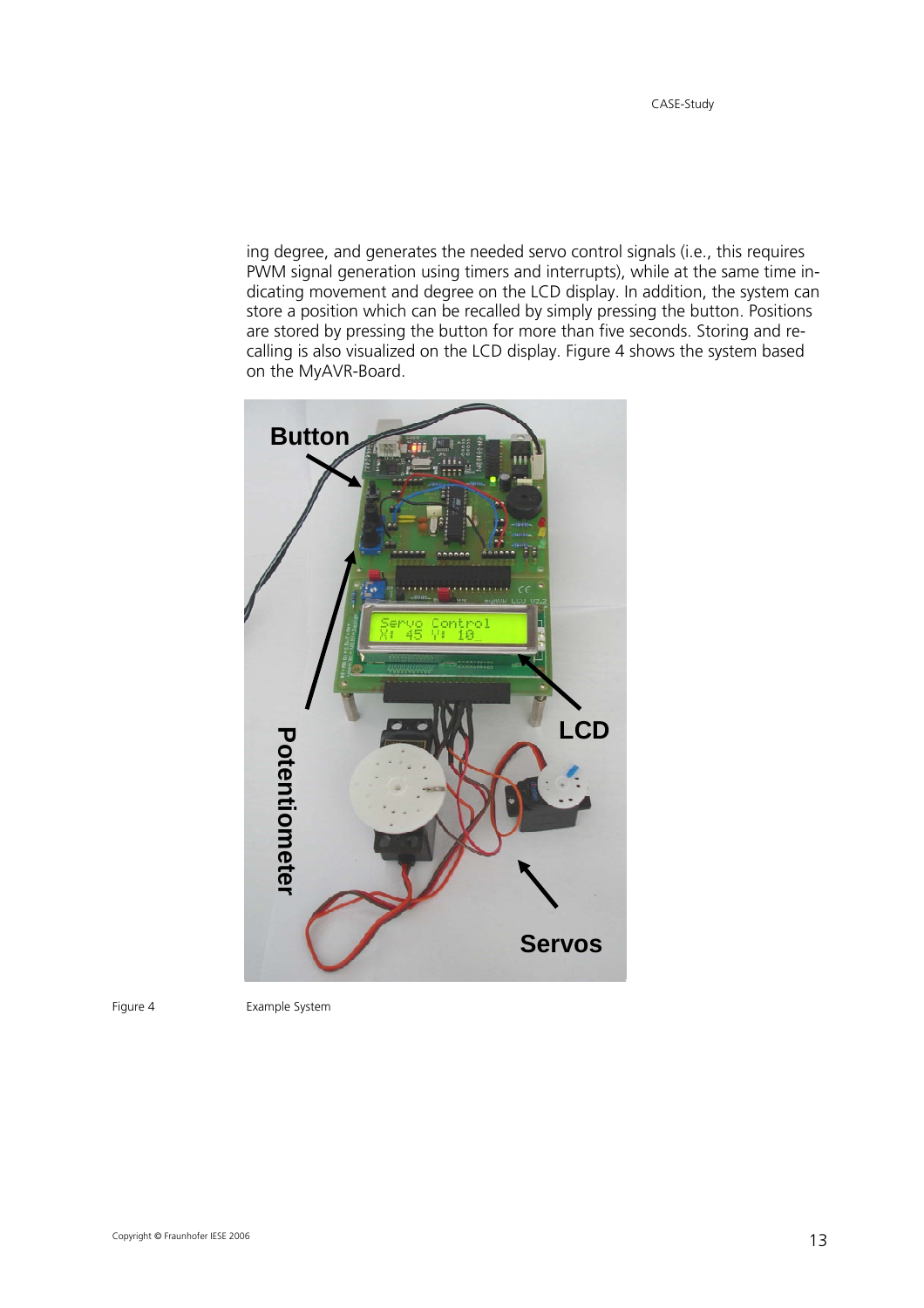ing degree, and generates the needed servo control signals (i.e., this requires PWM signal generation using timers and interrupts), while at the same time indicating movement and degree on the LCD display. In addition, the system can store a position which can be recalled by simply pressing the button. Positions are stored by pressing the button for more than five seconds. Storing and recalling is also visualized on the LCD display. Figure 4 shows the system based on the MyAVR-Board.

Figure 4 Example System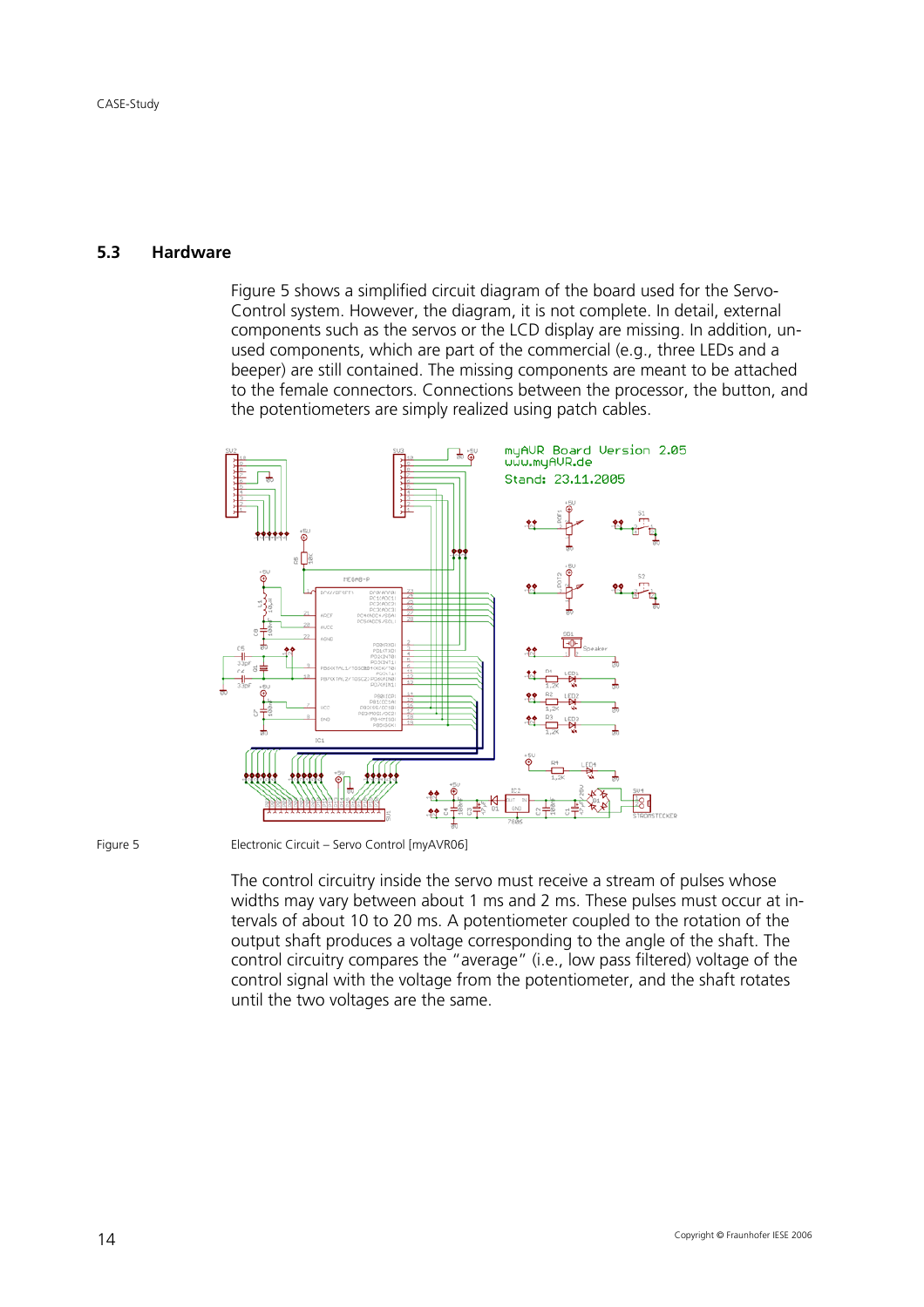## 5.3 Hardware

Figure 5 shows a simplified circuit diagram of the board used for the Servo-Control system. However, the diagram, it is not complete. In detail, external components such as the servos or the LCD display are missing. In addition, unused components, which are part of the commercial (e.g., three LEDs and a beeper) are still contained. The missing components are meant to be attached to the female connectors. Connections between the processor, the button, and the potentiometers are simply realized using patch cables.

Figure 5 Electronic Circuit – Servo Control [myAVR06]

The control circuitry inside the servo must receive a stream of pulses whose widths may vary between about 1 ms and 2 ms. These pulses must occur at intervals of about 10 to 20 ms. A potentiometer coupled to the rotation of the output shaft produces a voltage corresponding to the angle of the shaft. The control circuitry compares the "average" (i.e., low pass filtered) voltage of the control signal with the voltage from the potentiometer, and the shaft rotates until the two voltages are the same.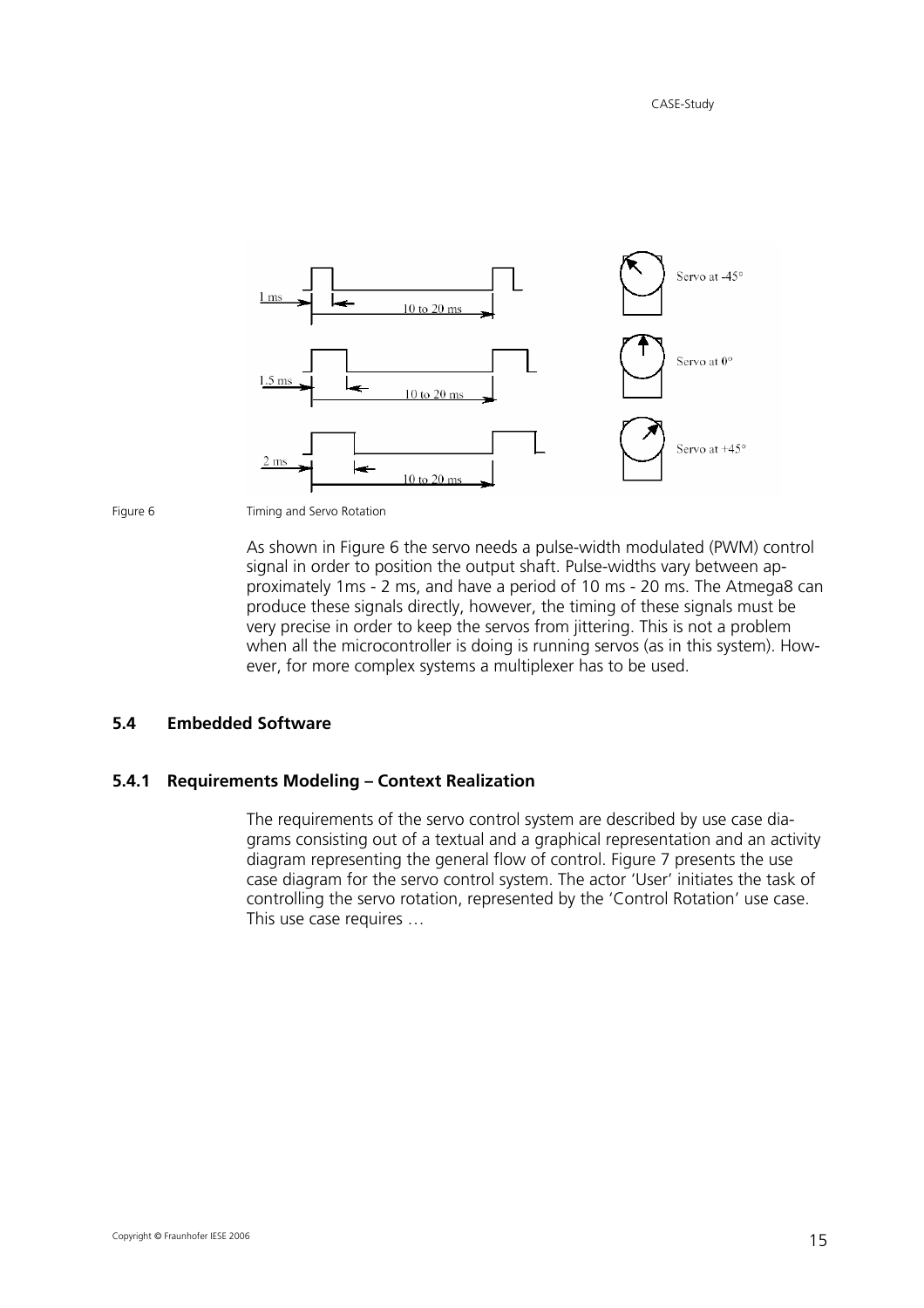Figure 6 Timing and Servo Rotation

As shown in Figure 6 the servo needs a pulse-width modulated (PWM) control signal in order to position the output shaft. Pulse-widths vary between approximately 1ms - 2 ms, and have a period of 10 ms - 20 ms. The Atmega8 can produce these signals directly, however, the timing of these signals must be very precise in order to keep the servos from jittering. This is not a problem when all the microcontroller is doing is running servos (as in this system). However, for more complex systems a multiplexer has to be used.

## 5.4 Embedded Software

### 5.4.1 Requirements Modeling – Context Realization

The requirements of the servo control system are described by use case diagrams consisting out of a textual and a graphical representation and an activity diagram representing the general flow of control. Figure 7 presents the use case diagram for the servo control system. The actor 'User' initiates the task of controlling the servo rotation, represented by the 'Control Rotation' use case. This use case requires …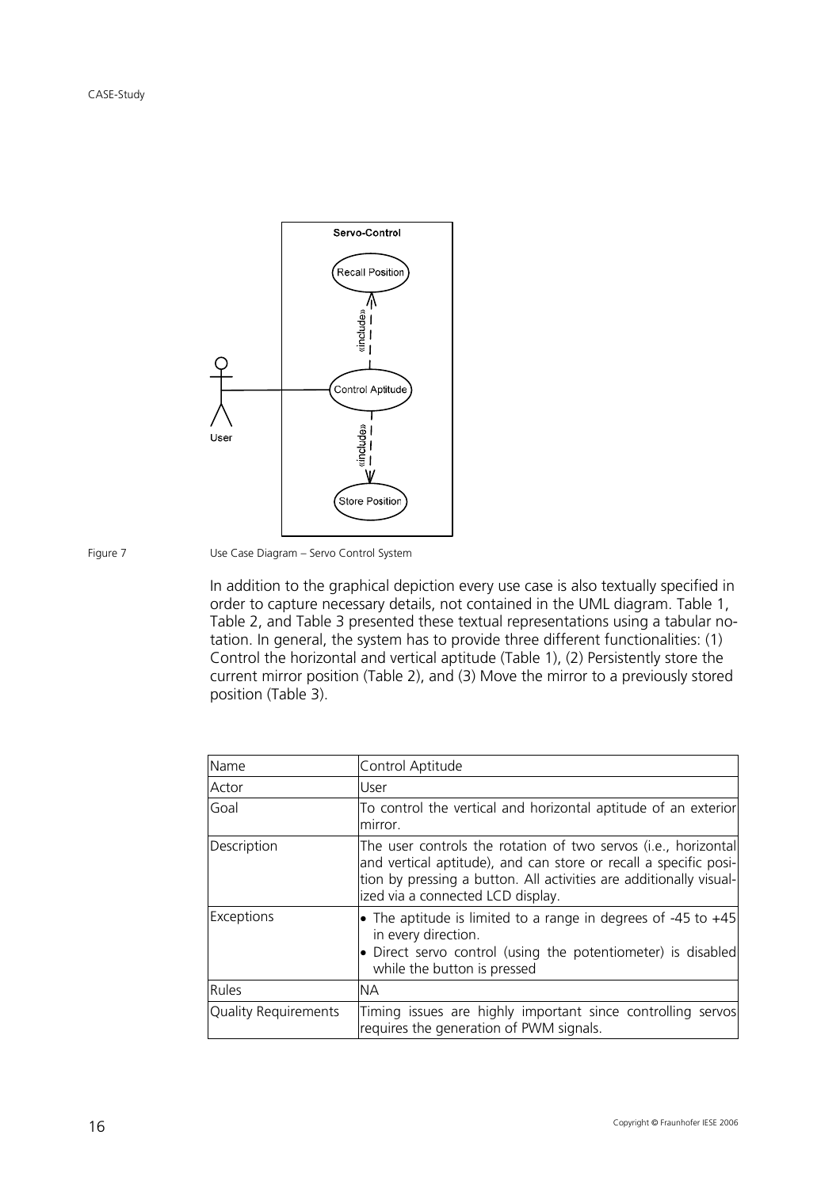Figure 7 Use Case Diagram – Servo Control System

In addition to the graphical depiction every use case is also textually specified in order to capture necessary details, not contained in the UML diagram. Table 1, Table 2, and Table 3 presented these textual representations using a tabular notation. In general, the system has to provide three different functionalities: (1) Control the horizontal and vertical aptitude (Table 1), (2) Persistently store the current mirror position (Table 2), and (3) Move the mirror to a previously stored position (Table 3).

| Name | Control Aptitude |
|---|---|
| Actor | User |
| Goal | To control the vertical and horizontal aptitude of an exterior mirror. |
| Description | The user controls the rotation of two servos (i.e., horizontal and vertical aptitude), and can store or recall a specific position by pressing a button. All activities are additionally visualized via a connected LCD display. |
| Exceptions | • The aptitude is limited to a range in degrees of -45 to +45 in every direction. <br> • Direct servo control (using the potentiometer) is disabled while the button is pressed |
| Rules | NA |
| Quality Requirements | Timing issues are highly important since controlling servos requires the generation of PWM signals. |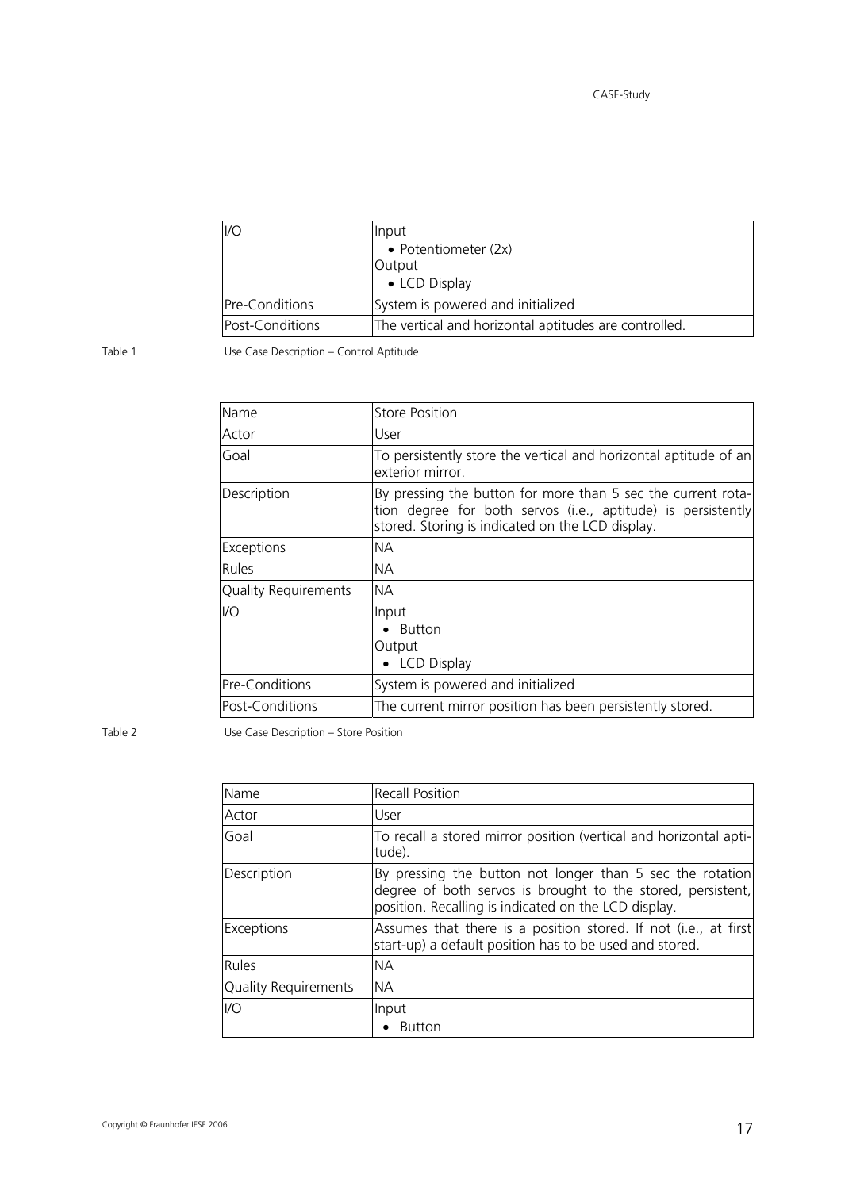| I/O | Input<br>• Potentiometer (2x)<br>Output<br>• LCD Display |
|---|---|
| Pre-Conditions | System is powered and initialized |
| Post-Conditions | The vertical and horizontal aptitudes are controlled. |

Table 1 Use Case Description – Control Aptitude

| Name | Store Position |
|---|---|
| Actor | User |
| Goal | To persistently store the vertical and horizontal aptitude of an exterior mirror. |
| Description | By pressing the button for more than 5 sec the current rotation degree for both servos (i.e., aptitude) is persistently stored. Storing is indicated on the LCD display. |
| Exceptions | NA |
| Rules | NA |
| Quality Requirements | NA |
| I/O | Input<br>• Button<br>Output<br>• LCD Display |
| Pre-Conditions | System is powered and initialized |
| Post-Conditions | The current mirror position has been persistently stored. |

Table 2 Use Case Description – Store Position

| Name | Recall Position |
|---|---|
| Actor | User |
| Goal | To recall a stored mirror position (vertical and horizontal aptitude). |
| Description | By pressing the button not longer than 5 sec the rotation degree of both servos is brought to the stored, persistent, position. Recalling is indicated on the LCD display. |
| Exceptions | Assumes that there is a position stored. If not (i.e., at first start-up) a default position has to be used and stored. |
| Rules | NA |
| Quality Requirements | NA |
| I/O | Input<br>• Button |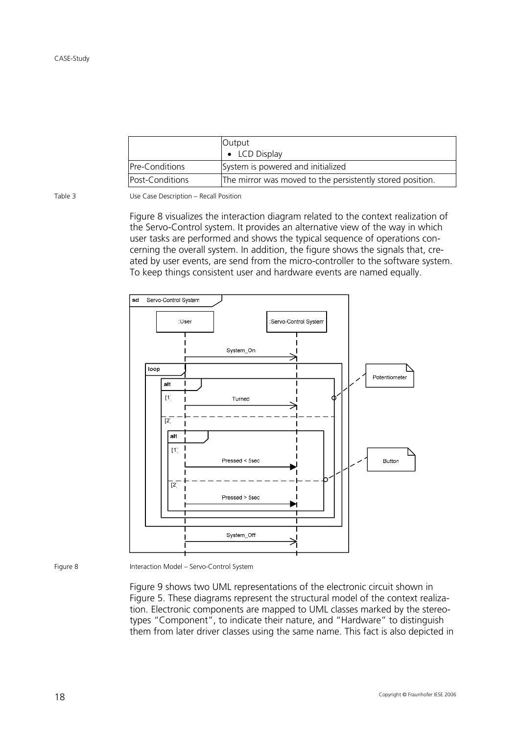| | Output<br>• LCD Display |
|---|---|
| Pre-Conditions | System is powered and initialized |
| Post-Conditions | The mirror was moved to the persistently stored position. |

Table 3 Use Case Description – Recall Position

Figure 8 visualizes the interaction diagram related to the context realization of the Servo-Control system. It provides an alternative view of the way in which user tasks are performed and shows the typical sequence of operations concerning the overall system. In addition, the figure shows the signals that, created by user events, are send from the micro-controller to the software system. To keep things consistent user and hardware events are named equally.

Figure 8 Interaction Model – Servo-Control System

Figure 9 shows two UML representations of the electronic circuit shown in Figure 5. These diagrams represent the structural model of the context realization. Electronic components are mapped to UML classes marked by the stereotypes "Component", to indicate their nature, and "Hardware" to distinguish them from later driver classes using the same name. This fact is also depicted in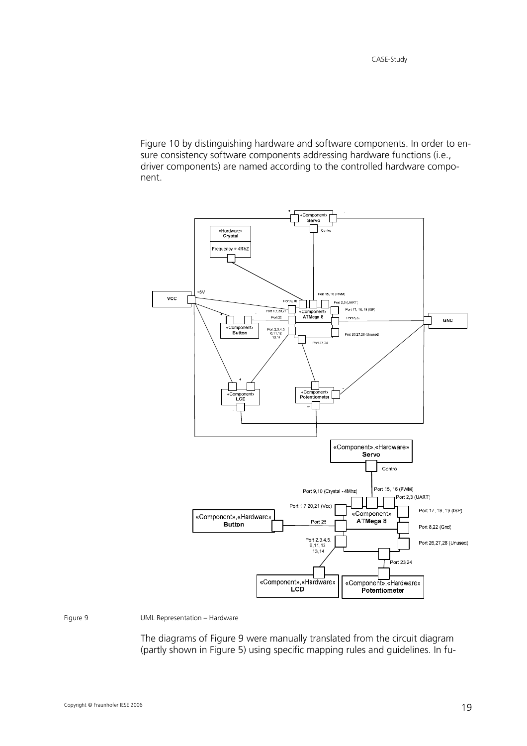Figure 10 by distinguishing hardware and software components. In order to ensure consistency software components addressing hardware functions (i.e., driver components) are named according to the controlled hardware component.

Figure 9 UML Representation – Hardware

The diagrams of Figure 9 were manually translated from the circuit diagram (partly shown in Figure 5) using specific mapping rules and guidelines. In fu-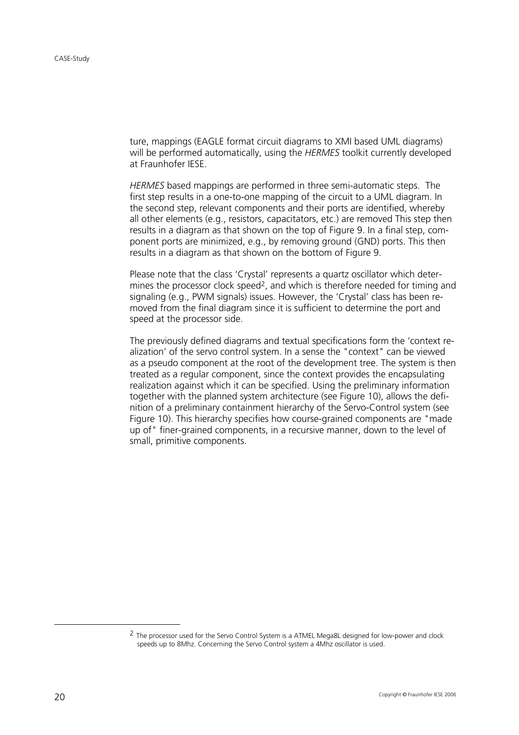ture, mappings (EAGLE format circuit diagrams to XMI based UML diagrams) will be performed automatically, using the *HERMES* toolkit currently developed at Fraunhofer IESE.

*HERMES* based mappings are performed in three semi-automatic steps. The first step results in a one-to-one mapping of the circuit to a UML diagram. In the second step, relevant components and their ports are identified, whereby all other elements (e.g., resistors, capacitators, etc.) are removed This step then results in a diagram as that shown on the top of Figure 9. In a final step, component ports are minimized, e.g., by removing ground (GND) ports. This then results in a diagram as that shown on the bottom of Figure 9.

Please note that the class 'Crystal' represents a quartz oscillator which determines the processor clock speed[2], and which is therefore needed for timing and signaling (e.g., PWM signals) issues. However, the 'Crystal' class has been removed from the final diagram since it is sufficient to determine the port and speed at the processor side.

The previously defined diagrams and textual specifications form the 'context realization' of the servo control system. In a sense the "context" can be viewed as a pseudo component at the root of the development tree. The system is then treated as a regular component, since the context provides the encapsulating realization against which it can be specified. Using the preliminary information together with the planned system architecture (see Figure 10), allows the definition of a preliminary containment hierarchy of the Servo-Control system (see Figure 10). This hierarchy specifies how course-grained components are "made up of" finer-grained components, in a recursive manner, down to the level of small, primitive components.

---

[2] The processor used for the Servo Control System is a ATMEL Mega8L designed for low-power and clock speeds up to 8Mhz. Concerning the Servo Control system a 4Mhz oscillator is used.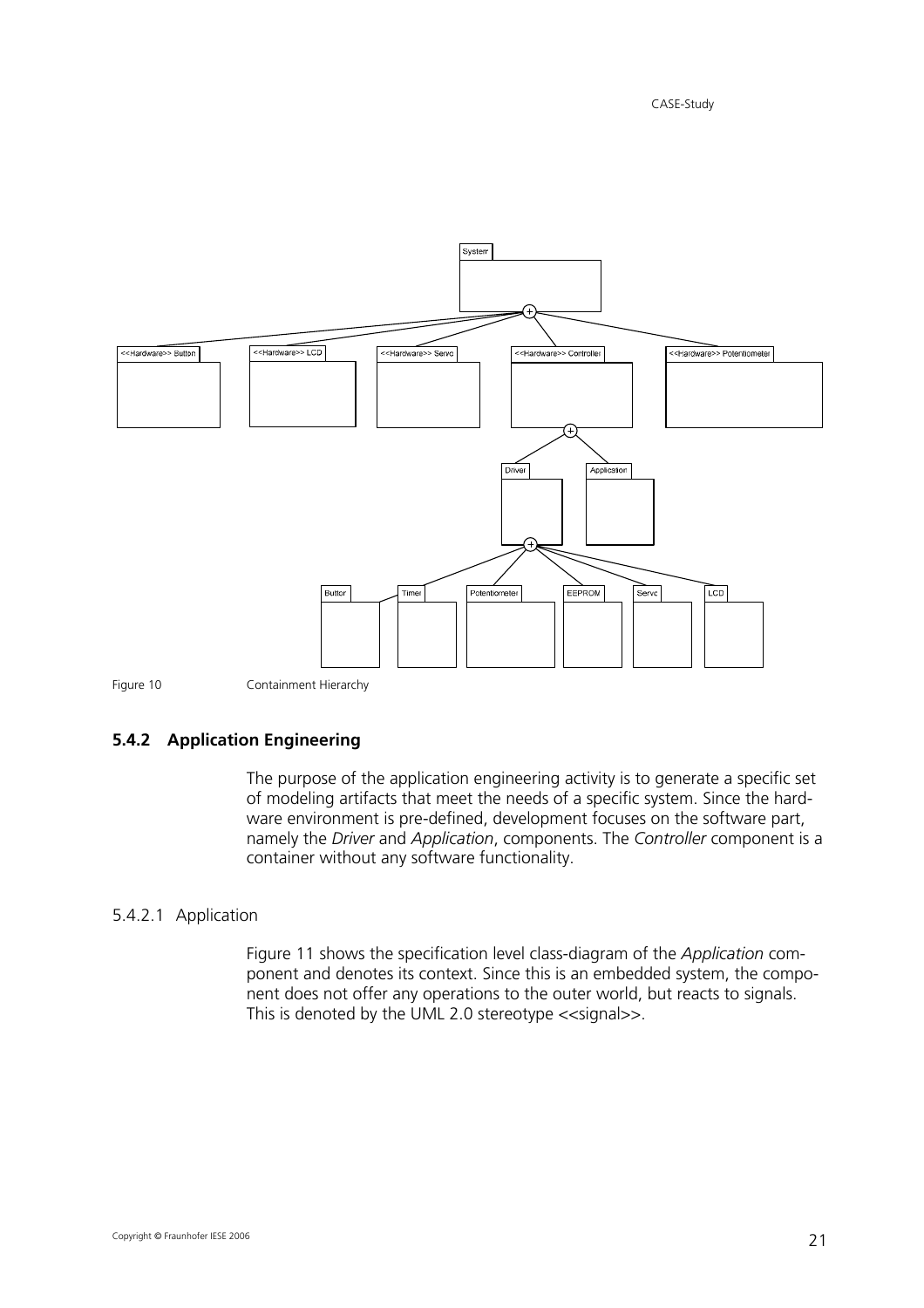Figure 10 Containment Hierarchy

### 5.4.2 Application Engineering

The purpose of the application engineering activity is to generate a specific set of modeling artifacts that meet the needs of a specific system. Since the hardware environment is pre-defined, development focuses on the software part, namely the *Driver* and *Application*, components. The *Controller* component is a container without any software functionality.

#### 5.4.2.1 Application

Figure 11 shows the specification level class-diagram of the *Application* component and denotes its context. Since this is an embedded system, the component does not offer any operations to the outer world, but reacts to signals. This is denoted by the UML 2.0 stereotype <<signal>>.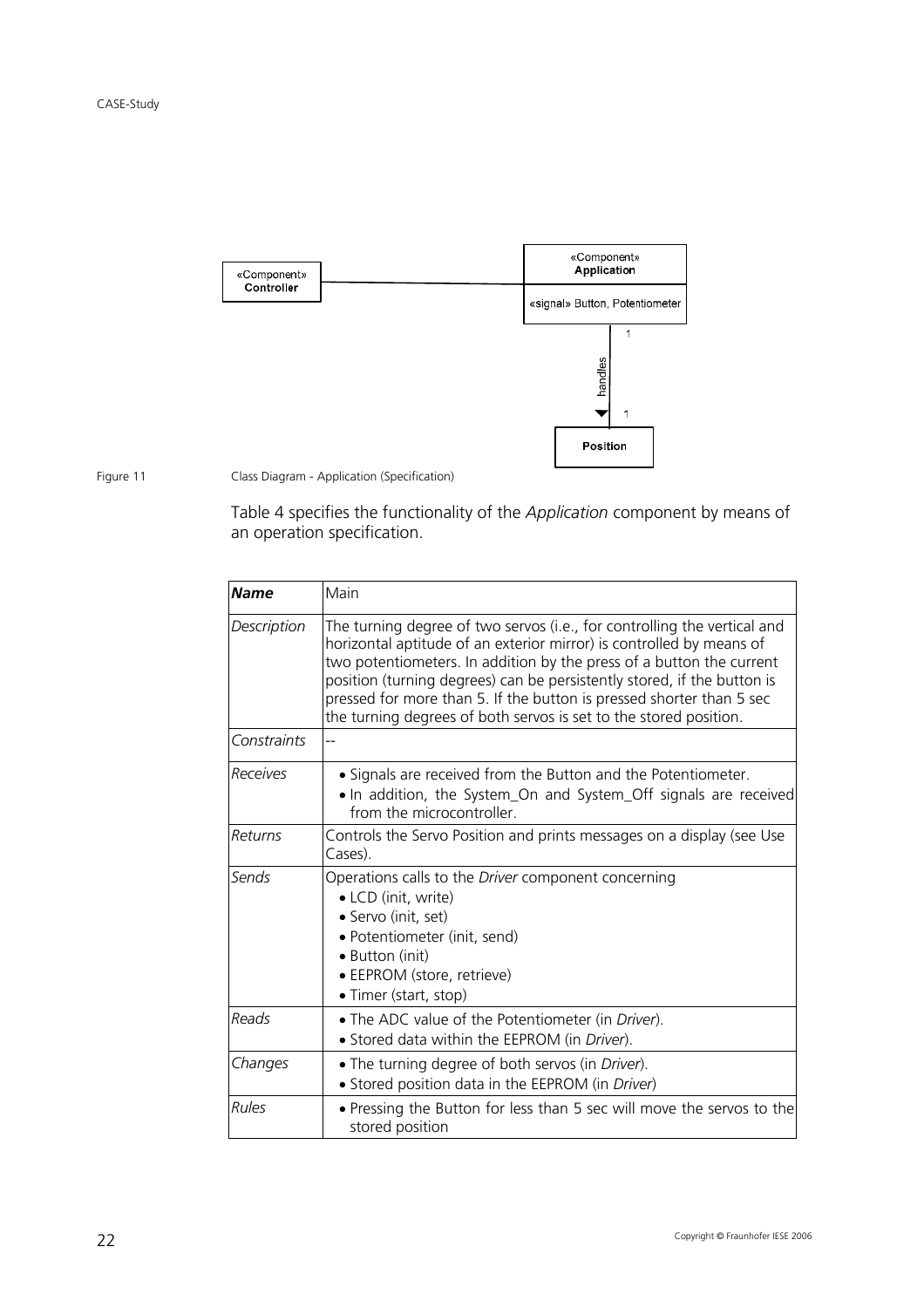Figure 11 Class Diagram - Application (Specification)

Table 4 specifies the functionality of the *Application* component by means of an operation specification.

| *Name* | Main |
|---|---|
| *Description* | The turning degree of two servos (i.e., for controlling the vertical and horizontal aptitude of an exterior mirror) is controlled by means of two potentiometers. In addition by the press of a button the current position (turning degrees) can be persistently stored, if the button is pressed for more than 5. If the button is pressed shorter than 5 sec the turning degrees of both servos is set to the stored position. |
| *Constraints* | -- |
| *Receives* | • Signals are received from the Button and the Potentiometer.<br>• In addition, the System_On and System_Off signals are received from the microcontroller. |
| *Returns* | Controls the Servo Position and prints messages on a display (see Use Cases). |
| *Sends* | Operations calls to the *Driver* component concerning<br>• LCD (init, write)<br>• Servo (init, set)<br>• Potentiometer (init, send)<br>• Button (init)<br>• EEPROM (store, retrieve)<br>• Timer (start, stop) |
| *Reads* | • The ADC value of the Potentiometer (in *Driver*).<br>• Stored data within the EEPROM (in *Driver*). |
| *Changes* | • The turning degree of both servos (in *Driver*).<br>• Stored position data in the EEPROM (in *Driver*) |
| *Rules* | • Pressing the Button for less than 5 sec will move the servos to the stored position |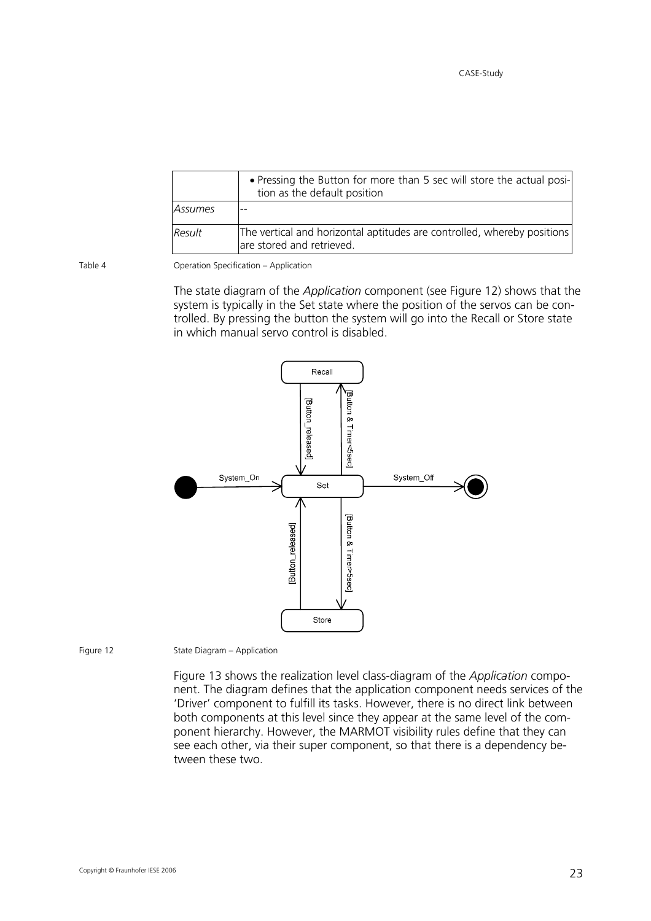|  | • Pressing the Button for more than 5 sec will store the actual position as the default position |
|---|---|
| *Assumes* | -- |
| *Result* | The vertical and horizontal aptitudes are controlled, whereby positions are stored and retrieved. |

Table 4 Operation Specification – Application

The state diagram of the *Application* component (see Figure 12) shows that the system is typically in the Set state where the position of the servos can be controlled. By pressing the button the system will go into the Recall or Store state in which manual servo control is disabled.

Figure 12 State Diagram – Application

Figure 13 shows the realization level class-diagram of the *Application* component. The diagram defines that the application component needs services of the 'Driver' component to fulfill its tasks. However, there is no direct link between both components at this level since they appear at the same level of the component hierarchy. However, the MARMOT visibility rules define that they can see each other, via their super component, so that there is a dependency between these two.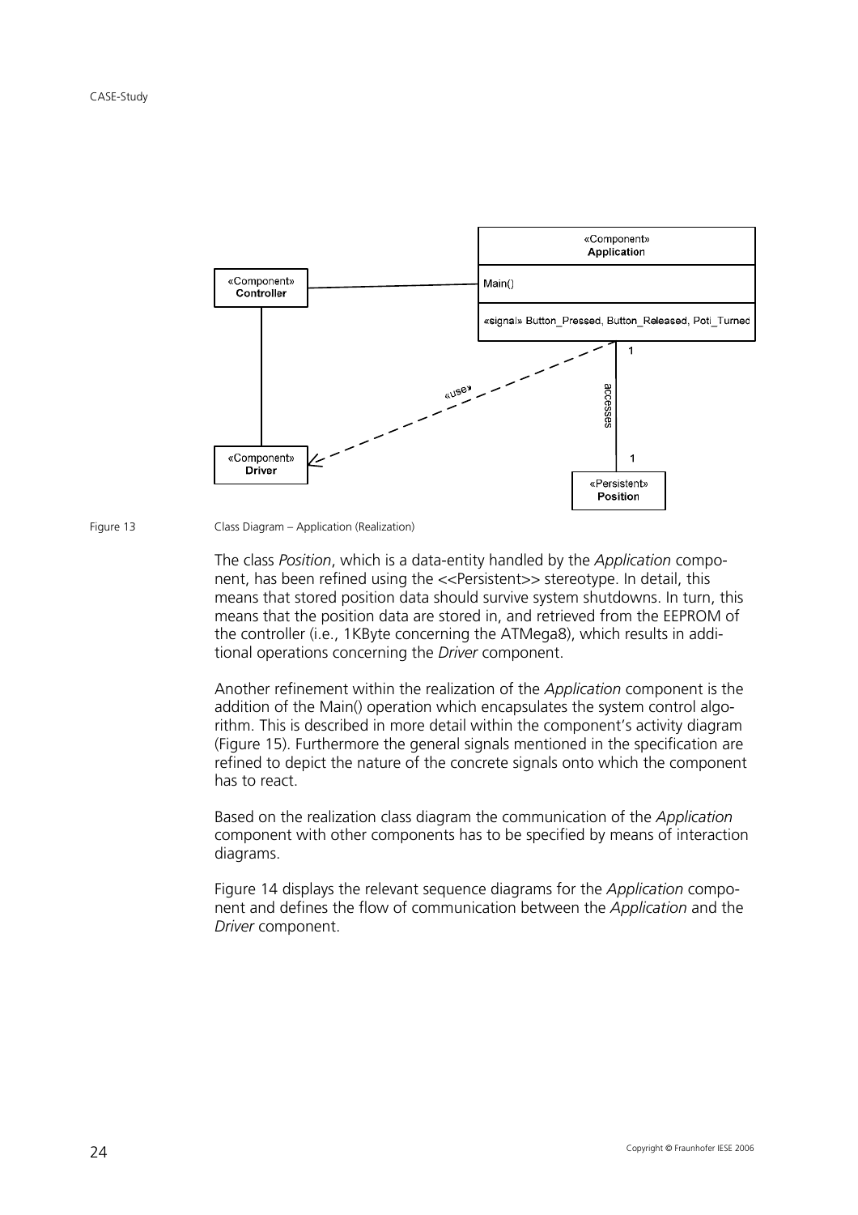Figure 13 Class Diagram – Application (Realization)

The class *Position*, which is a data-entity handled by the *Application* component, has been refined using the <<Persistent>> stereotype. In detail, this means that stored position data should survive system shutdowns. In turn, this means that the position data are stored in, and retrieved from the EEPROM of the controller (i.e., 1KByte concerning the ATMega8), which results in additional operations concerning the *Driver* component.

Another refinement within the realization of the *Application* component is the addition of the Main() operation which encapsulates the system control algorithm. This is described in more detail within the component's activity diagram (Figure 15). Furthermore the general signals mentioned in the specification are refined to depict the nature of the concrete signals onto which the component has to react.

Based on the realization class diagram the communication of the *Application* component with other components has to be specified by means of interaction diagrams.

Figure 14 displays the relevant sequence diagrams for the *Application* component and defines the flow of communication between the *Application* and the *Driver* component.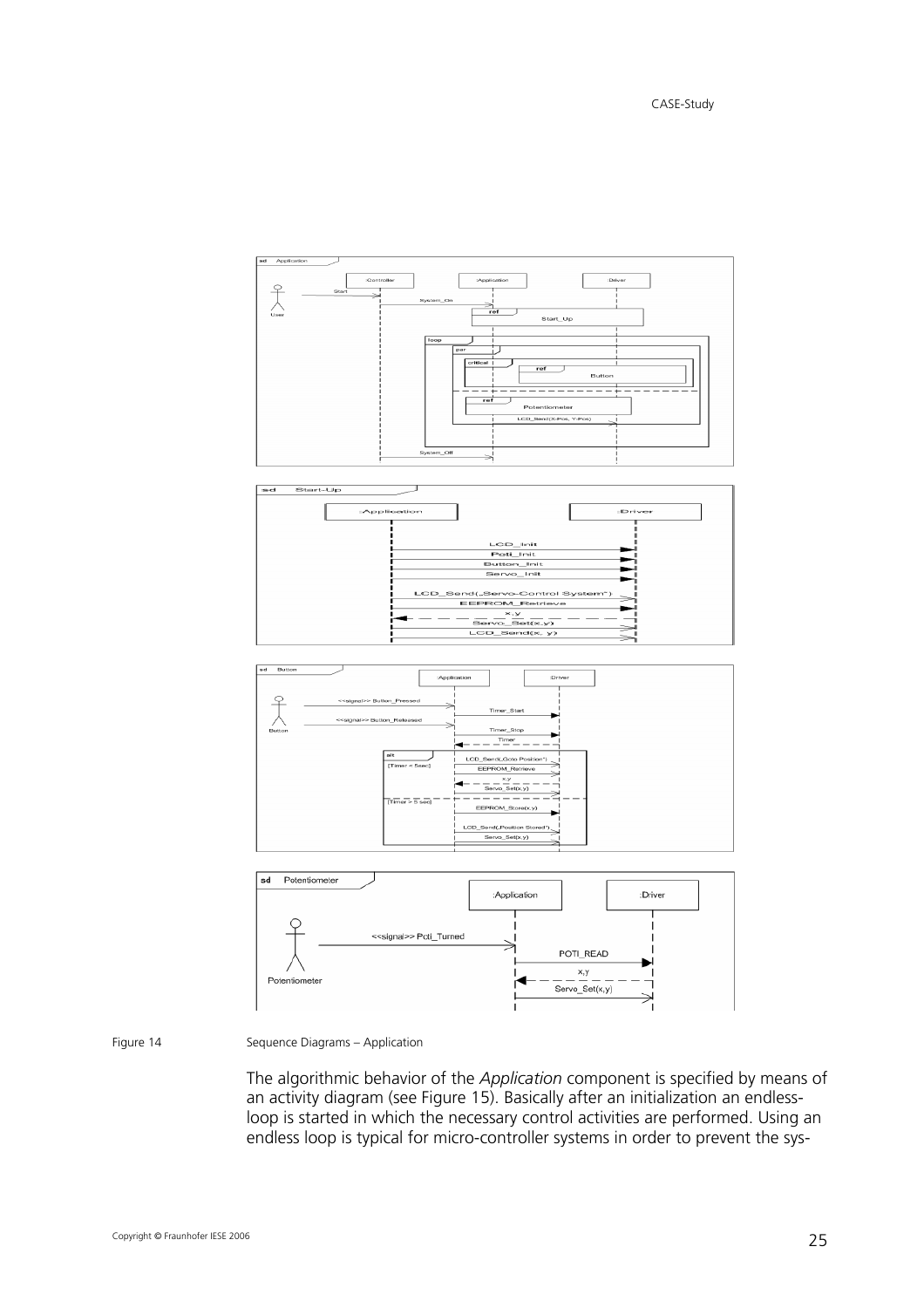Figure 14 Sequence Diagrams – Application

The algorithmic behavior of the *Application* component is specified by means of an activity diagram (see Figure 15). Basically after an initialization an endless-loop is started in which the necessary control activities are performed. Using an endless loop is typical for micro-controller systems in order to prevent the sys-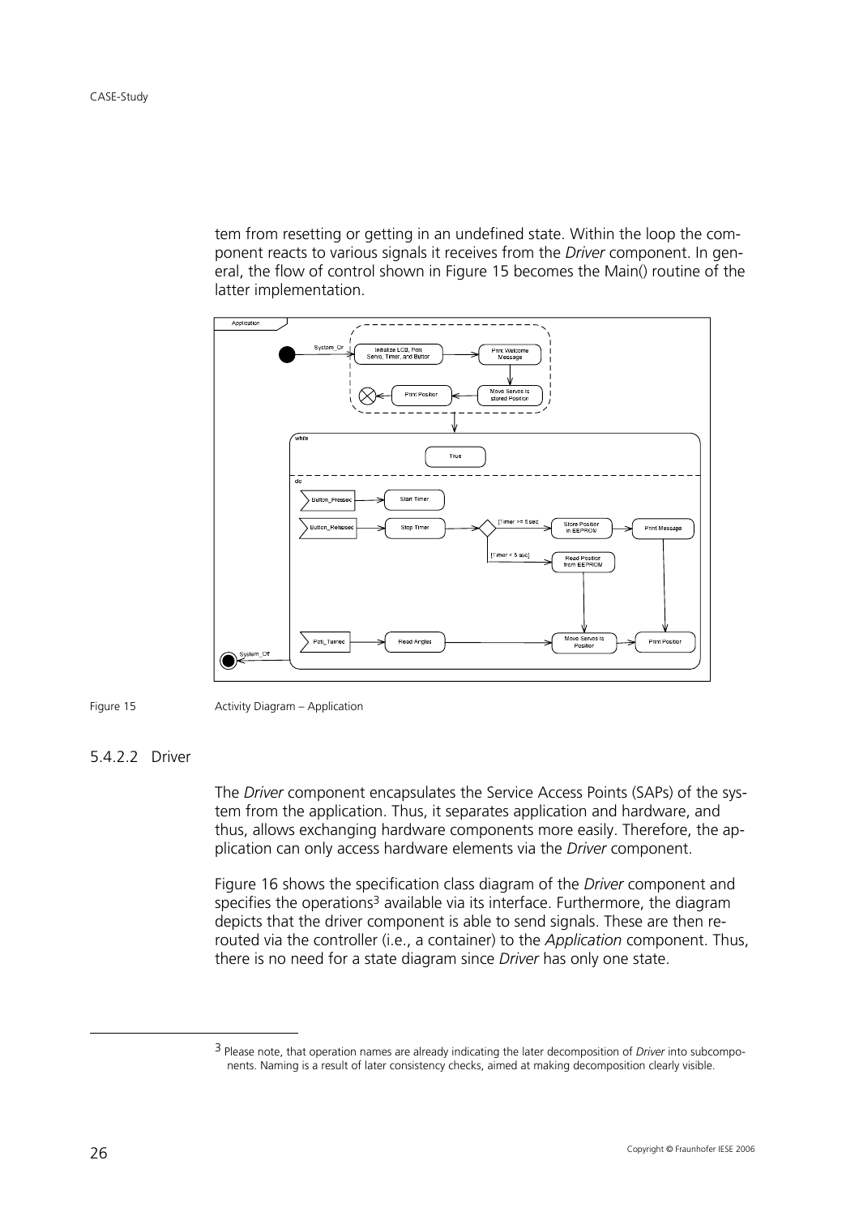tem from resetting or getting in an undefined state. Within the loop the component reacts to various signals it receives from the *Driver* component. In general, the flow of control shown in Figure 15 becomes the Main() routine of the latter implementation.

Figure 15 Activity Diagram – Application

#### 5.4.2.2 Driver

The *Driver* component encapsulates the Service Access Points (SAPs) of the system from the application. Thus, it separates application and hardware, and thus, allows exchanging hardware components more easily. Therefore, the application can only access hardware elements via the *Driver* component.

Figure 16 shows the specification class diagram of the *Driver* component and specifies the operations[3] available via its interface. Furthermore, the diagram depicts that the driver component is able to send signals. These are then rerouted via the controller (i.e., a container) to the *Application* component. Thus, there is no need for a state diagram since *Driver* has only one state.

[3] Please note, that operation names are already indicating the later decomposition of *Driver* into subcomponents. Naming is a result of later consistency checks, aimed at making decomposition clearly visible.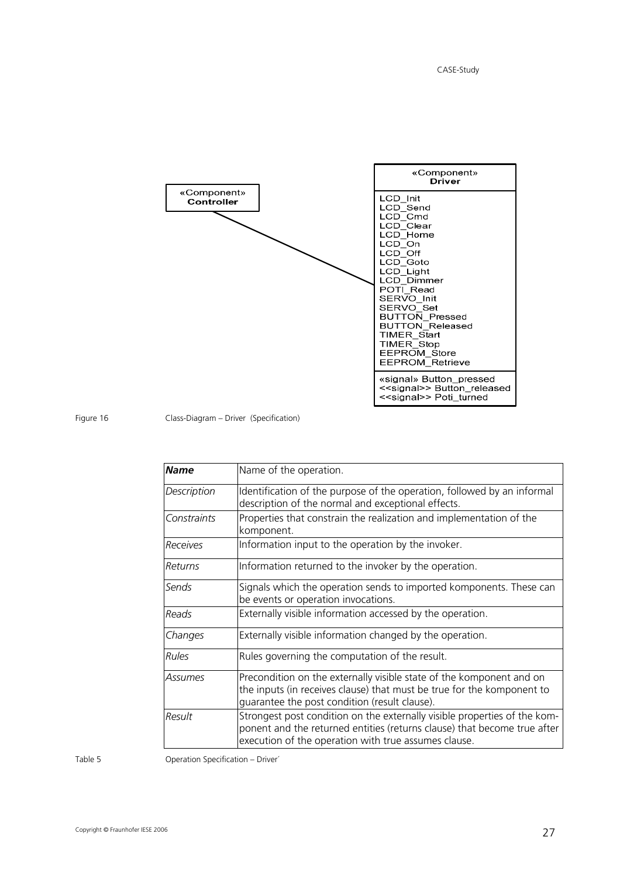«Component»
**Controller**

«Component»
**Driver**

LCD_Init
LCD_Send
LCD_Cmd
LCD_Clear
LCD_Home
LCD_On
LCD_Off
LCD_Goto
LCD_Light
LCD_Dimmer
POTI_Read
SERVO_Init
SERVO_Set
BUTTON_Pressed
BUTTON_Released
TIMER_Start
TIMER_Stop
EEPROM_Store
EEPROM_Retrieve

«signal» Button_pressed
<<signal>> Button_released
<<signal>> Poti_turned

Figure 16 Class-Diagram – Driver (Specification)

| ***Name*** | Name of the operation. |
|---|---|
| *Description* | Identification of the purpose of the operation, followed by an informal description of the normal and exceptional effects. |
| *Constraints* | Properties that constrain the realization and implementation of the komponent. |
| *Receives* | Information input to the operation by the invoker. |
| *Returns* | Information returned to the invoker by the operation. |
| *Sends* | Signals which the operation sends to imported komponents. These can be events or operation invocations. |
| *Reads* | Externally visible information accessed by the operation. |
| *Changes* | Externally visible information changed by the operation. |
| *Rules* | Rules governing the computation of the result. |
| *Assumes* | Precondition on the externally visible state of the komponent and on the inputs (in receives clause) that must be true for the komponent to guarantee the post condition (result clause). |
| *Result* | Strongest post condition on the externally visible properties of the komponent and the returned entities (returns clause) that become true after execution of the operation with true assumes clause. |

Table 5 Operation Specification – Driver´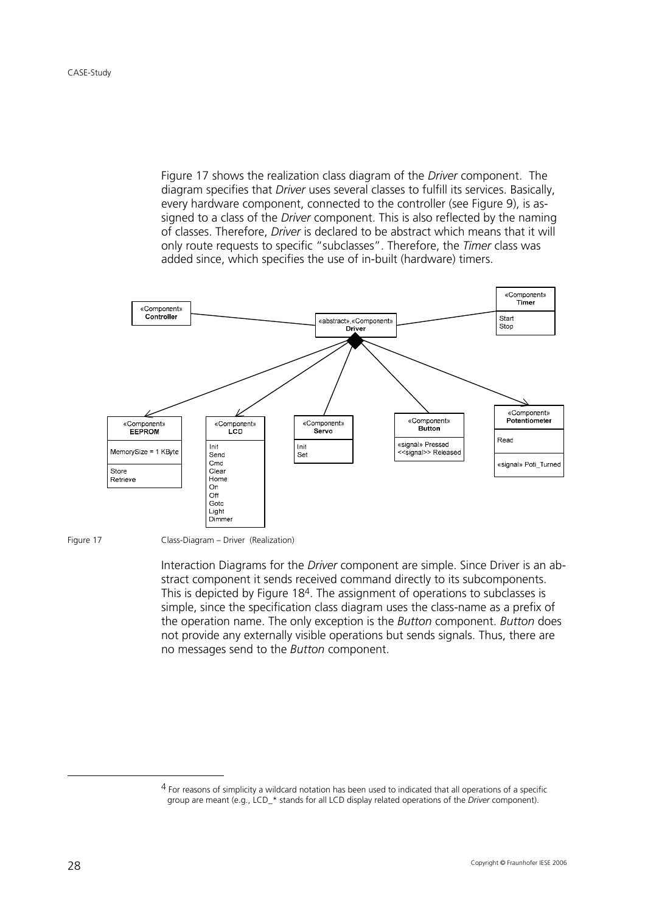Figure 17 shows the realization class diagram of the *Driver* component. The diagram specifies that *Driver* uses several classes to fulfill its services. Basically, every hardware component, connected to the controller (see Figure 9), is assigned to a class of the *Driver* component. This is also reflected by the naming of classes. Therefore, *Driver* is declared to be abstract which means that it will only route requests to specific "subclasses". Therefore, the *Timer* class was added since, which specifies the use of in-built (hardware) timers.

Figure 17 Class-Diagram – Driver (Realization)

Interaction Diagrams for the *Driver* component are simple. Since Driver is an abstract component it sends received command directly to its subcomponents. This is depicted by Figure 18[4]. The assignment of operations to subclasses is simple, since the specification class diagram uses the class-name as a prefix of the operation name. The only exception is the *Button* component. *Button* does not provide any externally visible operations but sends signals. Thus, there are no messages send to the *Button* component.

[4] For reasons of simplicity a wildcard notation has been used to indicated that all operations of a specific group are meant (e.g., LCD_* stands for all LCD display related operations of the *Driver* component).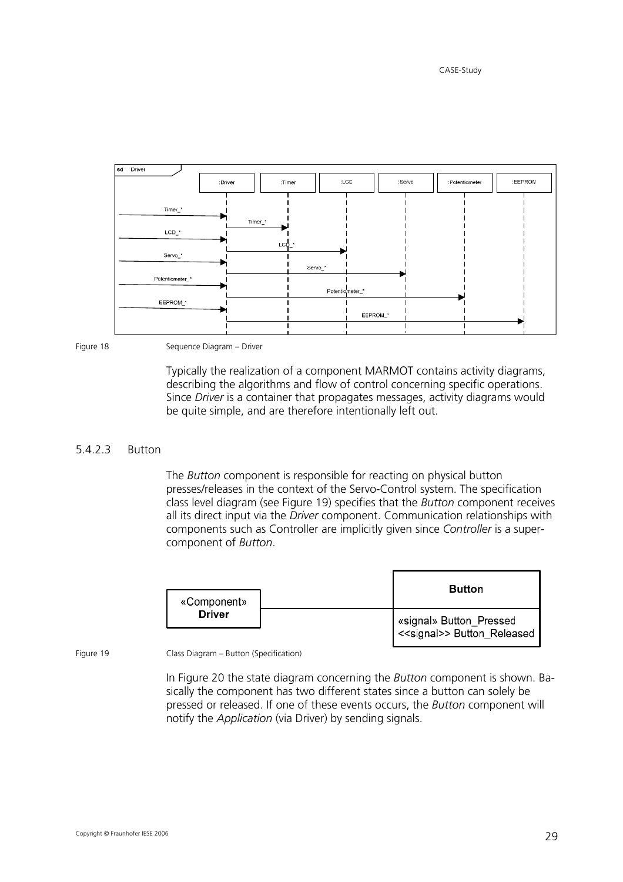Figure 18 Sequence Diagram – Driver

Typically the realization of a component MARMOT contains activity diagrams, describing the algorithms and flow of control concerning specific operations. Since *Driver* is a container that propagates messages, activity diagrams would be quite simple, and are therefore intentionally left out.

### 5.4.2.3 Button

The *Button* component is responsible for reacting on physical button presses/releases in the context of the Servo-Control system. The specification class level diagram (see Figure 19) specifies that the *Button* component receives all its direct input via the *Driver* component. Communication relationships with components such as Controller are implicitly given since *Controller* is a super-component of *Button*.

Figure 19 Class Diagram – Button (Specification)

In Figure 20 the state diagram concerning the *Button* component is shown. Basically the component has two different states since a button can solely be pressed or released. If one of these events occurs, the *Button* component will notify the *Application* (via Driver) by sending signals.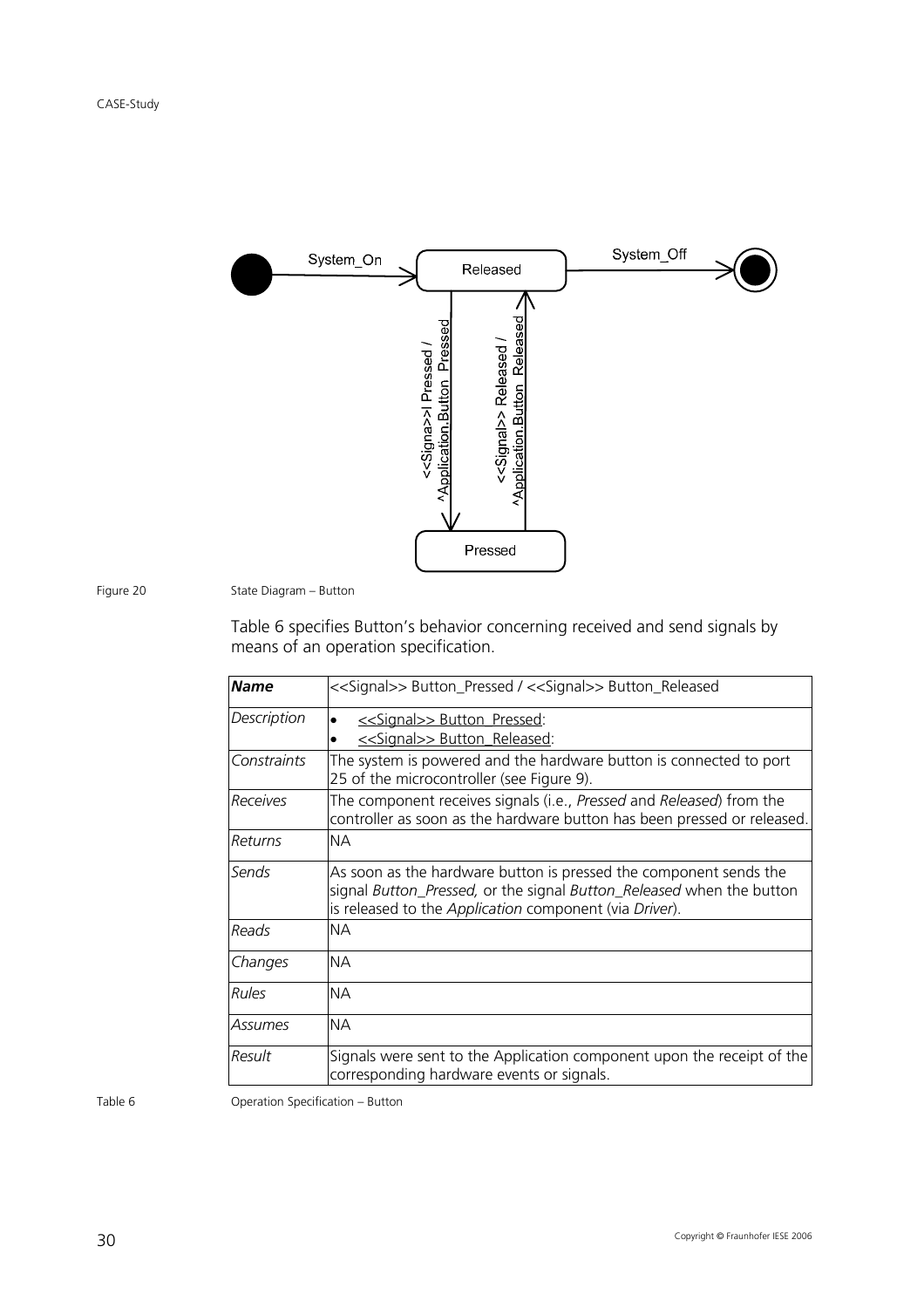Figure 20 State Diagram – Button

Table 6 specifies Button's behavior concerning received and send signals by means of an operation specification.

| *Name* | <<Signal>> Button_Pressed / <<Signal>> Button_Released |
|---|---|
| *Description* | • <<Signal>> Button_Pressed:<br>• <<Signal>> Button_Released: |
| *Constraints* | The system is powered and the hardware button is connected to port 25 of the microcontroller (see Figure 9). |
| *Receives* | The component receives signals (i.e., *Pressed* and *Released*) from the controller as soon as the hardware button has been pressed or released. |
| *Returns* | NA |
| *Sends* | As soon as the hardware button is pressed the component sends the signal *Button_Pressed,* or the signal *Button_Released* when the button is released to the *Application* component (via *Driver*). |
| *Reads* | NA |
| *Changes* | NA |
| *Rules* | NA |
| *Assumes* | NA |
| *Result* | Signals were sent to the Application component upon the receipt of the corresponding hardware events or signals. |

Table 6 Operation Specification – Button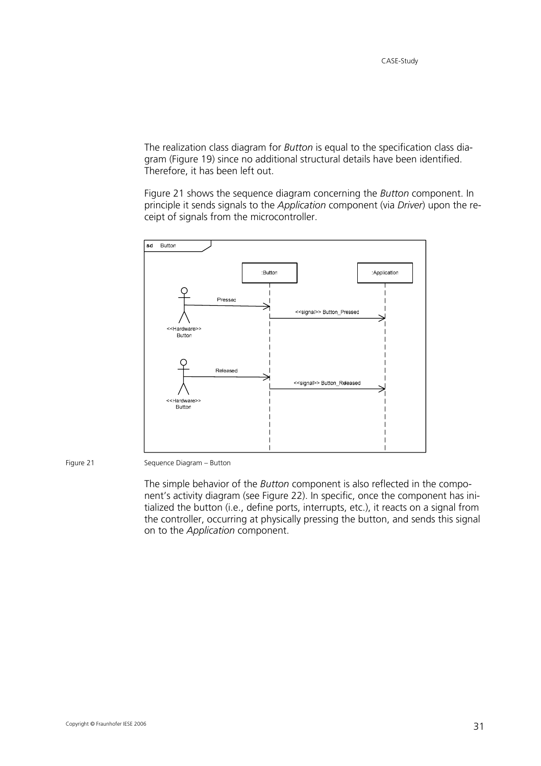The realization class diagram for *Button* is equal to the specification class diagram (Figure 19) since no additional structural details have been identified. Therefore, it has been left out.

Figure 21 shows the sequence diagram concerning the *Button* component. In principle it sends signals to the *Application* component (via *Driver*) upon the receipt of signals from the microcontroller.

Figure 21 Sequence Diagram – Button

The simple behavior of the *Button* component is also reflected in the component's activity diagram (see Figure 22). In specific, once the component has initialized the button (i.e., define ports, interrupts, etc.), it reacts on a signal from the controller, occurring at physically pressing the button, and sends this signal on to the *Application* component.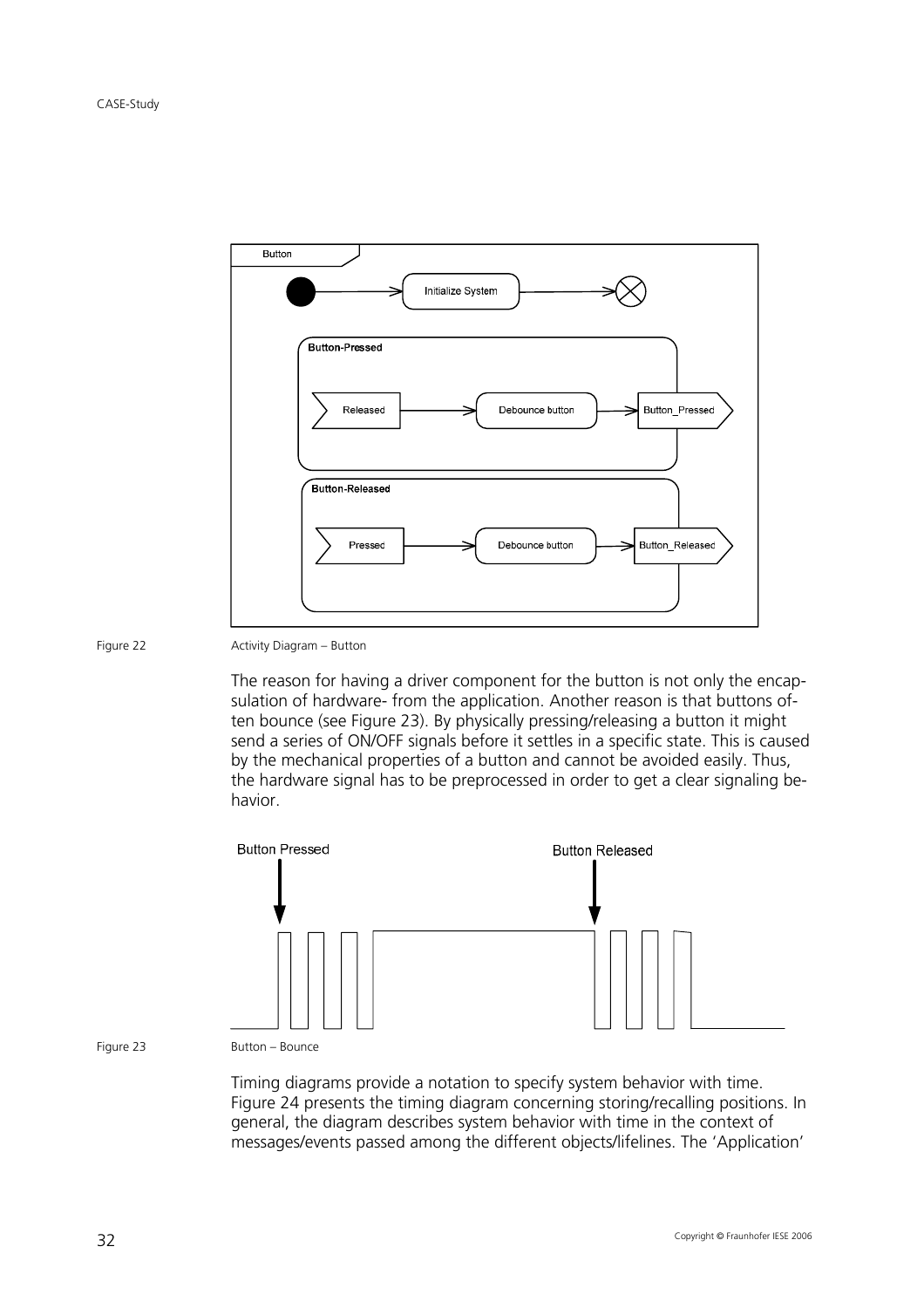Figure 22 Activity Diagram – Button

The reason for having a driver component for the button is not only the encapsulation of hardware- from the application. Another reason is that buttons often bounce (see Figure 23). By physically pressing/releasing a button it might send a series of ON/OFF signals before it settles in a specific state. This is caused by the mechanical properties of a button and cannot be avoided easily. Thus, the hardware signal has to be preprocessed in order to get a clear signaling behavior.

Figure 23 Button – Bounce

Timing diagrams provide a notation to specify system behavior with time. Figure 24 presents the timing diagram concerning storing/recalling positions. In general, the diagram describes system behavior with time in the context of messages/events passed among the different objects/lifelines. The 'Application'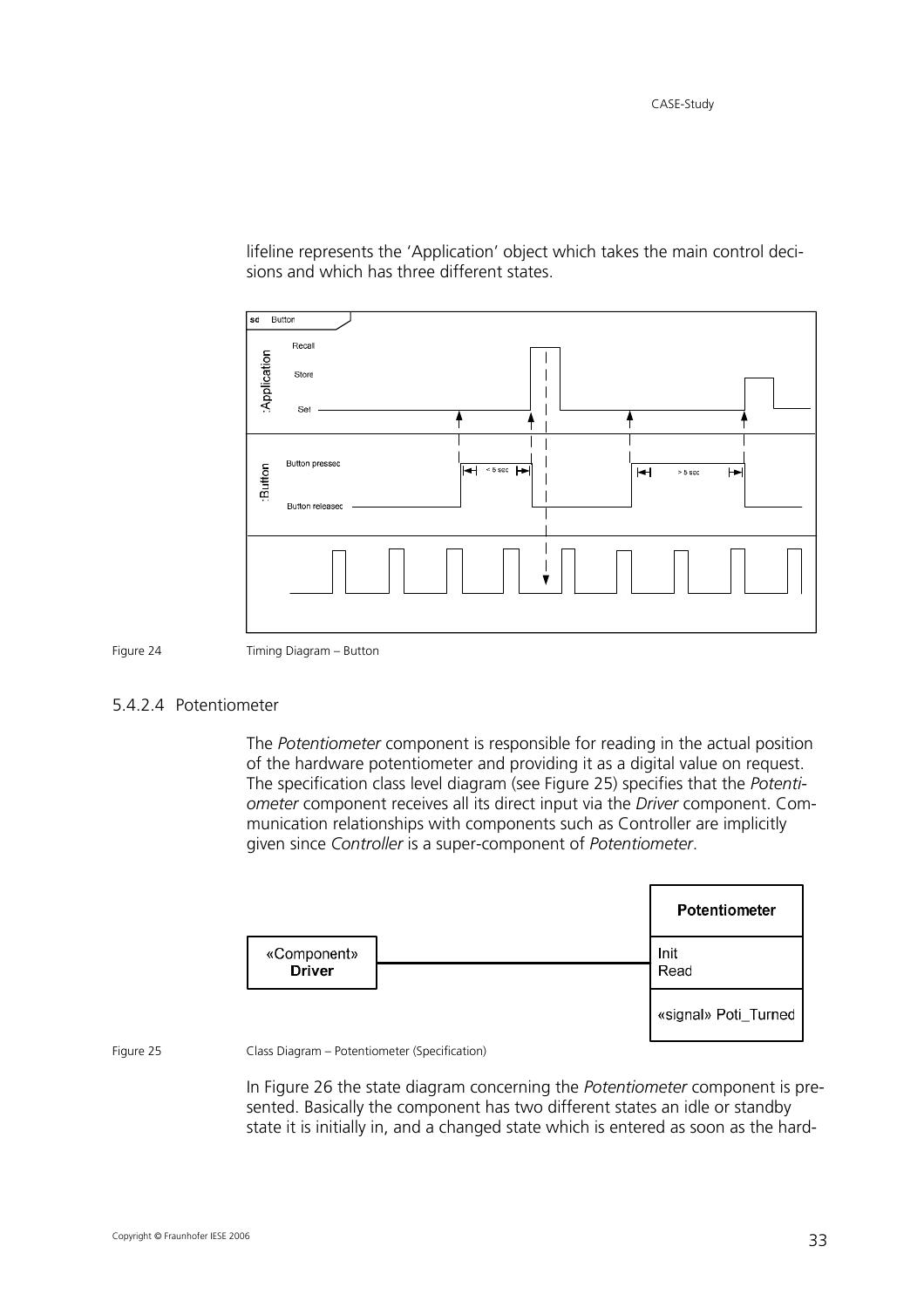lifeline represents the 'Application' object which takes the main control decisions and which has three different states.

Figure 24 Timing Diagram – Button

#### 5.4.2.4 Potentiometer

The *Potentiometer* component is responsible for reading in the actual position of the hardware potentiometer and providing it as a digital value on request. The specification class level diagram (see Figure 25) specifies that the *Potentiometer* component receives all its direct input via the *Driver* component. Communication relationships with components such as Controller are implicitly given since *Controller* is a super-component of *Potentiometer*.

Figure 25 Class Diagram – Potentiometer (Specification)

In Figure 26 the state diagram concerning the *Potentiometer* component is presented. Basically the component has two different states an idle or standby state it is initially in, and a changed state which is entered as soon as the hard-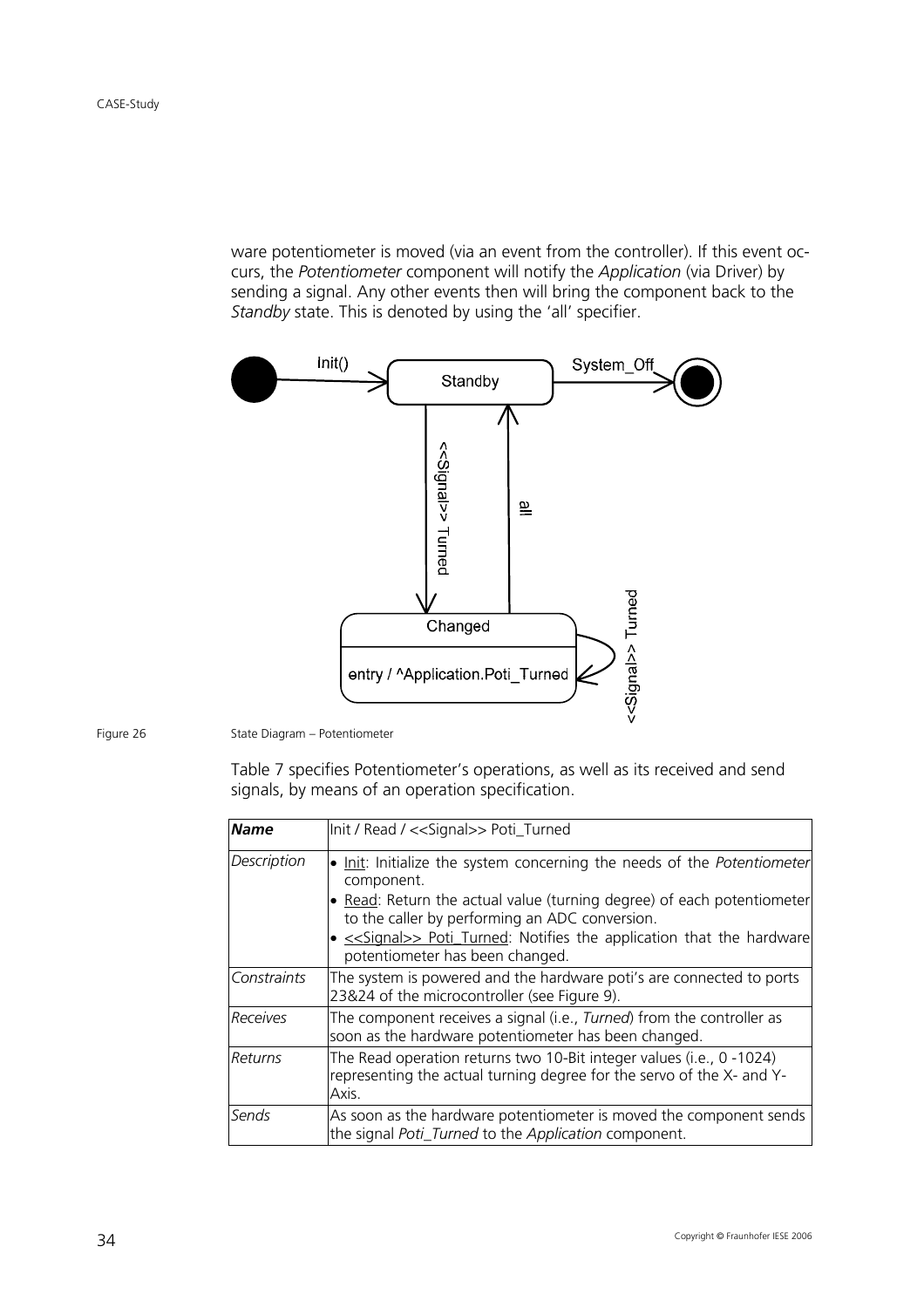ware potentiometer is moved (via an event from the controller). If this event occurs, the *Potentiometer* component will notify the *Application* (via Driver) by sending a signal. Any other events then will bring the component back to the *Standby* state. This is denoted by using the 'all' specifier.

Figure 26 State Diagram – Potentiometer

Table 7 specifies Potentiometer's operations, as well as its received and send signals, by means of an operation specification.

| ***Name*** | Init / Read / <<Signal>> Poti_Turned |
|---|---|
| *Description* | • Init: Initialize the system concerning the needs of the *Potentiometer* component.<br>• Read: Return the actual value (turning degree) of each potentiometer to the caller by performing an ADC conversion.<br>• <<Signal>> Poti_Turned: Notifies the application that the hardware potentiometer has been changed. |
| *Constraints* | The system is powered and the hardware poti's are connected to ports 23&24 of the microcontroller (see Figure 9). |
| *Receives* | The component receives a signal (i.e., *Turned*) from the controller as soon as the hardware potentiometer has been changed. |
| *Returns* | The Read operation returns two 10-Bit integer values (i.e., 0 -1024) representing the actual turning degree for the servo of the X- and Y-Axis. |
| *Sends* | As soon as the hardware potentiometer is moved the component sends the signal *Poti_Turned* to the *Application* component. |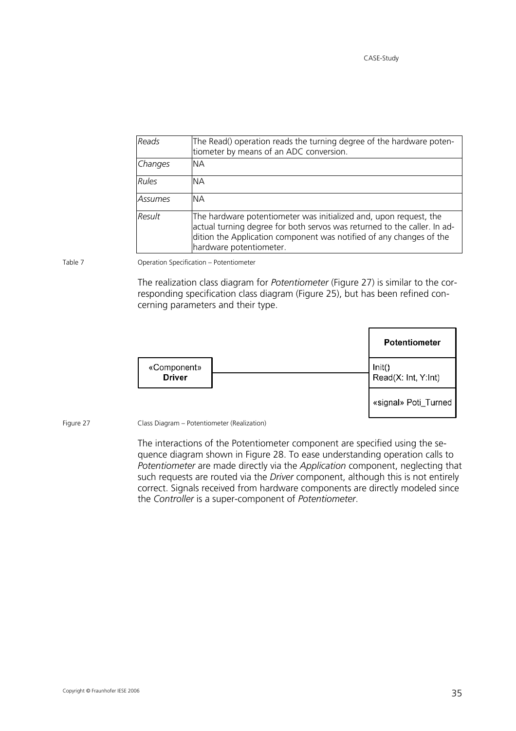| | |
|---|---|
| *Reads* | The Read() operation reads the turning degree of the hardware potentiometer by means of an ADC conversion. |
| *Changes* | NA |
| *Rules* | NA |
| *Assumes* | NA |
| *Result* | The hardware potentiometer was initialized and, upon request, the actual turning degree for both servos was returned to the caller. In addition the Application component was notified of any changes of the hardware potentiometer. |

Table 7 Operation Specification – Potentiometer

The realization class diagram for *Potentiometer* (Figure 27) is similar to the corresponding specification class diagram (Figure 25), but has been refined concerning parameters and their type.

| «Component» **Driver** |
|---|

| **Potentiometer** |
|---|
| Init()<br>Read(X: Int, Y:Int) |
| «signal» Poti_Turned |

Figure 27 Class Diagram – Potentiometer (Realization)

The interactions of the Potentiometer component are specified using the sequence diagram shown in Figure 28. To ease understanding operation calls to *Potentiometer* are made directly via the *Application* component, neglecting that such requests are routed via the *Driver* component, although this is not entirely correct. Signals received from hardware components are directly modeled since the *Controller* is a super-component of *Potentiometer*.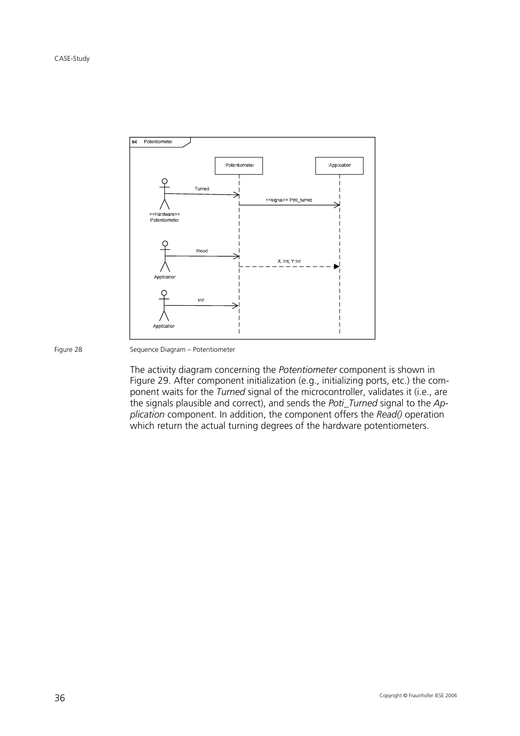Figure 28 Sequence Diagram – Potentiometer

The activity diagram concerning the *Potentiometer* component is shown in Figure 29. After component initialization (e.g., initializing ports, etc.) the component waits for the *Turned* signal of the microcontroller, validates it (i.e., are the signals plausible and correct), and sends the *Poti_Turned* signal to the *Application* component. In addition, the component offers the *Read()* operation which return the actual turning degrees of the hardware potentiometers.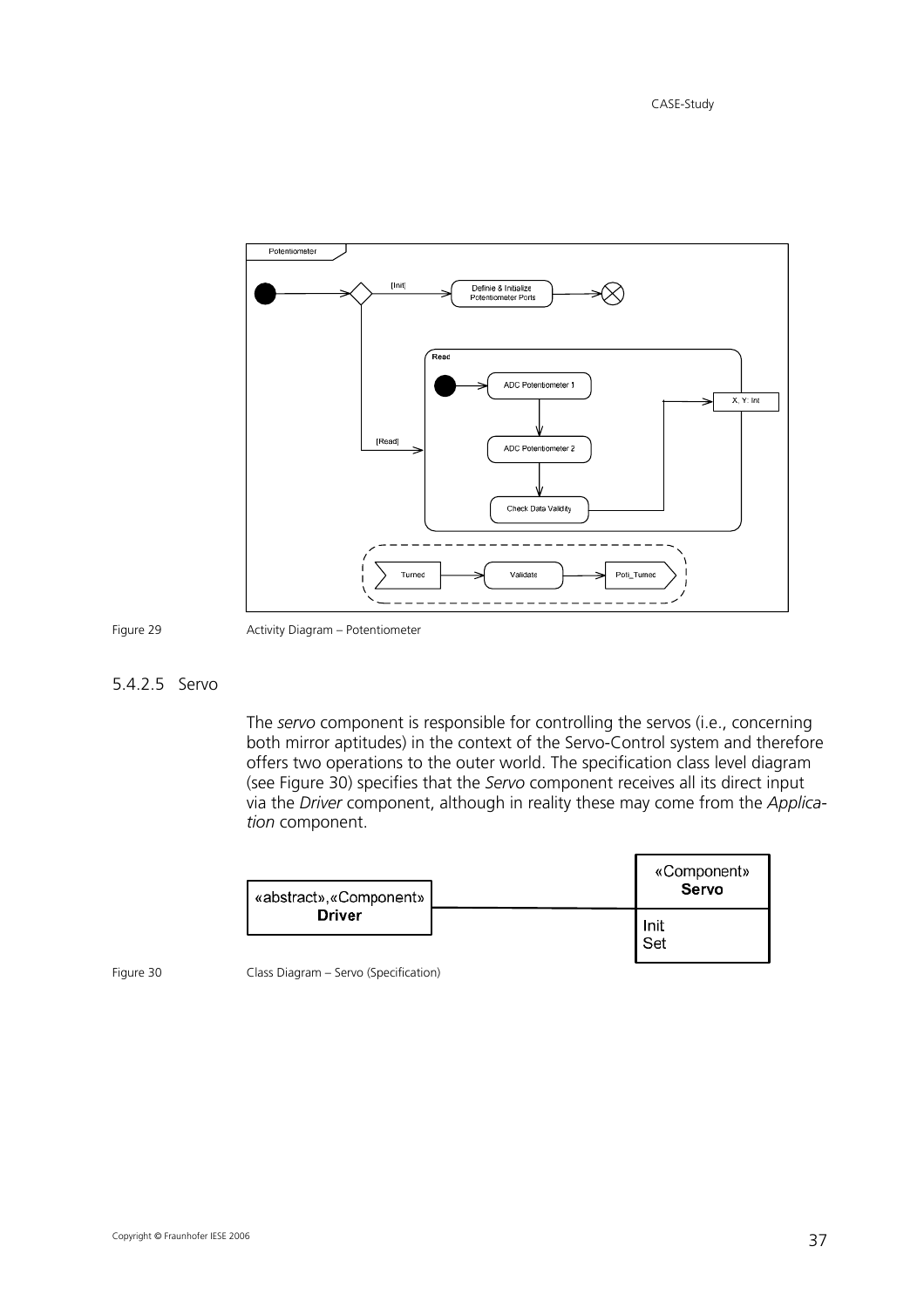Figure 29 Activity Diagram – Potentiometer

### 5.4.2.5 Servo

The *servo* component is responsible for controlling the servos (i.e., concerning both mirror aptitudes) in the context of the Servo-Control system and therefore offers two operations to the outer world. The specification class level diagram (see Figure 30) specifies that the *Servo* component receives all its direct input via the *Driver* component, although in reality these may come from the *Application* component.

Figure 30 Class Diagram – Servo (Specification)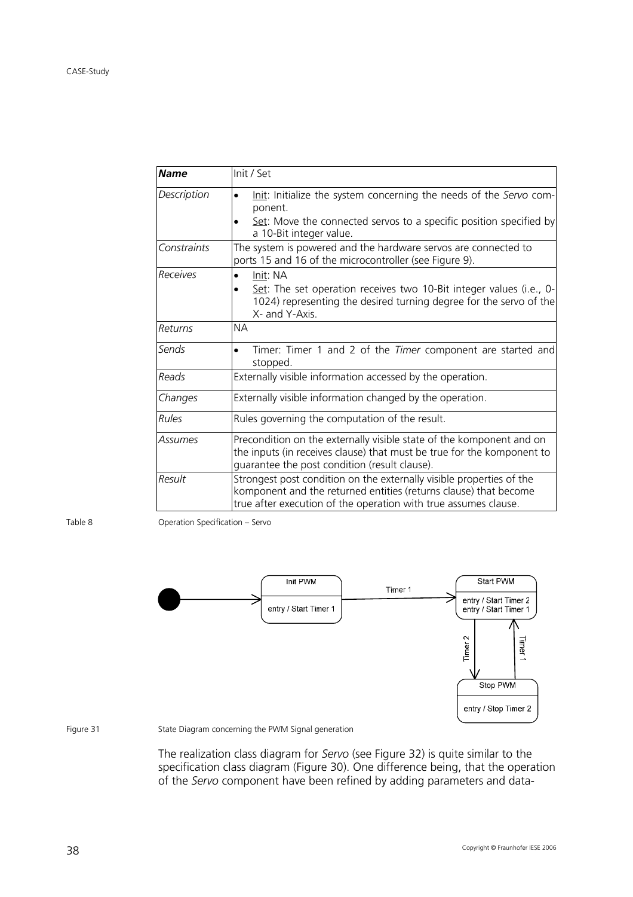| **Name** | Init / Set |
|---|---|
| *Description* | • Init: Initialize the system concerning the needs of the *Servo* component.<br>• Set: Move the connected servos to a specific position specified by a 10-Bit integer value. |
| *Constraints* | The system is powered and the hardware servos are connected to ports 15 and 16 of the microcontroller (see Figure 9). |
| *Receives* | • Init: NA<br>• Set: The set operation receives two 10-Bit integer values (i.e., 0-1024) representing the desired turning degree for the servo of the X- and Y-Axis. |
| *Returns* | NA |
| *Sends* | • Timer: Timer 1 and 2 of the *Timer* component are started and stopped. |
| *Reads* | Externally visible information accessed by the operation. |
| *Changes* | Externally visible information changed by the operation. |
| *Rules* | Rules governing the computation of the result. |
| *Assumes* | Precondition on the externally visible state of the komponent and on the inputs (in receives clause) that must be true for the komponent to guarantee the post condition (result clause). |
| *Result* | Strongest post condition on the externally visible properties of the komponent and the returned entities (returns clause) that become true after execution of the operation with true assumes clause. |

Table 8 Operation Specification – Servo

Figure 31 State Diagram concerning the PWM Signal generation

The realization class diagram for *Servo* (see Figure 32) is quite similar to the specification class diagram (Figure 30). One difference being, that the operation of the *Servo* component have been refined by adding parameters and data-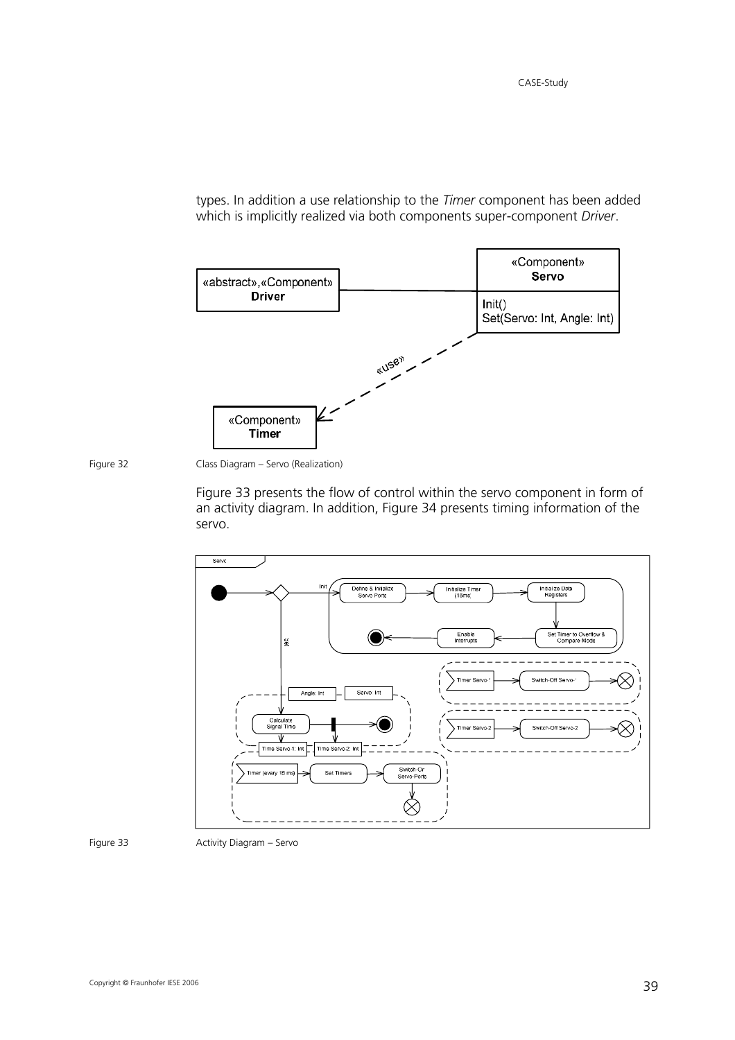types. In addition a use relationship to the *Timer* component has been added which is implicitly realized via both components super-component *Driver*.

Figure 32 Class Diagram – Servo (Realization)

Figure 33 presents the flow of control within the servo component in form of an activity diagram. In addition, Figure 34 presents timing information of the servo.

Figure 33 Activity Diagram – Servo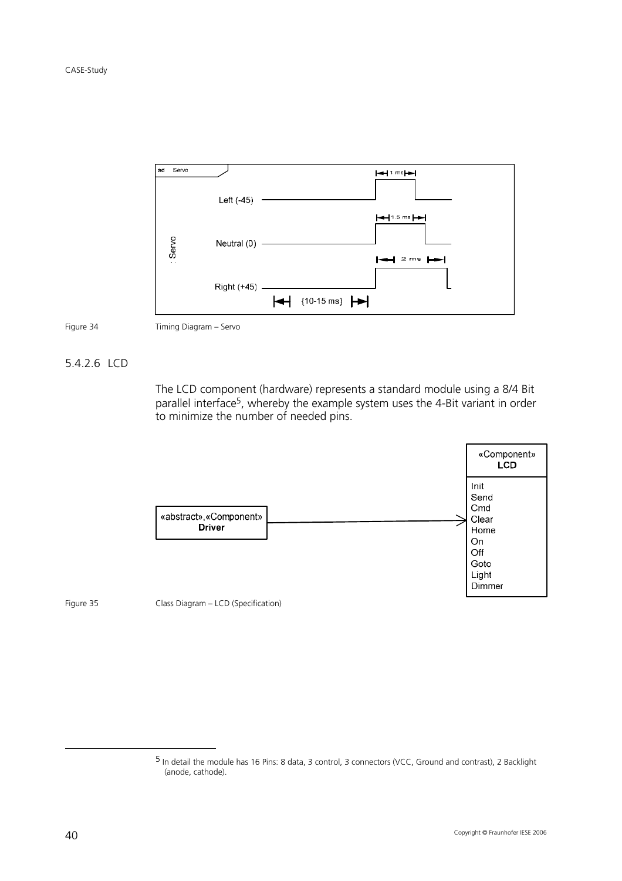Figure 34 Timing Diagram – Servo

### 5.4.2.6 LCD

The LCD component (hardware) represents a standard module using a 8/4 Bit parallel interface[5], whereby the example system uses the 4-Bit variant in order to minimize the number of needed pins.

Figure 35 Class Diagram – LCD (Specification)

[5] In detail the module has 16 Pins: 8 data, 3 control, 3 connectors (VCC, Ground and contrast), 2 Backlight (anode, cathode).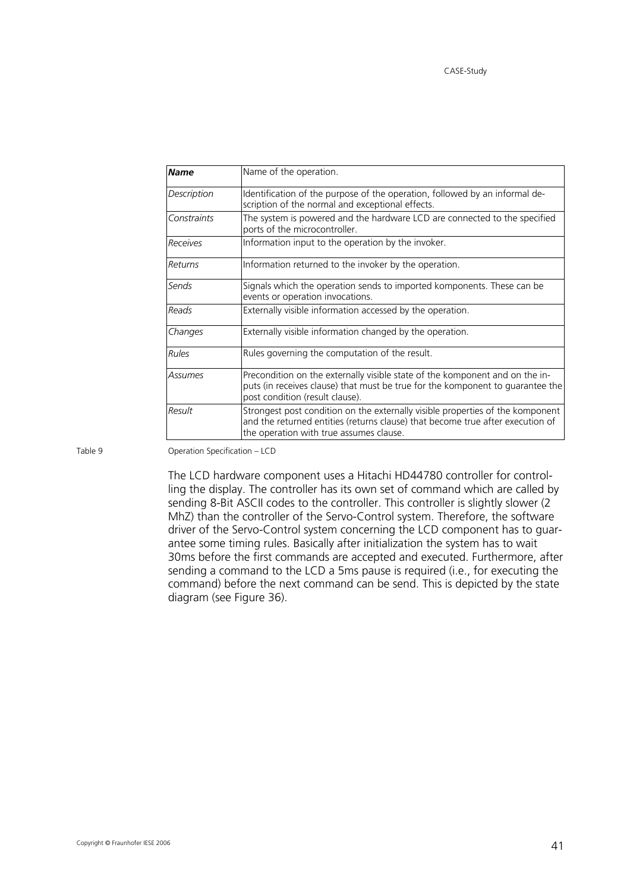| ***Name*** | Name of the operation. |
|---|---|
| *Description* | Identification of the purpose of the operation, followed by an informal description of the normal and exceptional effects. |
| *Constraints* | The system is powered and the hardware LCD are connected to the specified ports of the microcontroller. |
| *Receives* | Information input to the operation by the invoker. |
| *Returns* | Information returned to the invoker by the operation. |
| *Sends* | Signals which the operation sends to imported komponents. These can be events or operation invocations. |
| *Reads* | Externally visible information accessed by the operation. |
| *Changes* | Externally visible information changed by the operation. |
| *Rules* | Rules governing the computation of the result. |
| *Assumes* | Precondition on the externally visible state of the komponent and on the inputs (in receives clause) that must be true for the komponent to guarantee the post condition (result clause). |
| *Result* | Strongest post condition on the externally visible properties of the komponent and the returned entities (returns clause) that become true after execution of the operation with true assumes clause. |

Table 9 Operation Specification – LCD

The LCD hardware component uses a Hitachi HD44780 controller for controlling the display. The controller has its own set of command which are called by sending 8-Bit ASCII codes to the controller. This controller is slightly slower (2 MhZ) than the controller of the Servo-Control system. Therefore, the software driver of the Servo-Control system concerning the LCD component has to guarantee some timing rules. Basically after initialization the system has to wait 30ms before the first commands are accepted and executed. Furthermore, after sending a command to the LCD a 5ms pause is required (i.e., for executing the command) before the next command can be send. This is depicted by the state diagram (see Figure 36).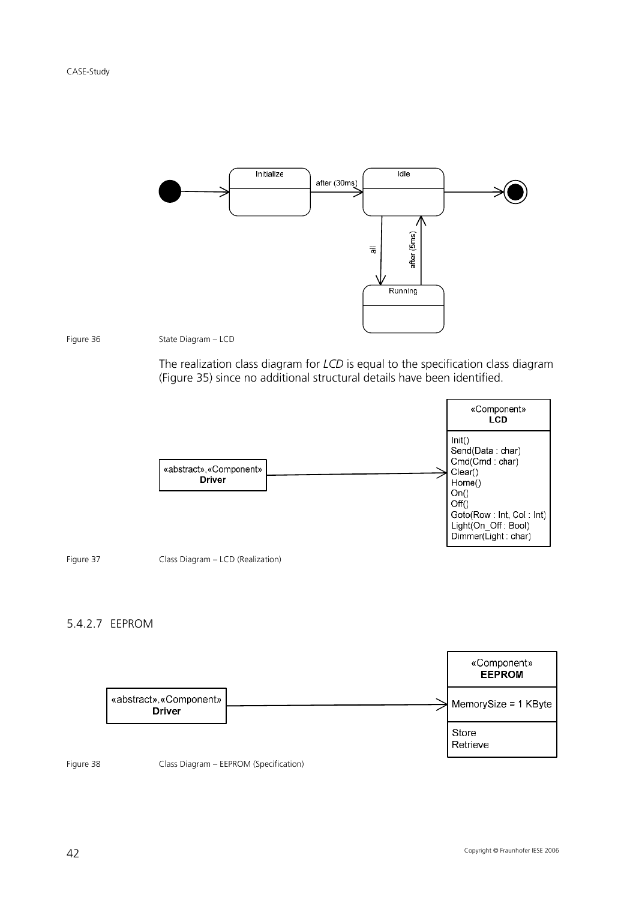Figure 36 State Diagram – LCD

The realization class diagram for *LCD* is equal to the specification class diagram (Figure 35) since no additional structural details have been identified.

Figure 37 Class Diagram – LCD (Realization)

#### 5.4.2.7 EEPROM

Figure 38 Class Diagram – EEPROM (Specification)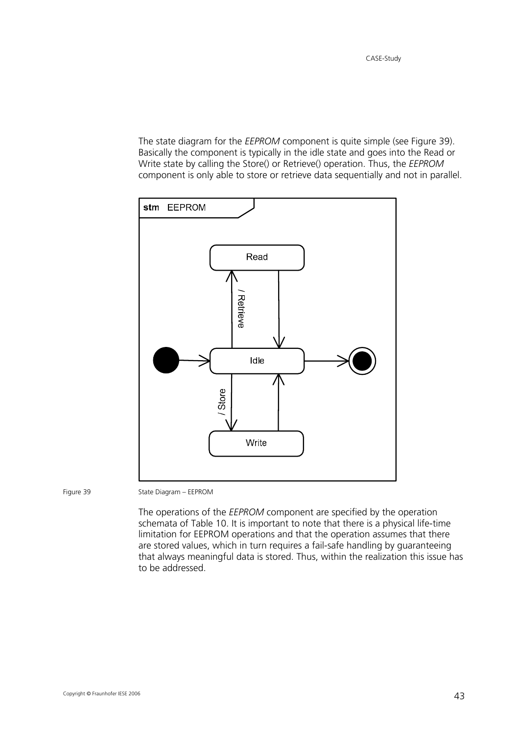The state diagram for the *EEPROM* component is quite simple (see Figure 39). Basically the component is typically in the idle state and goes into the Read or Write state by calling the Store() or Retrieve() operation. Thus, the *EEPROM* component is only able to store or retrieve data sequentially and not in parallel.

Figure 39 State Diagram – EEPROM

The operations of the *EEPROM* component are specified by the operation schemata of Table 10. It is important to note that there is a physical life-time limitation for EEPROM operations and that the operation assumes that there are stored values, which in turn requires a fail-safe handling by guaranteeing that always meaningful data is stored. Thus, within the realization this issue has to be addressed.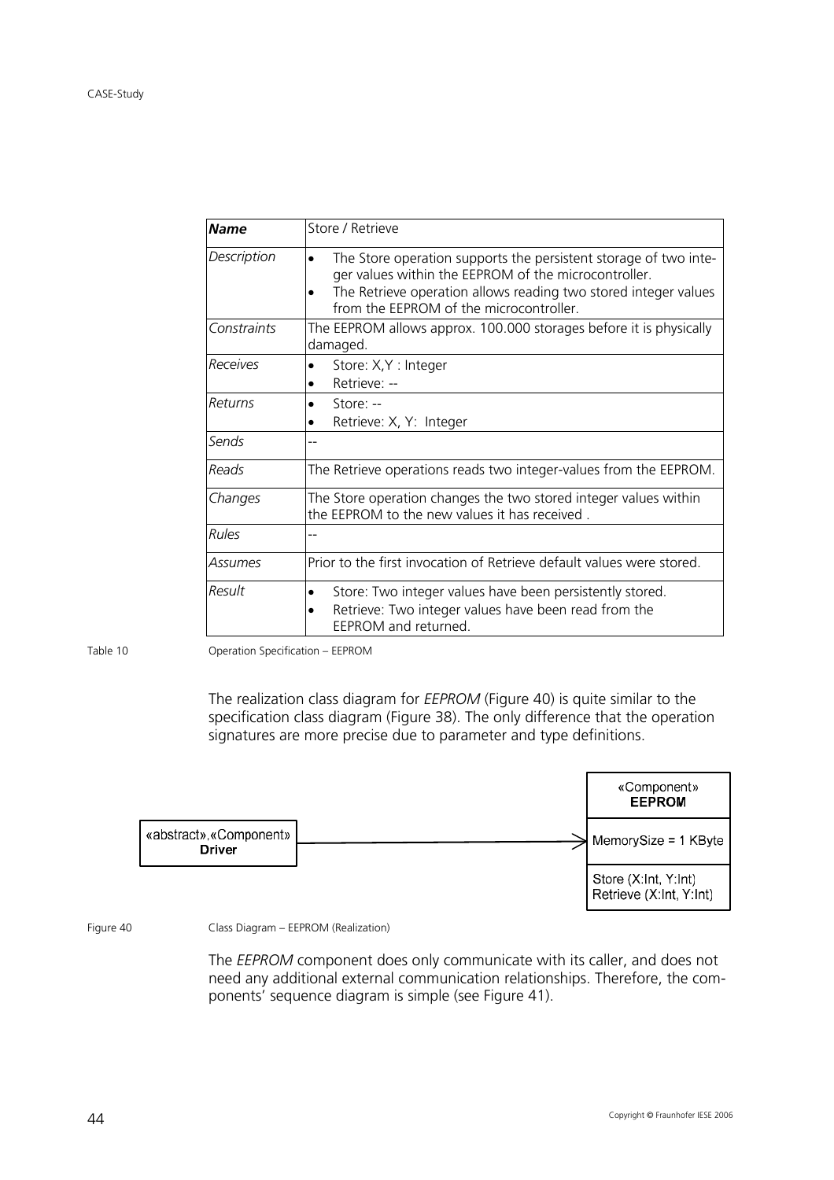| **Name** | Store / Retrieve |
|---|---|
| *Description* | • The Store operation supports the persistent storage of two integer values within the EEPROM of the microcontroller.<br>• The Retrieve operation allows reading two stored integer values from the EEPROM of the microcontroller. |
| *Constraints* | The EEPROM allows approx. 100.000 storages before it is physically damaged. |
| *Receives* | • Store: X,Y : Integer<br>• Retrieve: -- |
| *Returns* | • Store: --<br>• Retrieve: X, Y: Integer |
| *Sends* | -- |
| *Reads* | The Retrieve operations reads two integer-values from the EEPROM. |
| *Changes* | The Store operation changes the two stored integer values within the EEPROM to the new values it has received . |
| *Rules* | -- |
| *Assumes* | Prior to the first invocation of Retrieve default values were stored. |
| *Result* | • Store: Two integer values have been persistently stored.<br>• Retrieve: Two integer values have been read from the EEPROM and returned. |

Table 10 Operation Specification – EEPROM

The realization class diagram for *EEPROM* (Figure 40) is quite similar to the specification class diagram (Figure 38). The only difference that the operation signatures are more precise due to parameter and type definitions.

«abstract»,«Component» **Driver** → «Component» **EEPROM**
MemorySize = 1 KByte
Store (X:Int, Y:Int)
Retrieve (X:Int, Y:Int)

Figure 40 Class Diagram – EEPROM (Realization)

The *EEPROM* component does only communicate with its caller, and does not need any additional external communication relationships. Therefore, the components' sequence diagram is simple (see Figure 41).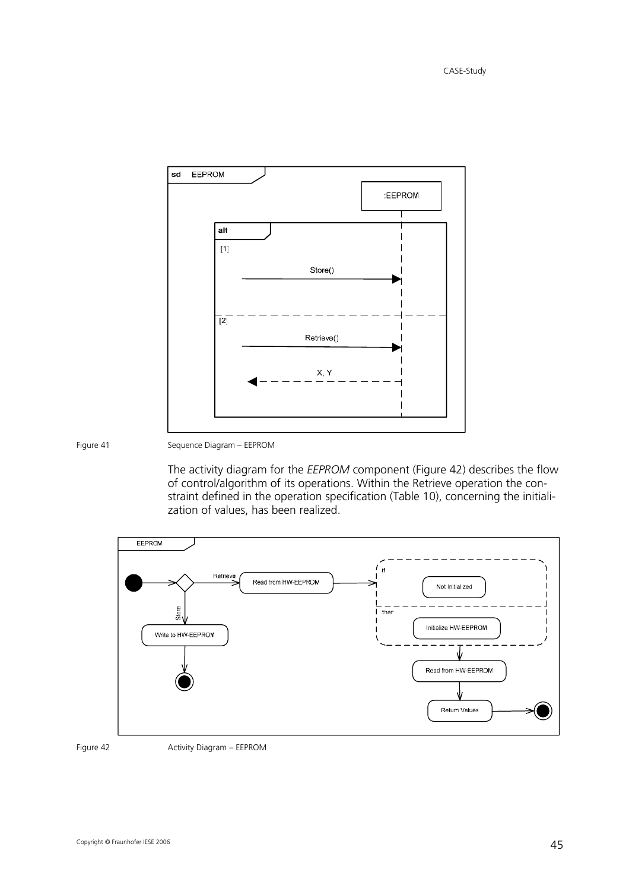Figure 41 Sequence Diagram – EEPROM

The activity diagram for the *EEPROM* component (Figure 42) describes the flow of control/algorithm of its operations. Within the Retrieve operation the constraint defined in the operation specification (Table 10), concerning the initialization of values, has been realized.

Figure 42 Activity Diagram – EEPROM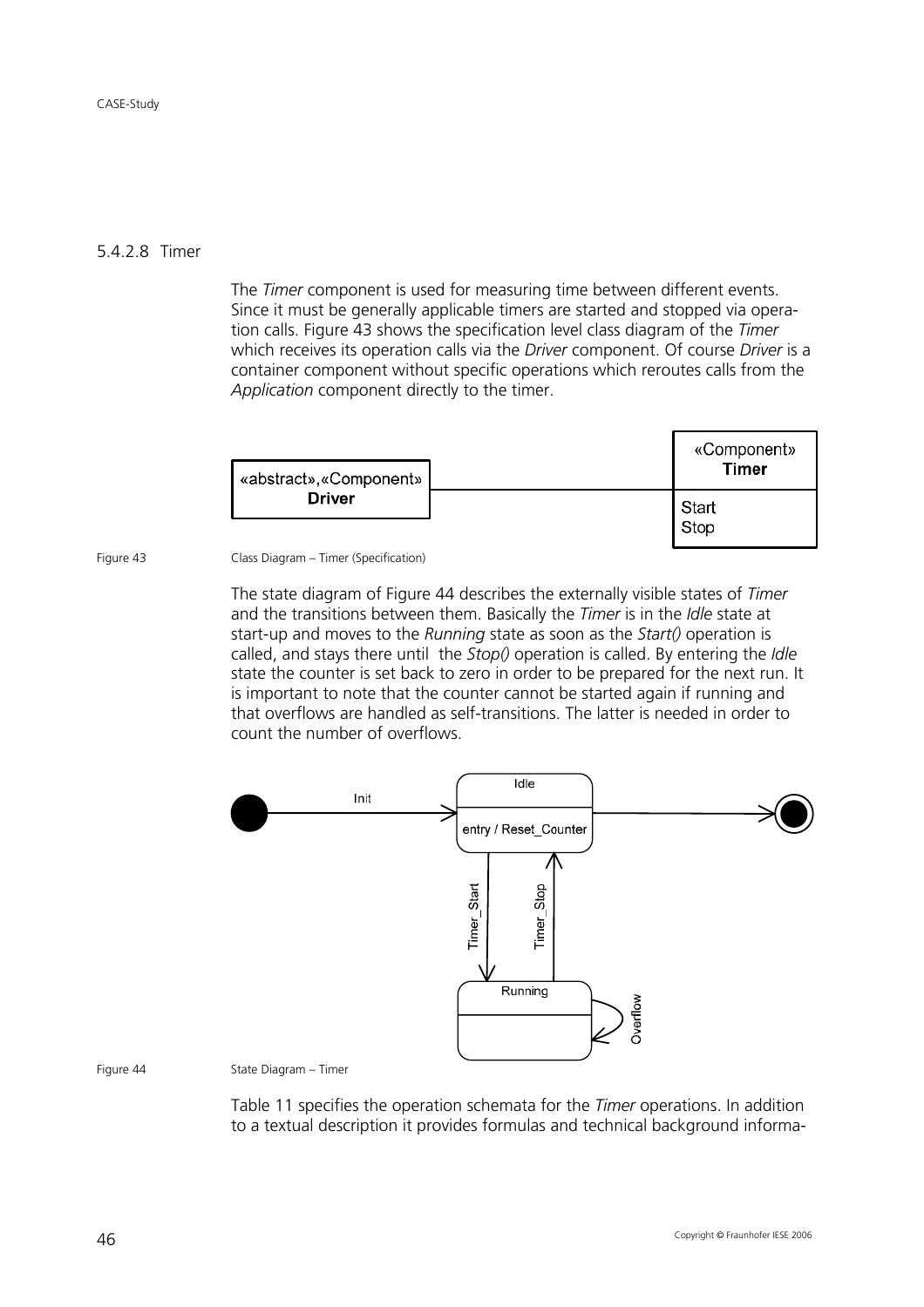#### 5.4.2.8 Timer

The *Timer* component is used for measuring time between different events. Since it must be generally applicable timers are started and stopped via operation calls. Figure 43 shows the specification level class diagram of the *Timer* which receives its operation calls via the *Driver* component. Of course *Driver* is a container component without specific operations which reroutes calls from the *Application* component directly to the timer.

Figure 43 Class Diagram – Timer (Specification)

The state diagram of Figure 44 describes the externally visible states of *Timer* and the transitions between them. Basically the *Timer* is in the *Idle* state at start-up and moves to the *Running* state as soon as the *Start()* operation is called, and stays there until the *Stop()* operation is called. By entering the *Idle* state the counter is set back to zero in order to be prepared for the next run. It is important to note that the counter cannot be started again if running and that overflows are handled as self-transitions. The latter is needed in order to count the number of overflows.

Figure 44 State Diagram – Timer

Table 11 specifies the operation schemata for the *Timer* operations. In addition to a textual description it provides formulas and technical background informa-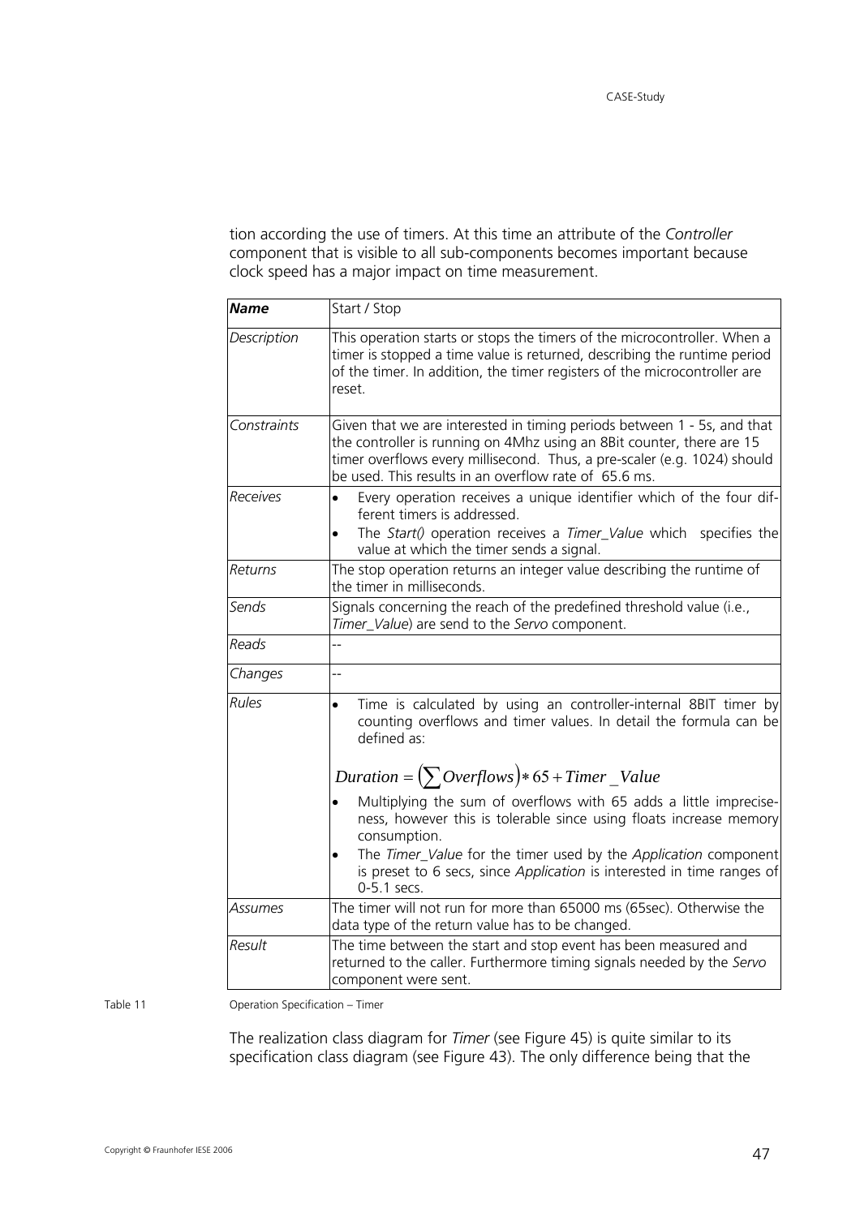tion according the use of timers. At this time an attribute of the *Controller* component that is visible to all sub-components becomes important because clock speed has a major impact on time measurement.

| ***Name*** | Start / Stop |
|---|---|
| *Description* | This operation starts or stops the timers of the microcontroller. When a timer is stopped a time value is returned, describing the runtime period of the timer. In addition, the timer registers of the microcontroller are reset. |
| *Constraints* | Given that we are interested in timing periods between 1 - 5s, and that the controller is running on 4Mhz using an 8Bit counter, there are 15 timer overflows every millisecond. Thus, a pre-scaler (e.g. 1024) should be used. This results in an overflow rate of 65.6 ms. |
| *Receives* | • Every operation receives a unique identifier which of the four different timers is addressed.<br>• The *Start()* operation receives a *Timer_Value* which specifies the value at which the timer sends a signal. |
| *Returns* | The stop operation returns an integer value describing the runtime of the timer in milliseconds. |
| *Sends* | Signals concerning the reach of the predefined threshold value (i.e., *Timer_Value*) are send to the *Servo* component. |
| *Reads* | -- |
| *Changes* | -- |
| *Rules* | • Time is calculated by using an controller-internal 8BIT timer by counting overflows and timer values. In detail the formula can be defined as:<br>$Duration = \left(\sum Overflows\right) * 65 + Timer\_Value$<br>• Multiplying the sum of overflows with 65 adds a little impreciseness, however this is tolerable since using floats increase memory consumption.<br>• The *Timer_Value* for the timer used by the *Application* component is preset to 6 secs, since *Application* is interested in time ranges of 0-5.1 secs. |
| *Assumes* | The timer will not run for more than 65000 ms (65sec). Otherwise the data type of the return value has to be changed. |
| *Result* | The time between the start and stop event has been measured and returned to the caller. Furthermore timing signals needed by the *Servo* component were sent. |

Table 11 Operation Specification – Timer

The realization class diagram for *Timer* (see Figure 45) is quite similar to its specification class diagram (see Figure 43). The only difference being that the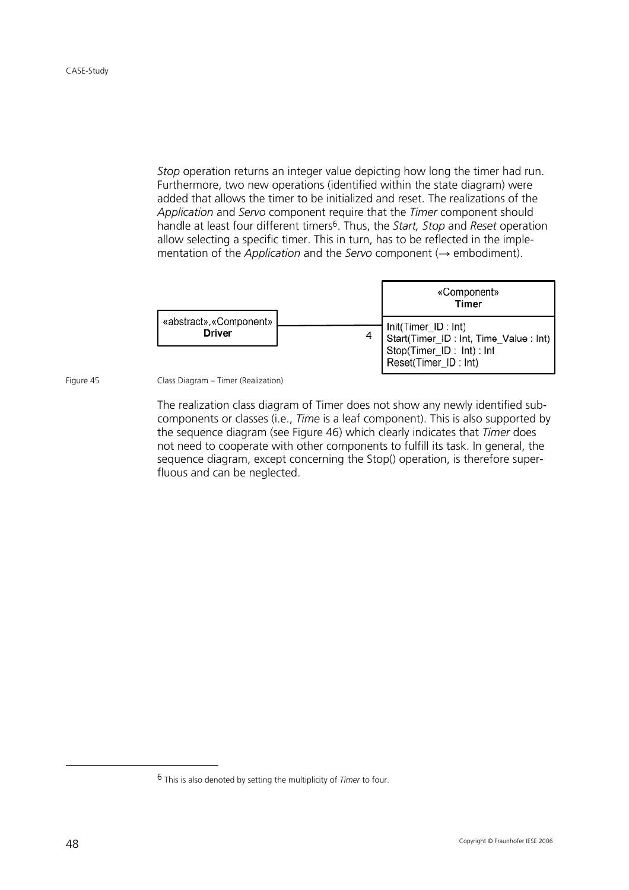*Stop* operation returns an integer value depicting how long the timer had run. Furthermore, two new operations (identified within the state diagram) were added that allows the timer to be initialized and reset. The realizations of the *Application* and *Servo* component require that the *Timer* component should handle at least four different timers[6]. Thus, the *Start, Stop* and *Reset* operation allow selecting a specific timer. This in turn, has to be reflected in the implementation of the *Application* and the *Servo* component (→ embodiment).

```
«abstract»,«Component»            «Component»
       Driver          ---- 4      Timer
                                   Init(Timer_ID : Int)
                                   Start(Timer_ID : Int, Time_Value : Int)
                                   Stop(Timer_ID : Int) : Int
                                   Reset(Timer_ID : Int)
```

Figure 45 Class Diagram – Timer (Realization)

The realization class diagram of Timer does not show any newly identified subcomponents or classes (i.e., *Time* is a leaf component). This is also supported by the sequence diagram (see Figure 46) which clearly indicates that *Timer* does not need to cooperate with other components to fulfill its task. In general, the sequence diagram, except concerning the Stop() operation, is therefore superfluous and can be neglected.

[6] This is also denoted by setting the multiplicity of *Timer* to four.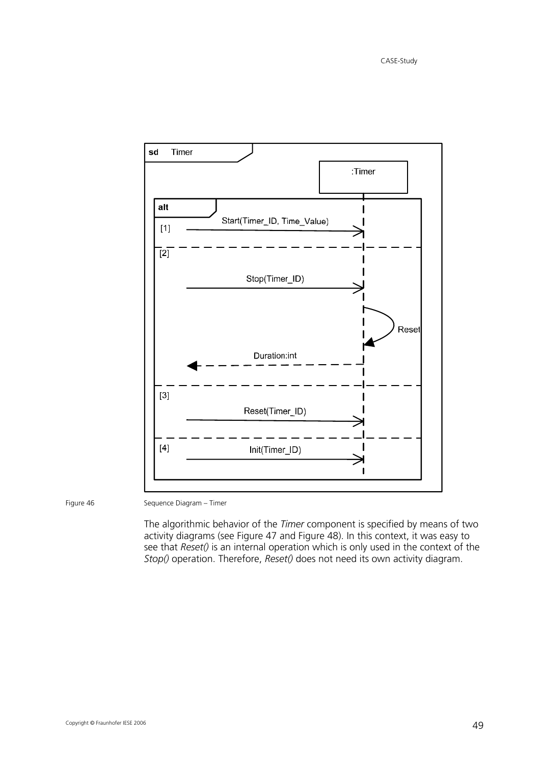Figure 46 Sequence Diagram – Timer

The algorithmic behavior of the *Timer* component is specified by means of two activity diagrams (see Figure 47 and Figure 48). In this context, it was easy to see that *Reset()* is an internal operation which is only used in the context of the *Stop()* operation. Therefore, *Reset()* does not need its own activity diagram.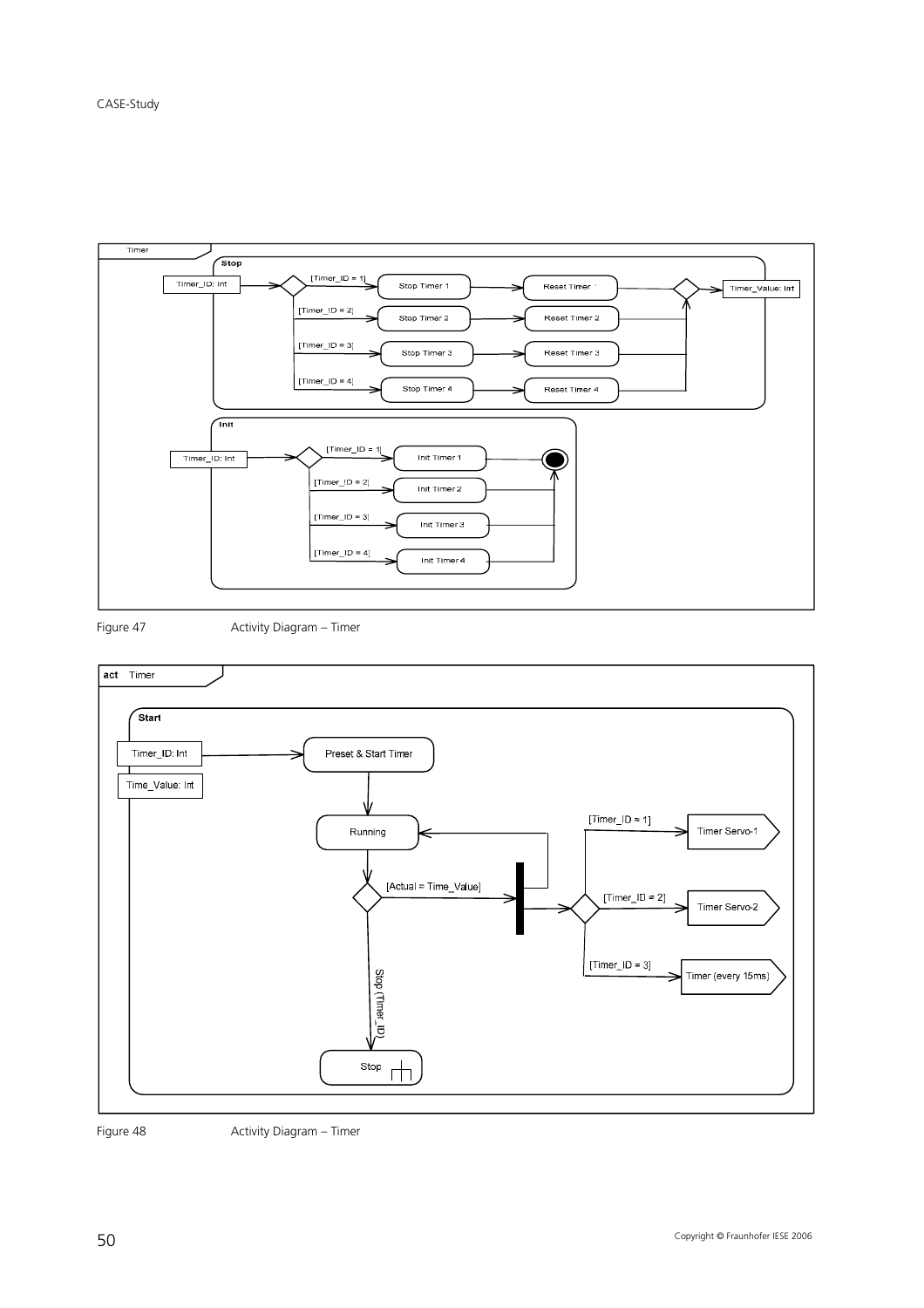Figure 47 Activity Diagram – Timer

Figure 48 Activity Diagram – Timer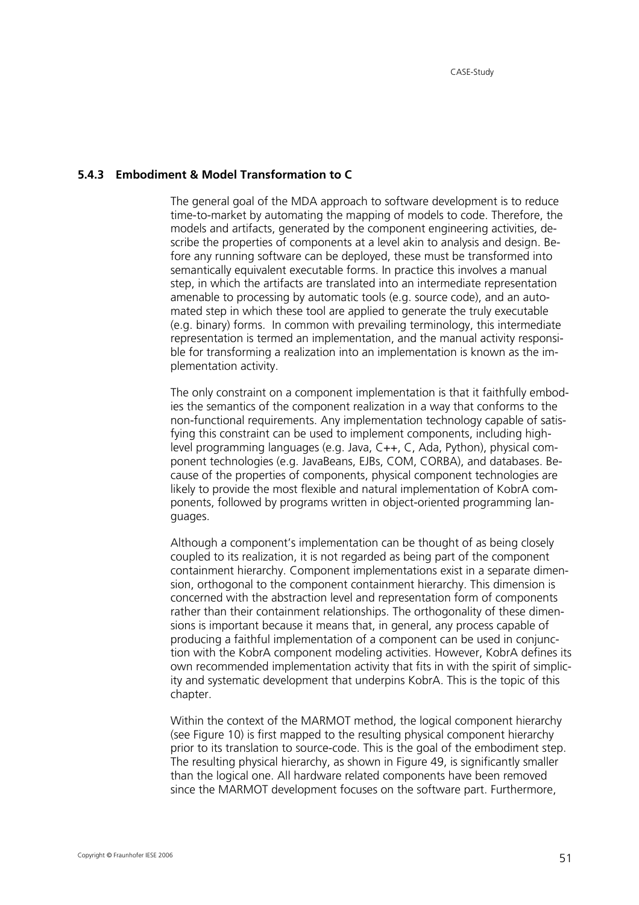### 5.4.3 Embodiment & Model Transformation to C

The general goal of the MDA approach to software development is to reduce time-to-market by automating the mapping of models to code. Therefore, the models and artifacts, generated by the component engineering activities, describe the properties of components at a level akin to analysis and design. Before any running software can be deployed, these must be transformed into semantically equivalent executable forms. In practice this involves a manual step, in which the artifacts are translated into an intermediate representation amenable to processing by automatic tools (e.g. source code), and an automated step in which these tool are applied to generate the truly executable (e.g. binary) forms. In common with prevailing terminology, this intermediate representation is termed an implementation, and the manual activity responsible for transforming a realization into an implementation is known as the implementation activity.

The only constraint on a component implementation is that it faithfully embodies the semantics of the component realization in a way that conforms to the non-functional requirements. Any implementation technology capable of satisfying this constraint can be used to implement components, including high-level programming languages (e.g. Java, C++, C, Ada, Python), physical component technologies (e.g. JavaBeans, EJBs, COM, CORBA), and databases. Because of the properties of components, physical component technologies are likely to provide the most flexible and natural implementation of KobrA components, followed by programs written in object-oriented programming languages.

Although a component's implementation can be thought of as being closely coupled to its realization, it is not regarded as being part of the component containment hierarchy. Component implementations exist in a separate dimension, orthogonal to the component containment hierarchy. This dimension is concerned with the abstraction level and representation form of components rather than their containment relationships. The orthogonality of these dimensions is important because it means that, in general, any process capable of producing a faithful implementation of a component can be used in conjunction with the KobrA component modeling activities. However, KobrA defines its own recommended implementation activity that fits in with the spirit of simplicity and systematic development that underpins KobrA. This is the topic of this chapter.

Within the context of the MARMOT method, the logical component hierarchy (see Figure 10) is first mapped to the resulting physical component hierarchy prior to its translation to source-code. This is the goal of the embodiment step. The resulting physical hierarchy, as shown in Figure 49, is significantly smaller than the logical one. All hardware related components have been removed since the MARMOT development focuses on the software part. Furthermore,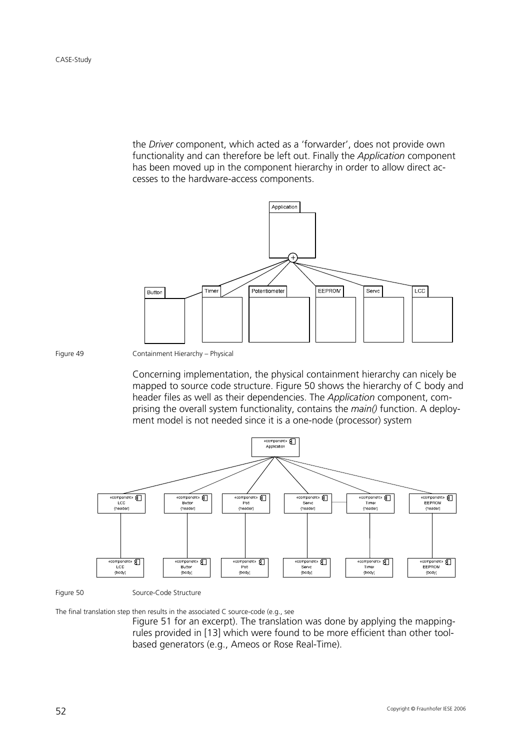the *Driver* component, which acted as a 'forwarder', does not provide own functionality and can therefore be left out. Finally the *Application* component has been moved up in the component hierarchy in order to allow direct accesses to the hardware-access components.

Figure 49 Containment Hierarchy – Physical

Concerning implementation, the physical containment hierarchy can nicely be mapped to source code structure. Figure 50 shows the hierarchy of C body and header files as well as their dependencies. The *Application* component, comprising the overall system functionality, contains the *main()* function. A deployment model is not needed since it is a one-node (processor) system

Figure 50 Source-Code Structure

The final translation step then results in the associated C source-code (e.g., see Figure 51 for an excerpt). The translation was done by applying the mapping-rules provided in [13] which were found to be more efficient than other tool-based generators (e.g., Ameos or Rose Real-Time).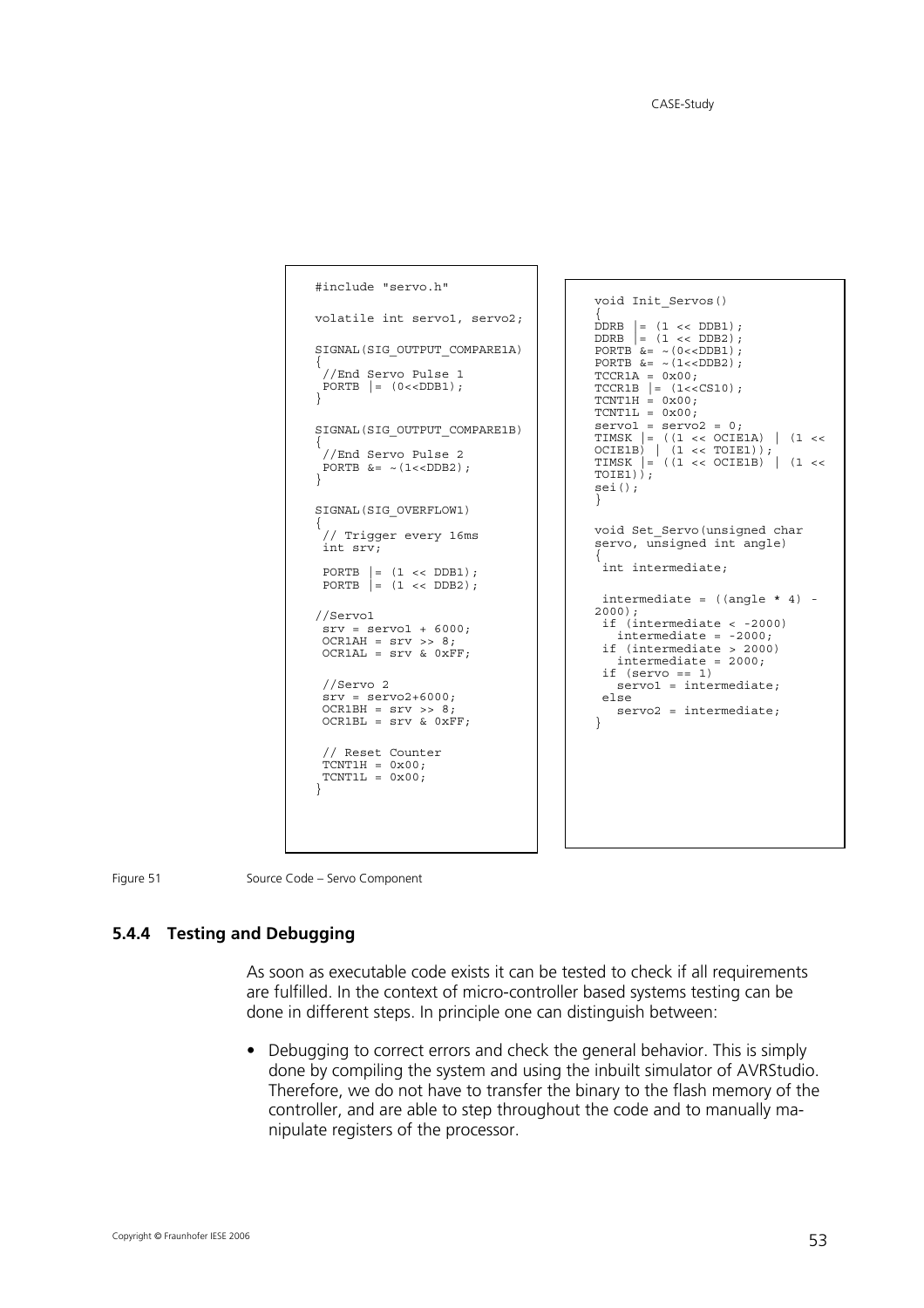```
#include "servo.h"

volatile int servo1, servo2;

SIGNAL(SIG_OUTPUT_COMPARE1A)
{
 //End Servo Pulse 1
 PORTB |= (0<<DDB1);
}

SIGNAL(SIG_OUTPUT_COMPARE1B)
{
 //End Servo Pulse 2
 PORTB &= ~(1<<DDB2);
}

SIGNAL(SIG_OVERFLOW1)
{
 // Trigger every 16ms
 int srv;

 PORTB |= (1 << DDB1);
 PORTB |= (1 << DDB2);

//Servo1
 srv = servo1 + 6000;
 OCR1AH = srv >> 8;
 OCR1AL = srv & 0xFF;

 //Servo 2
 srv = servo2+6000;
 OCR1BH = srv >> 8;
 OCR1BL = srv & 0xFF;

 // Reset Counter
 TCNT1H = 0x00;
 TCNT1L = 0x00;
}
```

```
void Init_Servos()
{
DDRB |= (1 << DDB1);
DDRB |= (1 << DDB2);
PORTB &= ~(0<<DDB1);
PORTB &= ~(1<<DDB2);
TCCR1A = 0x00;
TCCR1B |= (1<<CS10);
TCNT1H = 0x00;
TCNT1L = 0x00;
servo1 = servo2 = 0;
TIMSK |= ((1 << OCIE1A) | (1 <<
OCIE1B) | (1 << TOIE1));
TIMSK |= ((1 << OCIE1B) | (1 <<
TOIE1));
sei();
}

void Set_Servo(unsigned char
servo, unsigned int angle)
{
 int intermediate;

 intermediate = ((angle * 4) -
2000);
 if (intermediate < -2000)
   intermediate = -2000;
 if (intermediate > 2000)
   intermediate = 2000;
 if (servo == 1)
   servo1 = intermediate;
 else
   servo2 = intermediate;
}
```

Figure 51 Source Code – Servo Component

### 5.4.4 Testing and Debugging

As soon as executable code exists it can be tested to check if all requirements are fulfilled. In the context of micro-controller based systems testing can be done in different steps. In principle one can distinguish between:

- Debugging to correct errors and check the general behavior. This is simply done by compiling the system and using the inbuilt simulator of AVRStudio. Therefore, we do not have to transfer the binary to the flash memory of the controller, and are able to step throughout the code and to manually manipulate registers of the processor.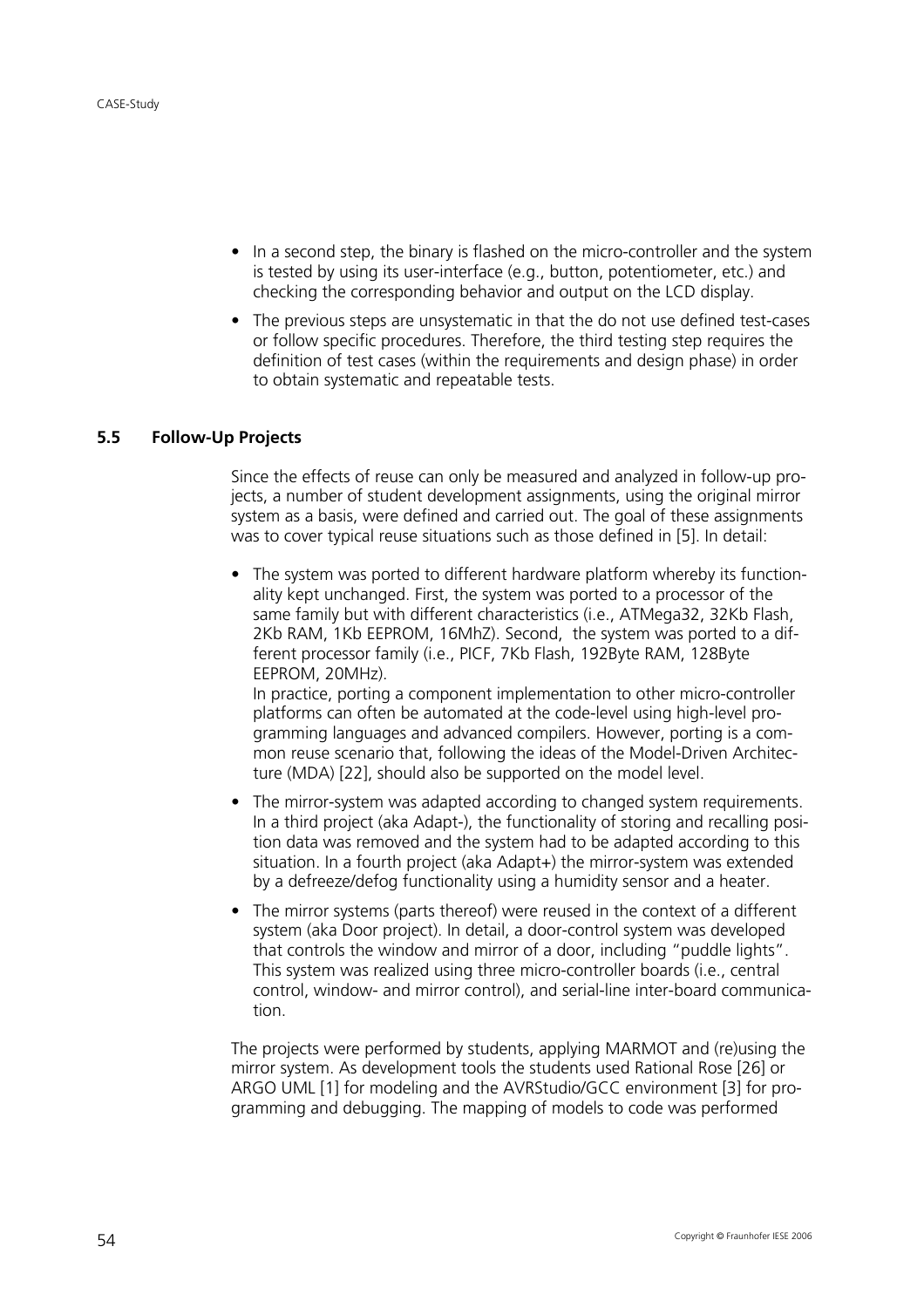- In a second step, the binary is flashed on the micro-controller and the system is tested by using its user-interface (e.g., button, potentiometer, etc.) and checking the corresponding behavior and output on the LCD display.
- The previous steps are unsystematic in that the do not use defined test-cases or follow specific procedures. Therefore, the third testing step requires the definition of test cases (within the requirements and design phase) in order to obtain systematic and repeatable tests.

### 5.5 Follow-Up Projects

Since the effects of reuse can only be measured and analyzed in follow-up projects, a number of student development assignments, using the original mirror system as a basis, were defined and carried out. The goal of these assignments was to cover typical reuse situations such as those defined in [5]. In detail:

- The system was ported to different hardware platform whereby its functionality kept unchanged. First, the system was ported to a processor of the same family but with different characteristics (i.e., ATMega32, 32Kb Flash, 2Kb RAM, 1Kb EEPROM, 16MhZ). Second, the system was ported to a different processor family (i.e., PICF, 7Kb Flash, 192Byte RAM, 128Byte EEPROM, 20MHz).
  In practice, porting a component implementation to other micro-controller platforms can often be automated at the code-level using high-level programming languages and advanced compilers. However, porting is a common reuse scenario that, following the ideas of the Model-Driven Architecture (MDA) [22], should also be supported on the model level.
- The mirror-system was adapted according to changed system requirements. In a third project (aka Adapt-), the functionality of storing and recalling position data was removed and the system had to be adapted according to this situation. In a fourth project (aka Adapt+) the mirror-system was extended by a defreeze/defog functionality using a humidity sensor and a heater.
- The mirror systems (parts thereof) were reused in the context of a different system (aka Door project). In detail, a door-control system was developed that controls the window and mirror of a door, including "puddle lights". This system was realized using three micro-controller boards (i.e., central control, window- and mirror control), and serial-line inter-board communication.

The projects were performed by students, applying MARMOT and (re)using the mirror system. As development tools the students used Rational Rose [26] or ARGO UML [1] for modeling and the AVRStudio/GCC environment [3] for programming and debugging. The mapping of models to code was performed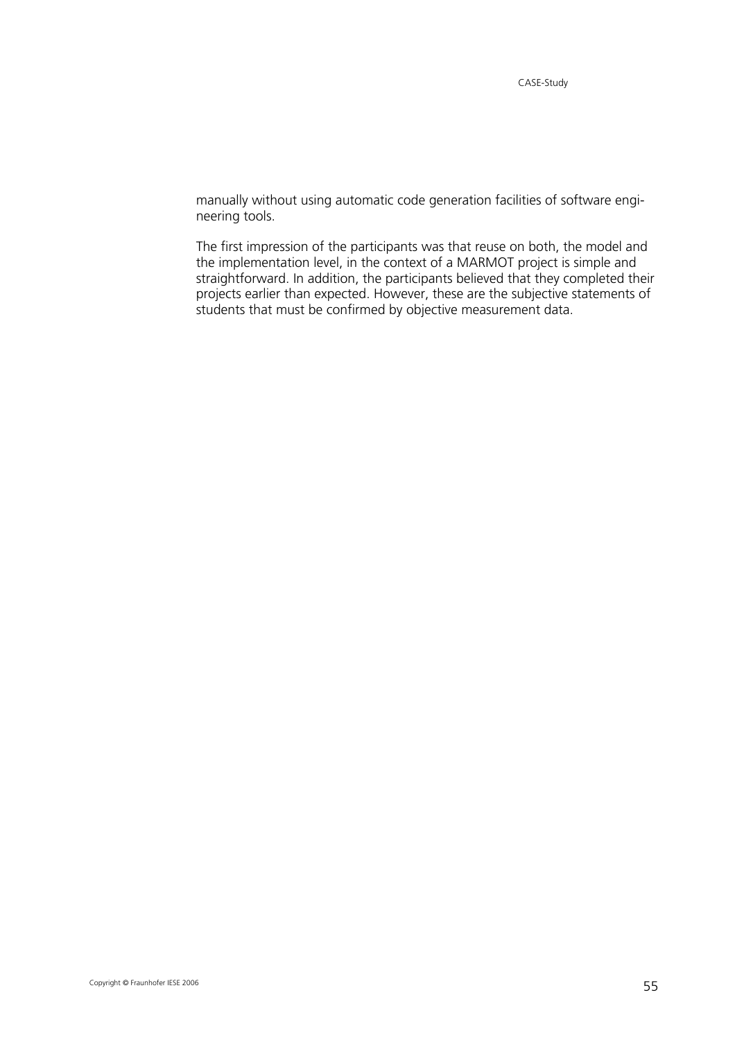manually without using automatic code generation facilities of software engineering tools.

The first impression of the participants was that reuse on both, the model and the implementation level, in the context of a MARMOT project is simple and straightforward. In addition, the participants believed that they completed their projects earlier than expected. However, these are the subjective statements of students that must be confirmed by objective measurement data.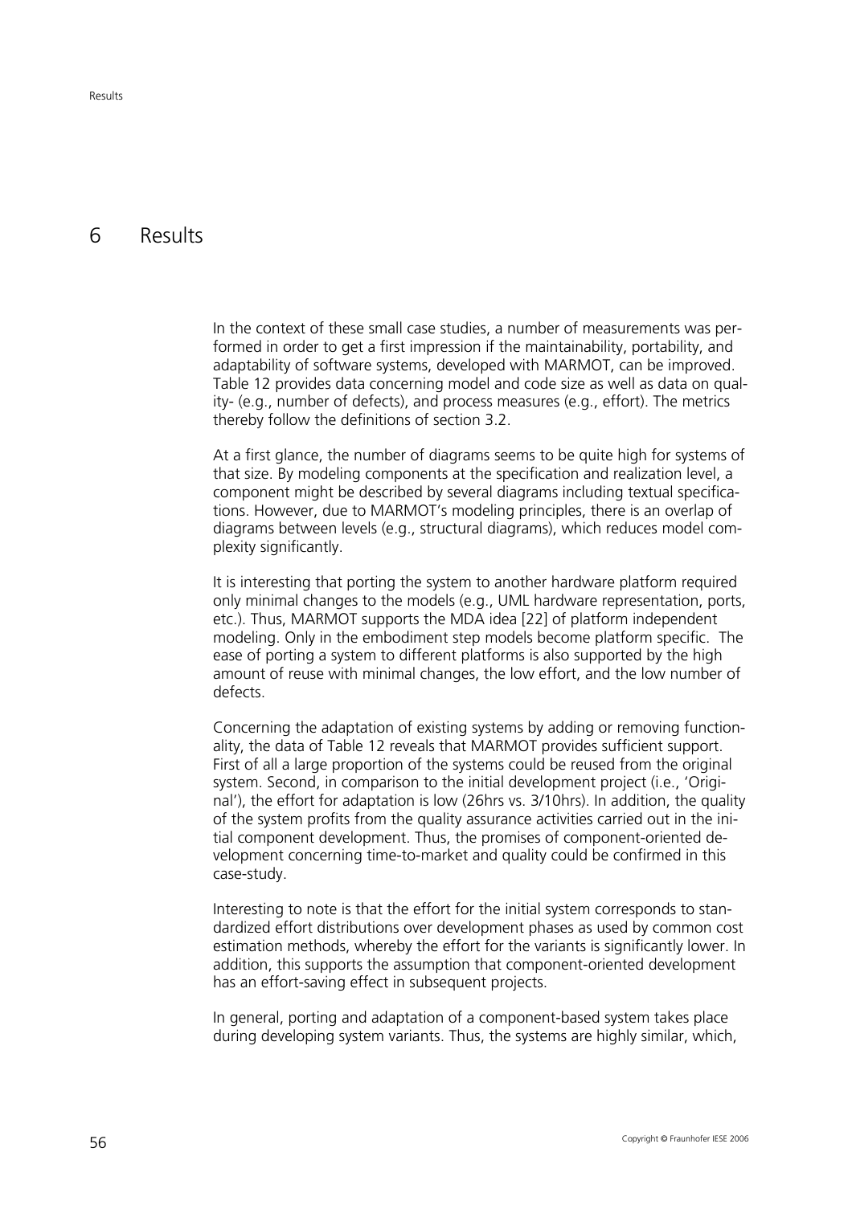# 6 Results

In the context of these small case studies, a number of measurements was performed in order to get a first impression if the maintainability, portability, and adaptability of software systems, developed with MARMOT, can be improved. Table 12 provides data concerning model and code size as well as data on quality- (e.g., number of defects), and process measures (e.g., effort). The metrics thereby follow the definitions of section 3.2.

At a first glance, the number of diagrams seems to be quite high for systems of that size. By modeling components at the specification and realization level, a component might be described by several diagrams including textual specifications. However, due to MARMOT's modeling principles, there is an overlap of diagrams between levels (e.g., structural diagrams), which reduces model complexity significantly.

It is interesting that porting the system to another hardware platform required only minimal changes to the models (e.g., UML hardware representation, ports, etc.). Thus, MARMOT supports the MDA idea [22] of platform independent modeling. Only in the embodiment step models become platform specific. The ease of porting a system to different platforms is also supported by the high amount of reuse with minimal changes, the low effort, and the low number of defects.

Concerning the adaptation of existing systems by adding or removing functionality, the data of Table 12 reveals that MARMOT provides sufficient support. First of all a large proportion of the systems could be reused from the original system. Second, in comparison to the initial development project (i.e., 'Original'), the effort for adaptation is low (26hrs vs. 3/10hrs). In addition, the quality of the system profits from the quality assurance activities carried out in the initial component development. Thus, the promises of component-oriented development concerning time-to-market and quality could be confirmed in this case-study.

Interesting to note is that the effort for the initial system corresponds to standardized effort distributions over development phases as used by common cost estimation methods, whereby the effort for the variants is significantly lower. In addition, this supports the assumption that component-oriented development has an effort-saving effect in subsequent projects.

In general, porting and adaptation of a component-based system takes place during developing system variants. Thus, the systems are highly similar, which,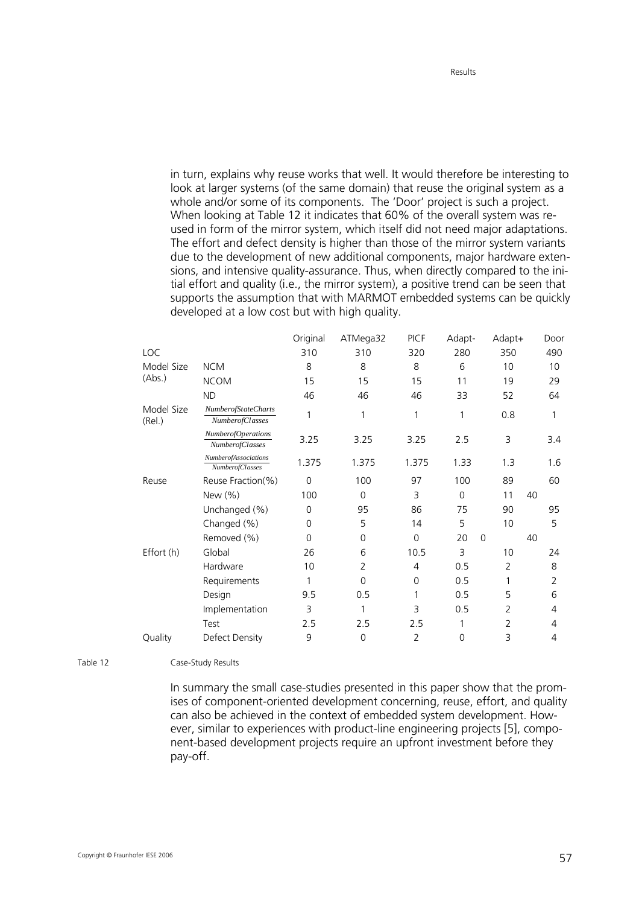in turn, explains why reuse works that well. It would therefore be interesting to look at larger systems (of the same domain) that reuse the original system as a whole and/or some of its components. The 'Door' project is such a project. When looking at Table 12 it indicates that 60% of the overall system was reused in form of the mirror system, which itself did not need major adaptations. The effort and defect density is higher than those of the mirror system variants due to the development of new additional components, major hardware extensions, and intensive quality-assurance. Thus, when directly compared to the initial effort and quality (i.e., the mirror system), a positive trend can be seen that supports the assumption that with MARMOT embedded systems can be quickly developed at a low cost but with high quality.

| | | Original | ATMega32 | PICF | Adapt- | Adapt+ | Door |
|---|---|---|---|---|---|---|---|
| LOC | | 310 | 310 | 320 | 280 | 350 | 490 |
| Model Size (Abs.) | NCM | 8 | 8 | 8 | 6 | 10 | 10 |
| | NCOM | 15 | 15 | 15 | 11 | 19 | 29 |
| | ND | 46 | 46 | 46 | 33 | 52 | 64 |
| Model Size (Rel.) | $\frac{NumberofStateCharts}{NumberofClasses}$ | 1 | 1 | 1 | 1 | 0.8 | 1 |
| | $\frac{NumberofOperations}{NumberofClasses}$ | 3.25 | 3.25 | 3.25 | 2.5 | 3 | 3.4 |
| | $\frac{NumberofAssociations}{NumberofClasses}$ | 1.375 | 1.375 | 1.375 | 1.33 | 1.3 | 1.6 |
| Reuse | Reuse Fraction(%) | 0 | 100 | 97 | 100 | 89 | 60 |
| | New (%) | 100 | 0 | 3 | 0 | 11 | 40 |
| | Unchanged (%) | 0 | 95 | 86 | 75 | 90 | 95 |
| | Changed (%) | 0 | 5 | 14 | 5 | 10 | 5 |
| | Removed (%) | 0 | 0 | 0 | 20 | 0 | 40 |
| Effort (h) | Global | 26 | 6 | 10.5 | 3 | 10 | 24 |
| | Hardware | 10 | 2 | 4 | 0.5 | 2 | 8 |
| | Requirements | 1 | 0 | 0 | 0.5 | 1 | 2 |
| | Design | 9.5 | 0.5 | 1 | 0.5 | 5 | 6 |
| | Implementation | 3 | 1 | 3 | 0.5 | 2 | 4 |
| | Test | 2.5 | 2.5 | 2.5 | 1 | 2 | 4 |
| Quality | Defect Density | 9 | 0 | 2 | 0 | 3 | 4 |

Table 12 Case-Study Results

In summary the small case-studies presented in this paper show that the promises of component-oriented development concerning, reuse, effort, and quality can also be achieved in the context of embedded system development. However, similar to experiences with product-line engineering projects [5], component-based development projects require an upfront investment before they pay-off.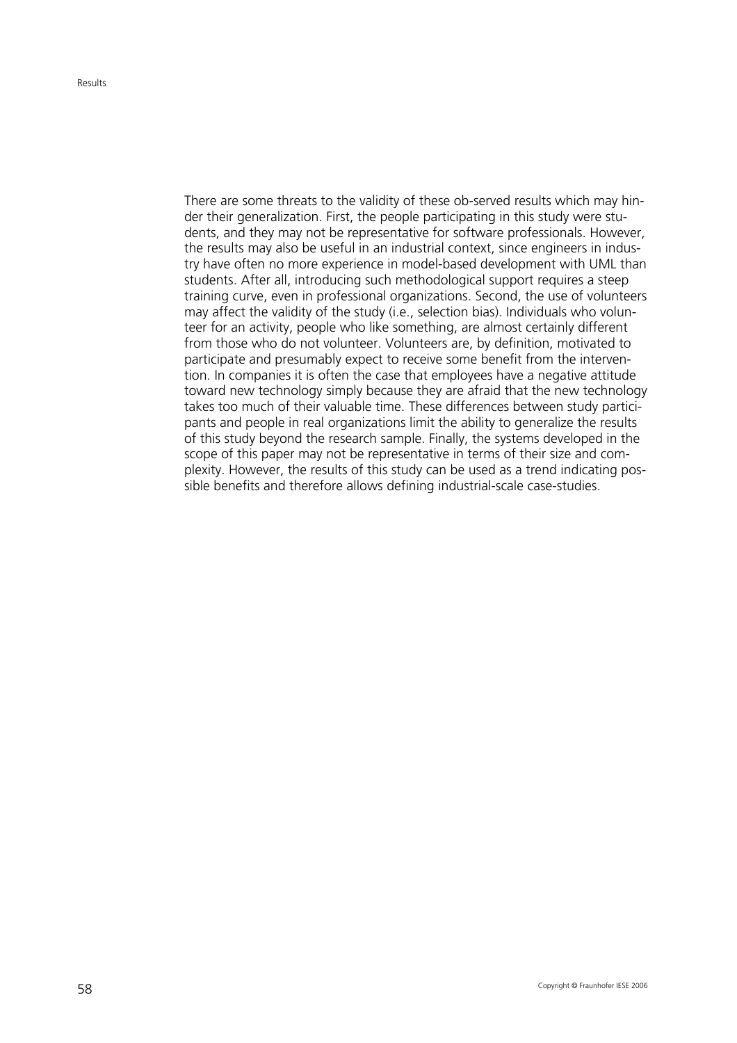There are some threats to the validity of these ob-served results which may hinder their generalization. First, the people participating in this study were students, and they may not be representative for software professionals. However, the results may also be useful in an industrial context, since engineers in industry have often no more experience in model-based development with UML than students. After all, introducing such methodological support requires a steep training curve, even in professional organizations. Second, the use of volunteers may affect the validity of the study (i.e., selection bias). Individuals who volunteer for an activity, people who like something, are almost certainly different from those who do not volunteer. Volunteers are, by definition, motivated to participate and presumably expect to receive some benefit from the intervention. In companies it is often the case that employees have a negative attitude toward new technology simply because they are afraid that the new technology takes too much of their valuable time. These differences between study participants and people in real organizations limit the ability to generalize the results of this study beyond the research sample. Finally, the systems developed in the scope of this paper may not be representative in terms of their size and complexity. However, the results of this study can be used as a trend indicating possible benefits and therefore allows defining industrial-scale case-studies.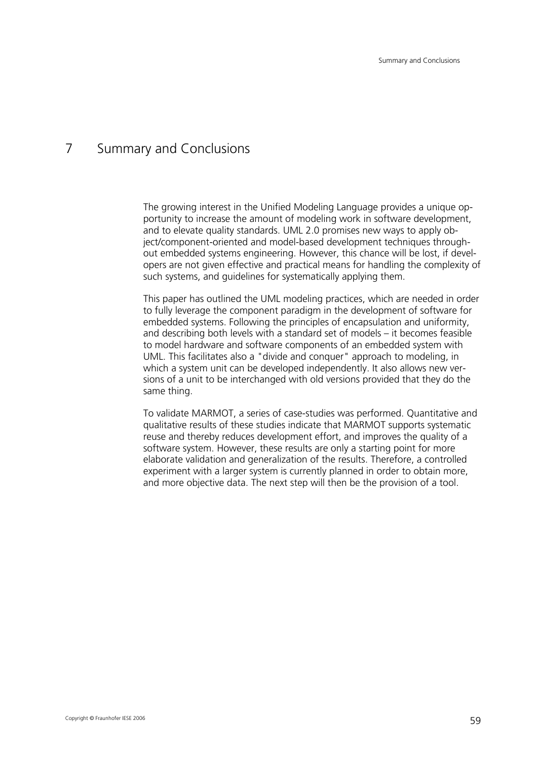# 7 Summary and Conclusions

The growing interest in the Unified Modeling Language provides a unique opportunity to increase the amount of modeling work in software development, and to elevate quality standards. UML 2.0 promises new ways to apply object/component-oriented and model-based development techniques throughout embedded systems engineering. However, this chance will be lost, if developers are not given effective and practical means for handling the complexity of such systems, and guidelines for systematically applying them.

This paper has outlined the UML modeling practices, which are needed in order to fully leverage the component paradigm in the development of software for embedded systems. Following the principles of encapsulation and uniformity, and describing both levels with a standard set of models – it becomes feasible to model hardware and software components of an embedded system with UML. This facilitates also a "divide and conquer" approach to modeling, in which a system unit can be developed independently. It also allows new versions of a unit to be interchanged with old versions provided that they do the same thing.

To validate MARMOT, a series of case-studies was performed. Quantitative and qualitative results of these studies indicate that MARMOT supports systematic reuse and thereby reduces development effort, and improves the quality of a software system. However, these results are only a starting point for more elaborate validation and generalization of the results. Therefore, a controlled experiment with a larger system is currently planned in order to obtain more, and more objective data. The next step will then be the provision of a tool.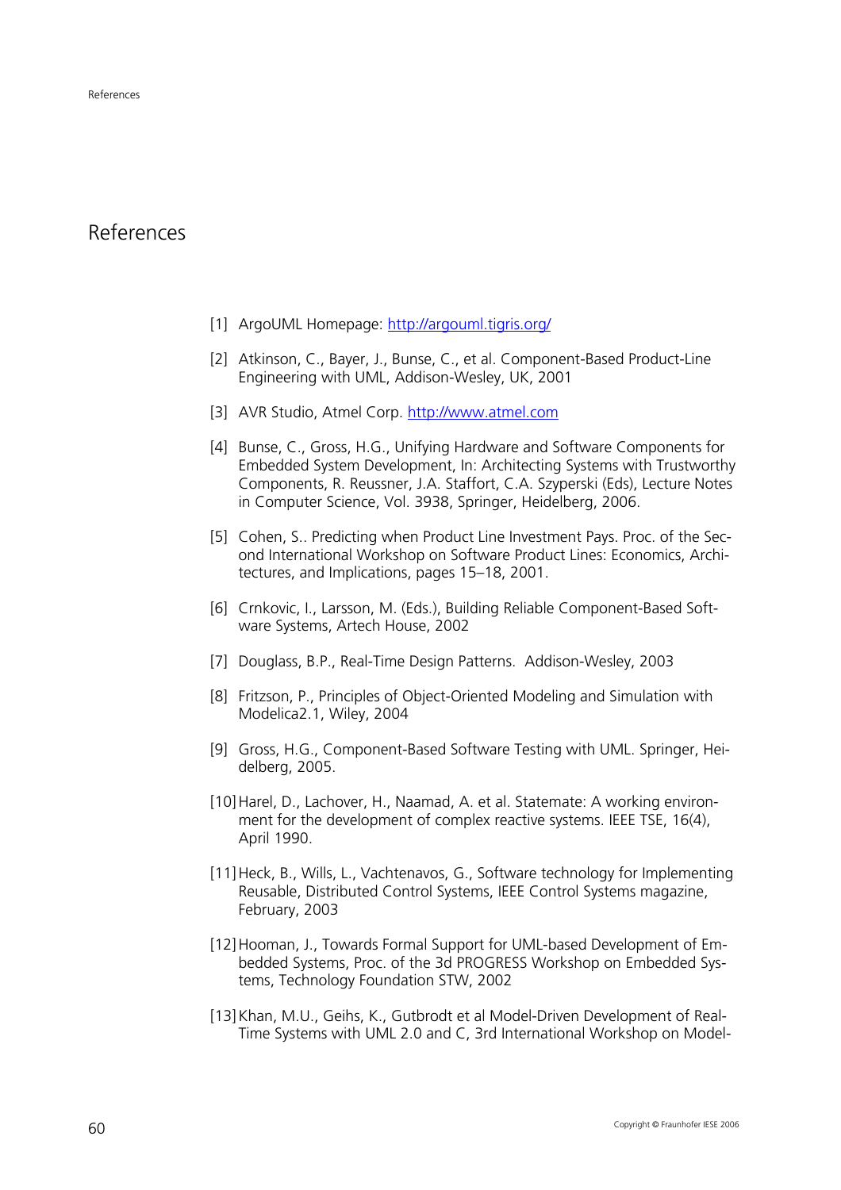# References

[1] ArgoUML Homepage: http://argouml.tigris.org/

[2] Atkinson, C., Bayer, J., Bunse, C., et al. Component-Based Product-Line Engineering with UML, Addison-Wesley, UK, 2001

[3] AVR Studio, Atmel Corp. http://www.atmel.com

[4] Bunse, C., Gross, H.G., Unifying Hardware and Software Components for Embedded System Development, In: Architecting Systems with Trustworthy Components, R. Reussner, J.A. Staffort, C.A. Szyperski (Eds), Lecture Notes in Computer Science, Vol. 3938, Springer, Heidelberg, 2006.

[5] Cohen, S.. Predicting when Product Line Investment Pays. Proc. of the Second International Workshop on Software Product Lines: Economics, Architectures, and Implications, pages 15–18, 2001.

[6] Crnkovic, I., Larsson, M. (Eds.), Building Reliable Component-Based Software Systems, Artech House, 2002

[7] Douglass, B.P., Real-Time Design Patterns. Addison-Wesley, 2003

[8] Fritzson, P., Principles of Object-Oriented Modeling and Simulation with Modelica2.1, Wiley, 2004

[9] Gross, H.G., Component-Based Software Testing with UML. Springer, Heidelberg, 2005.

[10] Harel, D., Lachover, H., Naamad, A. et al. Statemate: A working environment for the development of complex reactive systems. IEEE TSE, 16(4), April 1990.

[11] Heck, B., Wills, L., Vachtenavos, G., Software technology for Implementing Reusable, Distributed Control Systems, IEEE Control Systems magazine, February, 2003

[12] Hooman, J., Towards Formal Support for UML-based Development of Embedded Systems, Proc. of the 3d PROGRESS Workshop on Embedded Systems, Technology Foundation STW, 2002

[13] Khan, M.U., Geihs, K., Gutbrodt et al Model-Driven Development of Real-Time Systems with UML 2.0 and C, 3rd International Workshop on Model-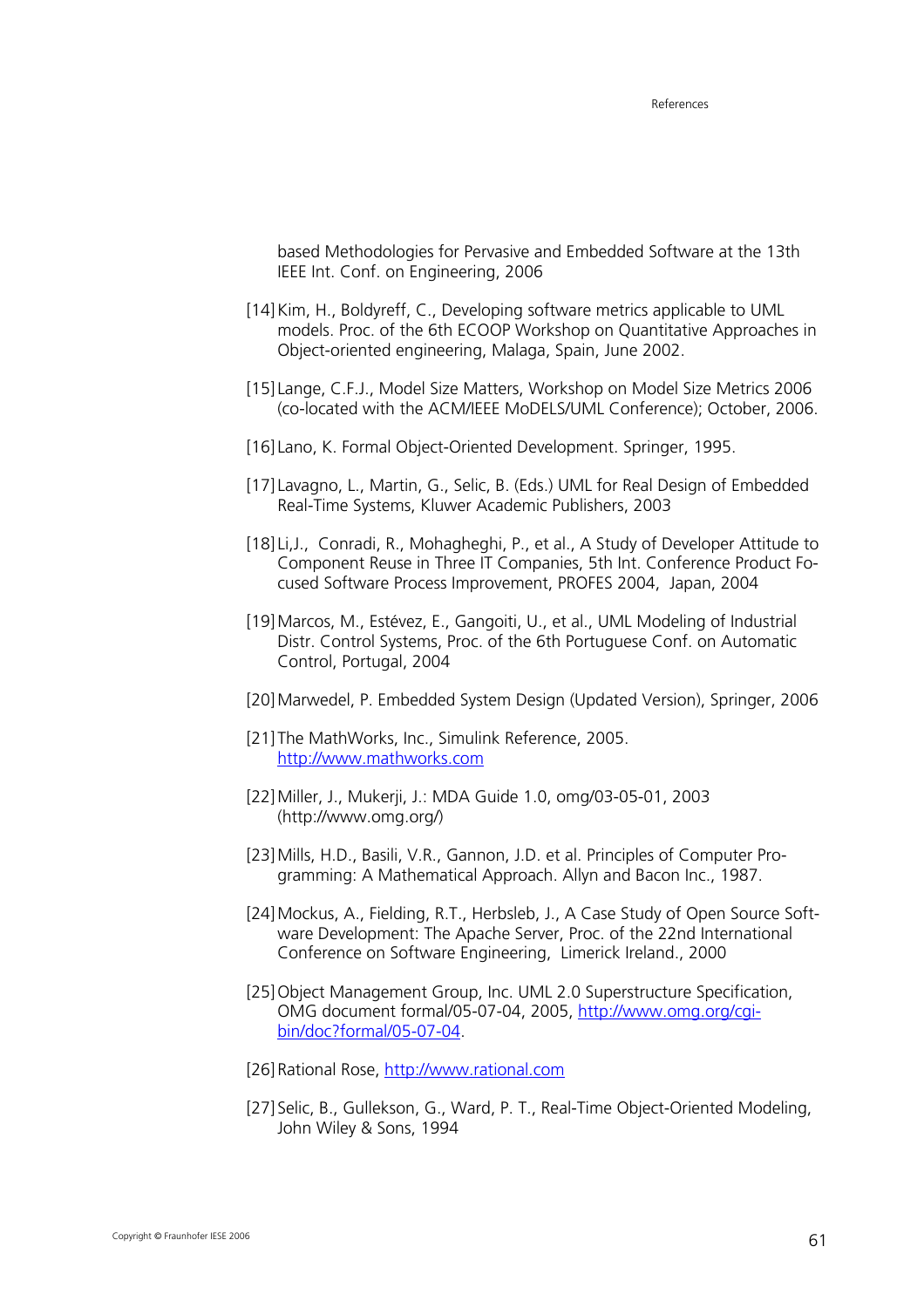based Methodologies for Pervasive and Embedded Software at the 13th IEEE Int. Conf. on Engineering, 2006

[14] Kim, H., Boldyreff, C., Developing software metrics applicable to UML models. Proc. of the 6th ECOOP Workshop on Quantitative Approaches in Object-oriented engineering, Malaga, Spain, June 2002.

[15] Lange, C.F.J., Model Size Matters, Workshop on Model Size Metrics 2006 (co-located with the ACM/IEEE MoDELS/UML Conference); October, 2006.

[16] Lano, K. Formal Object-Oriented Development. Springer, 1995.

[17] Lavagno, L., Martin, G., Selic, B. (Eds.) UML for Real Design of Embedded Real-Time Systems, Kluwer Academic Publishers, 2003

[18] Li,J., Conradi, R., Mohagheghi, P., et al., A Study of Developer Attitude to Component Reuse in Three IT Companies, 5th Int. Conference Product Focused Software Process Improvement, PROFES 2004, Japan, 2004

[19] Marcos, M., Estévez, E., Gangoiti, U., et al., UML Modeling of Industrial Distr. Control Systems, Proc. of the 6th Portuguese Conf. on Automatic Control, Portugal, 2004

[20] Marwedel, P. Embedded System Design (Updated Version), Springer, 2006

[21] The MathWorks, Inc., Simulink Reference, 2005. http://www.mathworks.com

[22] Miller, J., Mukerji, J.: MDA Guide 1.0, omg/03-05-01, 2003 (http://www.omg.org/)

[23] Mills, H.D., Basili, V.R., Gannon, J.D. et al. Principles of Computer Programming: A Mathematical Approach. Allyn and Bacon Inc., 1987.

[24] Mockus, A., Fielding, R.T., Herbsleb, J., A Case Study of Open Source Software Development: The Apache Server, Proc. of the 22nd International Conference on Software Engineering, Limerick Ireland., 2000

[25] Object Management Group, Inc. UML 2.0 Superstructure Specification, OMG document formal/05-07-04, 2005, http://www.omg.org/cgi-bin/doc?formal/05-07-04.

[26] Rational Rose, http://www.rational.com

[27] Selic, B., Gullekson, G., Ward, P. T., Real-Time Object-Oriented Modeling, John Wiley & Sons, 1994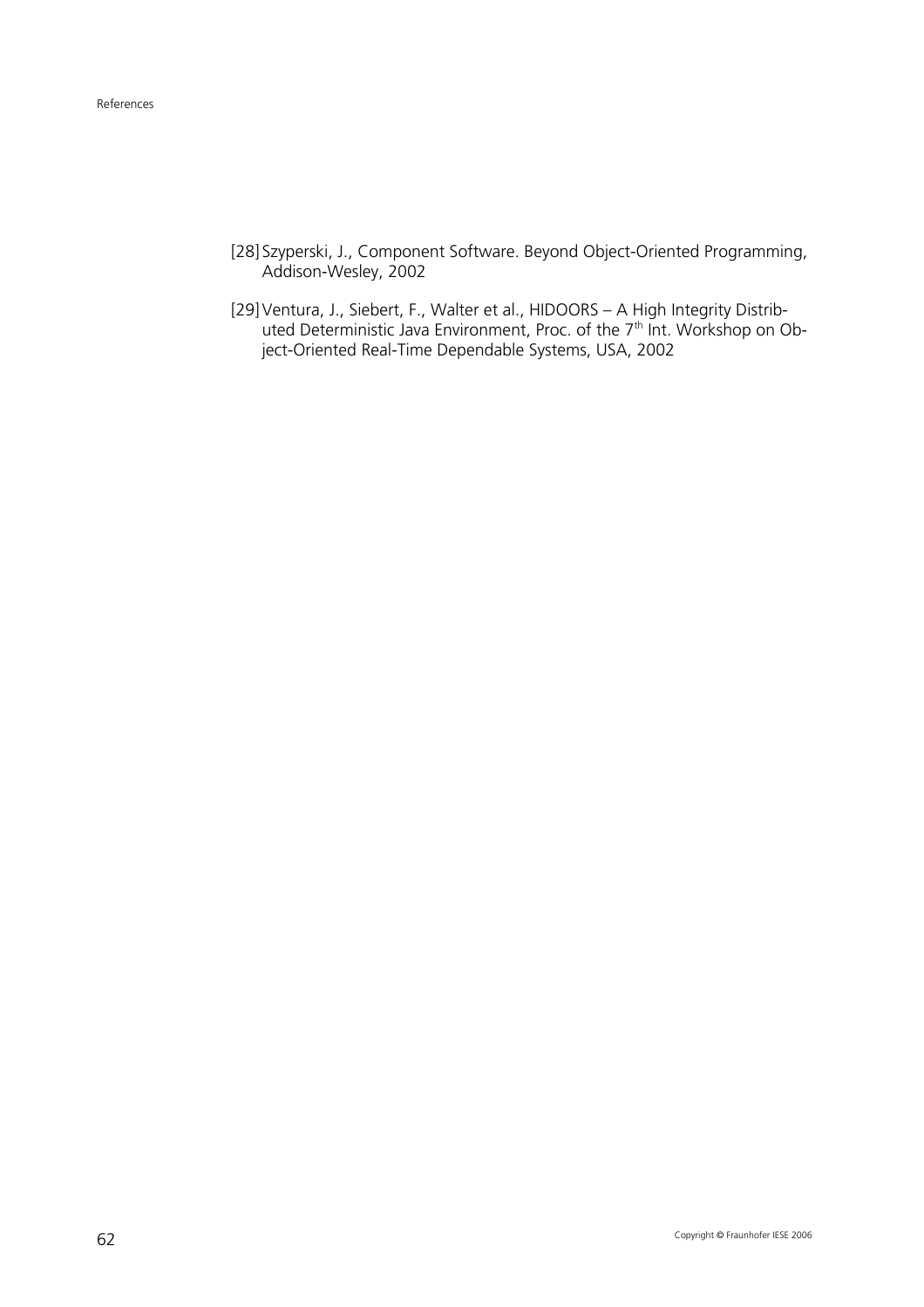[28] Szyperski, J., Component Software. Beyond Object-Oriented Programming, Addison-Wesley, 2002

[29] Ventura, J., Siebert, F., Walter et al., HIDOORS – A High Integrity Distributed Deterministic Java Environment, Proc. of the 7th Int. Workshop on Object-Oriented Real-Time Dependable Systems, USA, 2002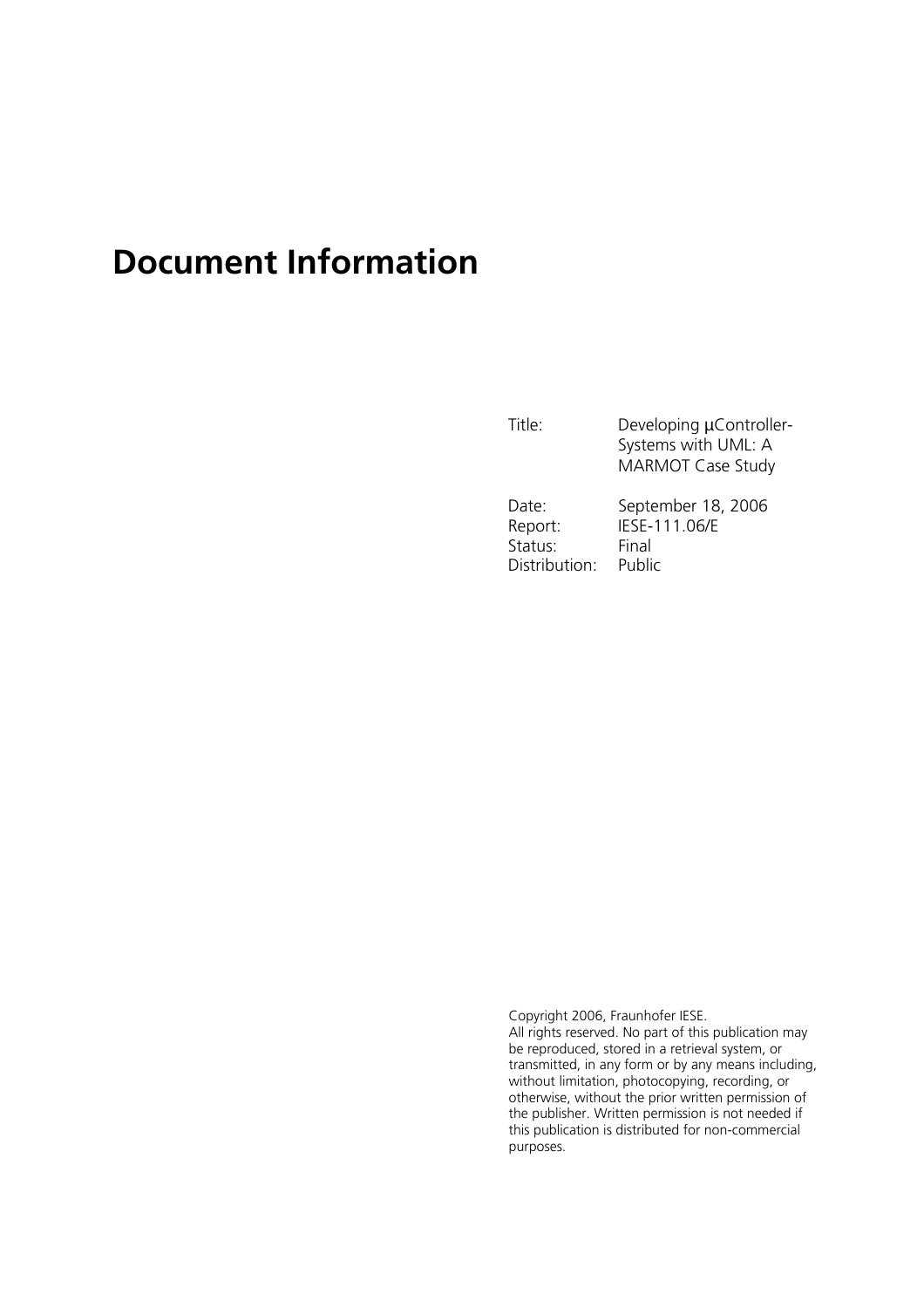# Document Information

| | |
|---|---|
| Title: | Developing μController-Systems with UML: A MARMOT Case Study |
| Date: | September 18, 2006 |
| Report: | IESE-111.06/E |
| Status: | Final |
| Distribution: | Public |

Copyright 2006, Fraunhofer IESE.
All rights reserved. No part of this publication may be reproduced, stored in a retrieval system, or transmitted, in any form or by any means including, without limitation, photocopying, recording, or otherwise, without the prior written permission of the publisher. Written permission is not needed if this publication is distributed for non-commercial purposes.